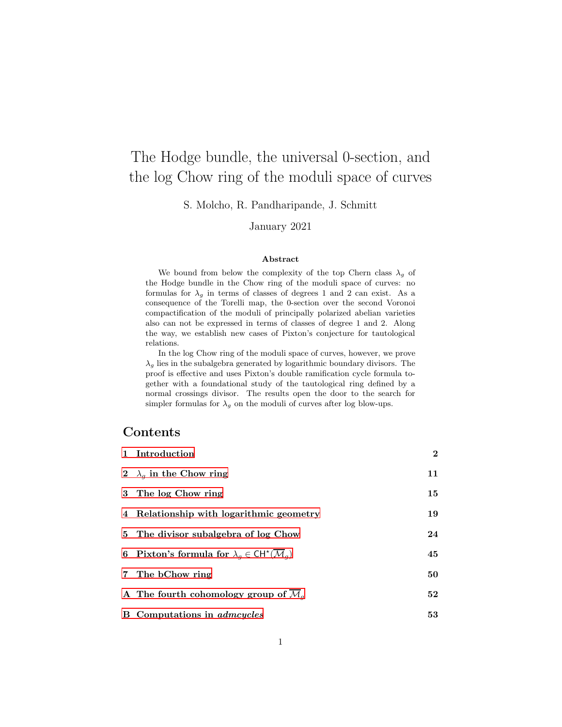# The Hodge bundle, the universal 0-section, and the log Chow ring of the moduli space of curves

S. Molcho, R. Pandharipande, J. Schmitt

January 2021

### Abstract

We bound from below the complexity of the top Chern class $\lambda_g$ of the Hodge bundle in the Chow ring of the moduli space of curves: no formulas for $\lambda_g$ in terms of classes of degrees 1 and 2 can exist. As a consequence of the Torelli map, the 0-section over the second Voronoi compactification of the moduli of principally polarized abelian varieties also can not be expressed in terms of classes of degree 1 and 2. Along the way, we establish new cases of Pixton's conjecture for tautological relations.

In the log Chow ring of the moduli space of curves, however, we prove $\lambda_g$ lies in the subalgebra generated by logarithmic boundary divisors. The proof is effective and uses Pixton's double ramification cycle formula together with a foundational study of the tautological ring defined by a normal crossings divisor. The results open the door to the search for simpler formulas for $\lambda_g$ on the moduli of curves after log blow-ups.

## Contents

| | |
|---|---|
| **1 Introduction** | **2** |
| **2 $\lambda_g$ in the Chow ring** | **11** |
| **3 The log Chow ring** | **15** |
| **4 Relationship with logarithmic geometry** | **19** |
| **5 The divisor subalgebra of log Chow** | **24** |
| **6 Pixton's formula for $\lambda_g \in \mathsf{CH}^\star(\overline{\mathcal{M}}_g)$** | **45** |
| **7 The bChow ring** | **50** |
| **A The fourth cohomology group of $\overline{\mathcal{M}}_g$** | **52** |
| **B Computations in *admcycles*** | **53** |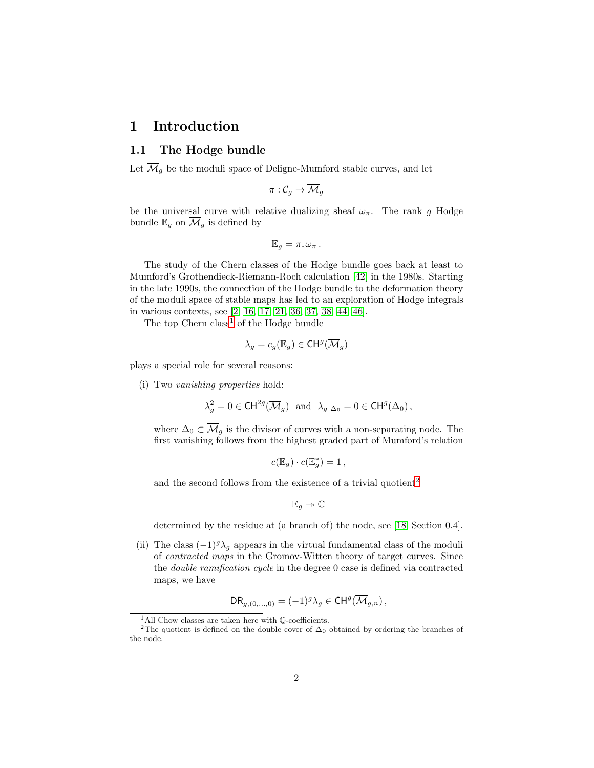# 1 Introduction

## 1.1 The Hodge bundle

Let $\overline{\mathcal{M}}_g$ be the moduli space of Deligne-Mumford stable curves, and let

$$\pi : \mathcal{C}_g \to \overline{\mathcal{M}}_g$$

be the universal curve with relative dualizing sheaf $\omega_\pi$. The rank $g$ Hodge bundle $\mathbb{E}_g$ on $\overline{\mathcal{M}}_g$ is defined by

$$\mathbb{E}_g = \pi_* \omega_\pi \,.$$

The study of the Chern classes of the Hodge bundle goes back at least to Mumford's Grothendieck-Riemann-Roch calculation [42] in the 1980s. Starting in the late 1990s, the connection of the Hodge bundle to the deformation theory of the moduli space of stable maps has led to an exploration of Hodge integrals in various contexts, see [2, 16, 17, 21, 36, 37, 38, 44, 46].

The top Chern class[1] of the Hodge bundle

$$\lambda_g = c_g(\mathbb{E}_g) \in \mathsf{CH}^g(\overline{\mathcal{M}}_g)$$

plays a special role for several reasons:

(i) Two *vanishing properties* hold:

$$\lambda_g^2 = 0 \in \mathsf{CH}^{2g}(\overline{\mathcal{M}}_g) \;\; \text{and} \;\; \lambda_g|_{\Delta_0} = 0 \in \mathsf{CH}^g(\Delta_0)\,,$$

where $\Delta_0 \subset \overline{\mathcal{M}}_g$ is the divisor of curves with a non-separating node. The first vanishing follows from the highest graded part of Mumford's relation

$$c(\mathbb{E}_g) \cdot c(\mathbb{E}_g^*) = 1\,,$$

and the second follows from the existence of a trivial quotient[2]

$$\mathbb{E}_g \twoheadrightarrow \mathbb{C}$$

determined by the residue at (a branch of) the node, see [18, Section 0.4].

(ii) The class $(-1)^g \lambda_g$ appears in the virtual fundamental class of the moduli of *contracted maps* in the Gromov-Witten theory of target curves. Since the *double ramification cycle* in the degree 0 case is defined via contracted maps, we have

$$\mathsf{DR}_{g,(0,\ldots,0)} = (-1)^g \lambda_g \in \mathsf{CH}^g(\overline{\mathcal{M}}_{g,n})\,,$$

[1] All Chow classes are taken here with $\mathbb{Q}$-coefficients.

[2] The quotient is defined on the double cover of $\Delta_0$ obtained by ordering the branches of the node.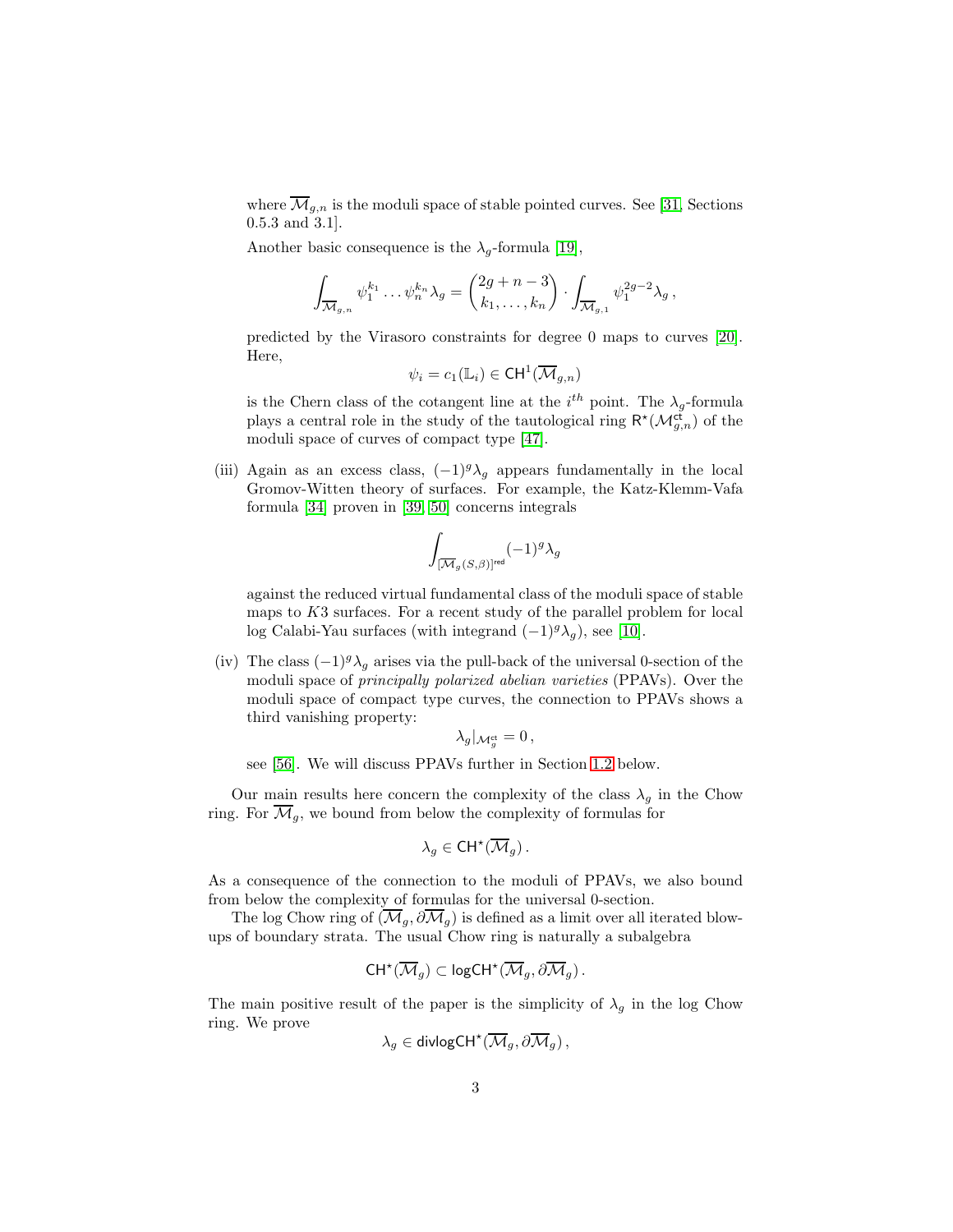where $\overline{\mathcal{M}}_{g,n}$ is the moduli space of stable pointed curves. See [31, Sections 0.5.3 and 3.1].

Another basic consequence is the $\lambda_g$-formula [19],

$$\int_{\overline{\mathcal{M}}_{g,n}} \psi_1^{k_1} \dots \psi_n^{k_n} \lambda_g = \binom{2g+n-3}{k_1, \dots, k_n} \cdot \int_{\overline{\mathcal{M}}_{g,1}} \psi_1^{2g-2} \lambda_g \,,$$

predicted by the Virasoro constraints for degree 0 maps to curves [20]. Here,

$$\psi_i = c_1(\mathbb{L}_i) \in \mathsf{CH}^1(\overline{\mathcal{M}}_{g,n})$$

is the Chern class of the cotangent line at the $i^{th}$ point. The $\lambda_g$-formula plays a central role in the study of the tautological ring $\mathsf{R}^\star(\mathcal{M}_{g,n}^{\mathsf{ct}})$ of the moduli space of curves of compact type [47].

(iii) Again as an excess class, $(-1)^g \lambda_g$ appears fundamentally in the local Gromov-Witten theory of surfaces. For example, the Katz-Klemm-Vafa formula [34] proven in [39, 50] concerns integrals

$$\int_{[\overline{\mathcal{M}}_g(S,\beta)]^{\mathsf{red}}} (-1)^g \lambda_g$$

against the reduced virtual fundamental class of the moduli space of stable maps to $K3$ surfaces. For a recent study of the parallel problem for local log Calabi-Yau surfaces (with integrand $(-1)^g \lambda_g$), see [10].

(iv) The class $(-1)^g \lambda_g$ arises via the pull-back of the universal 0-section of the moduli space of *principally polarized abelian varieties* (PPAVs). Over the moduli space of compact type curves, the connection to PPAVs shows a third vanishing property:

$$\lambda_g|_{\mathcal{M}_g^{\mathsf{ct}}} = 0 \,,$$

see [56]. We will discuss PPAVs further in Section 1.2 below.

Our main results here concern the complexity of the class $\lambda_g$ in the Chow ring. For $\overline{\mathcal{M}}_g$, we bound from below the complexity of formulas for

$$\lambda_g \in \mathsf{CH}^\star(\overline{\mathcal{M}}_g) \,.$$

As a consequence of the connection to the moduli of PPAVs, we also bound from below the complexity of formulas for the universal 0-section.

The log Chow ring of $(\overline{\mathcal{M}}_g, \partial\overline{\mathcal{M}}_g)$ is defined as a limit over all iterated blow-ups of boundary strata. The usual Chow ring is naturally a subalgebra

$$\mathsf{CH}^\star(\overline{\mathcal{M}}_g) \subset \mathsf{logCH}^\star(\overline{\mathcal{M}}_g, \partial\overline{\mathcal{M}}_g) \,.$$

The main positive result of the paper is the simplicity of $\lambda_g$ in the log Chow ring. We prove

$$\lambda_g \in \mathsf{divlogCH}^\star(\overline{\mathcal{M}}_g, \partial\overline{\mathcal{M}}_g) \,,$$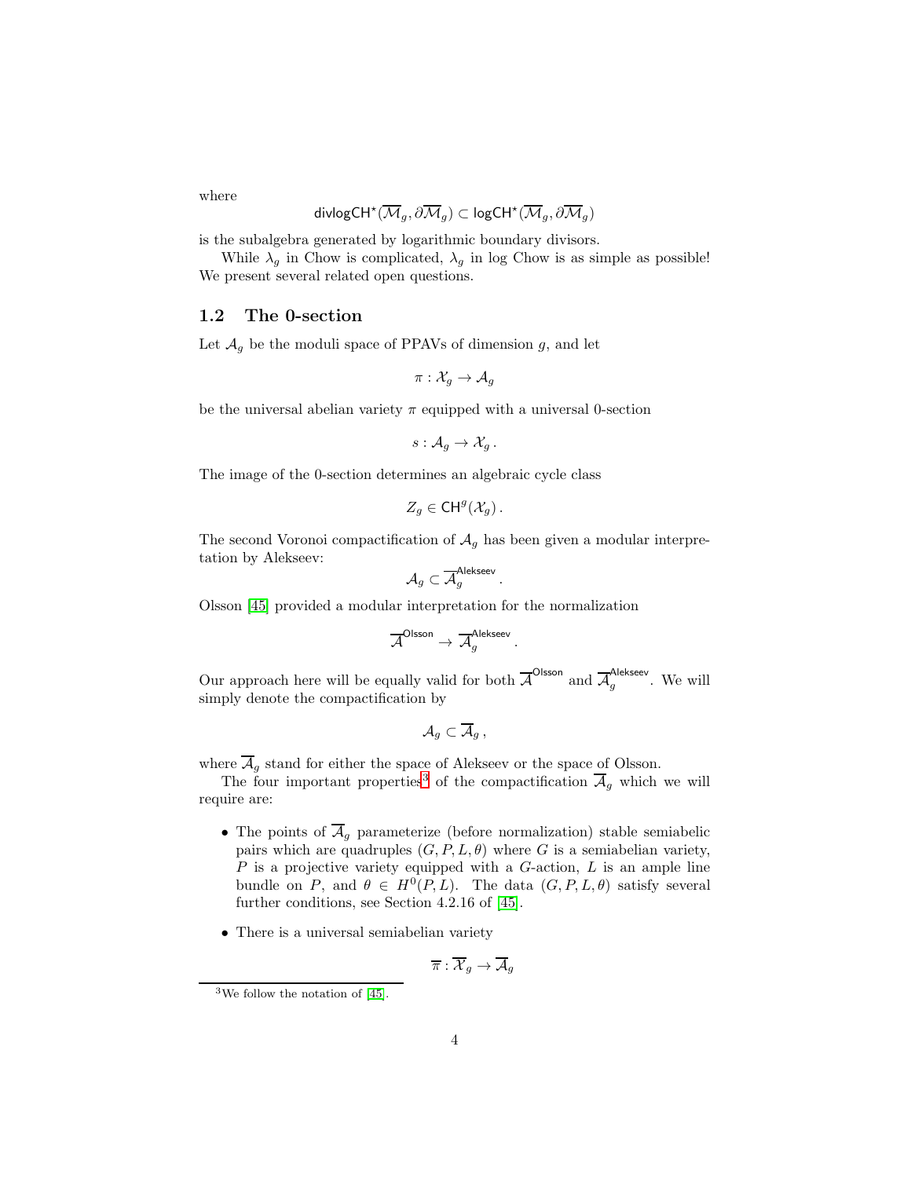where

$$\mathsf{divlogCH}^\star(\overline{\mathcal{M}}_g, \partial\overline{\mathcal{M}}_g) \subset \mathsf{logCH}^\star(\overline{\mathcal{M}}_g, \partial\overline{\mathcal{M}}_g)$$

is the subalgebra generated by logarithmic boundary divisors.

While $\lambda_g$ in Chow is complicated, $\lambda_g$ in log Chow is as simple as possible! We present several related open questions.

### 1.2 The 0-section

Let $\mathcal{A}_g$ be the moduli space of PPAVs of dimension $g$, and let

$$\pi : \mathcal{X}_g \to \mathcal{A}_g$$

be the universal abelian variety $\pi$ equipped with a universal 0-section

$$s : \mathcal{A}_g \to \mathcal{X}_g\,.$$

The image of the 0-section determines an algebraic cycle class

$$Z_g \in \mathsf{CH}^g(\mathcal{X}_g)\,.$$

The second Voronoi compactification of $\mathcal{A}_g$ has been given a modular interpretation by Alekseev:

$$\mathcal{A}_g \subset \overline{\mathcal{A}}_g^{\mathsf{Alekseev}}\,.$$

Olsson [45] provided a modular interpretation for the normalization

$$\overline{\mathcal{A}}^{\mathsf{Olsson}} \to \overline{\mathcal{A}}_g^{\mathsf{Alekseev}}\,.$$

Our approach here will be equally valid for both $\overline{\mathcal{A}}^{\mathsf{Olsson}}$ and $\overline{\mathcal{A}}_g^{\mathsf{Alekseev}}$. We will simply denote the compactification by

$$\mathcal{A}_g \subset \overline{\mathcal{A}}_g\,,$$

where $\overline{\mathcal{A}}_g$ stand for either the space of Alekseev or the space of Olsson.

The four important properties[3] of the compactification $\overline{\mathcal{A}}_g$ which we will require are:

- The points of $\overline{\mathcal{A}}_g$ parameterize (before normalization) stable semiabelic pairs which are quadruples $(G, P, L, \theta)$ where $G$ is a semiabelian variety, $P$ is a projective variety equipped with a $G$-action, $L$ is an ample line bundle on $P$, and $\theta \in H^0(P, L)$. The data $(G, P, L, \theta)$ satisfy several further conditions, see Section 4.2.16 of [45].

- There is a universal semiabelian variety

$$\overline{\pi} : \overline{\mathcal{X}}_g \to \overline{\mathcal{A}}_g$$

[3] We follow the notation of [45].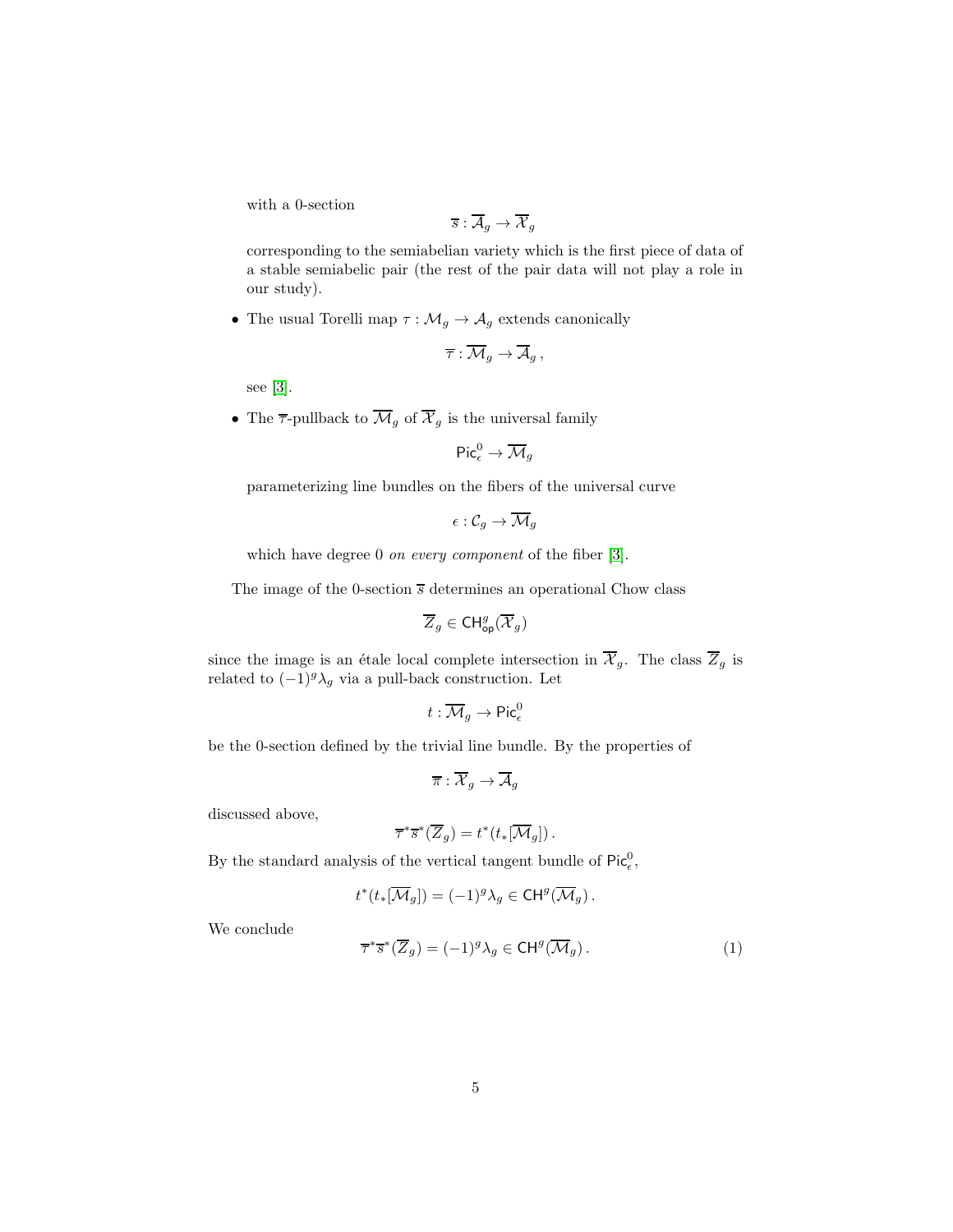with a 0-section

$$\overline{s} : \overline{\mathcal{A}}_g \to \overline{\mathcal{X}}_g$$

corresponding to the semiabelian variety which is the first piece of data of a stable semiabelic pair (the rest of the pair data will not play a role in our study).

- The usual Torelli map $\tau : \mathcal{M}_g \to \mathcal{A}_g$ extends canonically

  $$\overline{\tau} : \overline{\mathcal{M}}_g \to \overline{\mathcal{A}}_g \,,$$

  see [3].

- The $\overline{\tau}$-pullback to $\overline{\mathcal{M}}_g$ of $\overline{\mathcal{X}}_g$ is the universal family

  $$\mathsf{Pic}^0_\epsilon \to \overline{\mathcal{M}}_g$$

  parameterizing line bundles on the fibers of the universal curve

  $$\epsilon : \mathcal{C}_g \to \overline{\mathcal{M}}_g$$

  which have degree 0 *on every component* of the fiber [3].

The image of the 0-section $\overline{s}$ determines an operational Chow class

$$\overline{Z}_g \in \mathsf{CH}^g_{\mathsf{op}}(\overline{\mathcal{X}}_g)$$

since the image is an étale local complete intersection in $\overline{\mathcal{X}}_g$. The class $\overline{Z}_g$ is related to $(-1)^g\lambda_g$ via a pull-back construction. Let

$$t : \overline{\mathcal{M}}_g \to \mathsf{Pic}^0_\epsilon$$

be the 0-section defined by the trivial line bundle. By the properties of

$$\overline{\pi} : \overline{\mathcal{X}}_g \to \overline{\mathcal{A}}_g$$

discussed above,

$$\overline{\tau}^*\overline{s}^*(\overline{Z}_g) = t^*(t_*[\overline{\mathcal{M}}_g]) \,.$$

By the standard analysis of the vertical tangent bundle of $\mathsf{Pic}^0_\epsilon$,

$$t^*(t_*[\overline{\mathcal{M}}_g]) = (-1)^g\lambda_g \in \mathsf{CH}^g(\overline{\mathcal{M}}_g) \,.$$

We conclude

$$\overline{\tau}^*\overline{s}^*(\overline{Z}_g) = (-1)^g\lambda_g \in \mathsf{CH}^g(\overline{\mathcal{M}}_g) \,. \tag{1}$$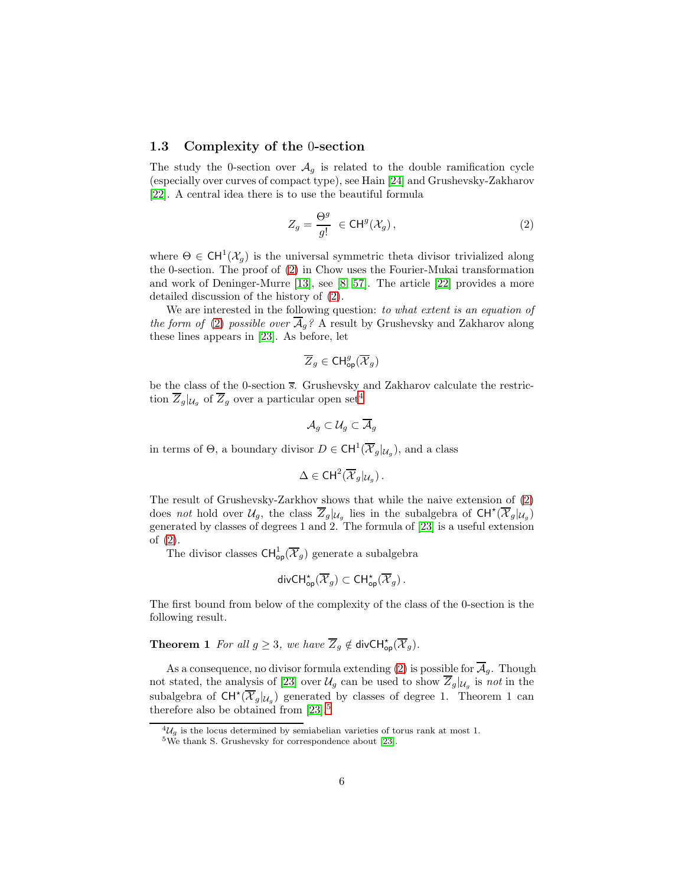### 1.3 Complexity of the 0-section

The study the 0-section over $\mathcal{A}_g$ is related to the double ramification cycle (especially over curves of compact type), see Hain [24] and Grushevsky-Zakharov [22]. A central idea there is to use the beautiful formula

$$Z_g = \frac{\Theta^g}{g!} \ \in \mathsf{CH}^g(\mathcal{X}_g)\,, \tag{2}$$

where $\Theta \in \mathsf{CH}^1(\mathcal{X}_g)$ is the universal symmetric theta divisor trivialized along the 0-section. The proof of (2) in Chow uses the Fourier-Mukai transformation and work of Deninger-Murre [13], see [8, 57]. The article [22] provides a more detailed discussion of the history of (2).

We are interested in the following question: *to what extent is an equation of the form of (2) possible over $\overline{\mathcal{A}}_g$?* A result by Grushevsky and Zakharov along these lines appears in [23]. As before, let

$$\overline{Z}_g \in \mathsf{CH}^g_{\mathsf{op}}(\overline{\mathcal{X}}_g)$$

be the class of the 0-section $\overline{s}$. Grushevsky and Zakharov calculate the restriction $\overline{Z}_g|_{\mathcal{U}_g}$ of $\overline{Z}_g$ over a particular open set[4]

$$\mathcal{A}_g \subset \mathcal{U}_g \subset \overline{\mathcal{A}}_g$$

in terms of $\Theta$, a boundary divisor $D \in \mathsf{CH}^1(\overline{\mathcal{X}}_g|_{\mathcal{U}_g})$, and a class

$$\Delta \in \mathsf{CH}^2(\overline{\mathcal{X}}_g|_{\mathcal{U}_g})\,.$$

The result of Grushevsky-Zarkhov shows that while the naive extension of (2) does *not* hold over $\mathcal{U}_g$, the class $\overline{Z}_g|_{\mathcal{U}_g}$ lies in the subalgebra of $\mathsf{CH}^\star(\overline{\mathcal{X}}_g|_{\mathcal{U}_g})$ generated by classes of degrees 1 and 2. The formula of [23] is a useful extension of (2).

The divisor classes $\mathsf{CH}^1_{\mathsf{op}}(\overline{\mathcal{X}}_g)$ generate a subalgebra

$$\mathsf{divCH}^\star_{\mathsf{op}}(\overline{\mathcal{X}}_g) \subset \mathsf{CH}^\star_{\mathsf{op}}(\overline{\mathcal{X}}_g)\,.$$

The first bound from below of the complexity of the class of the 0-section is the following result.

**Theorem 1** *For all $g \geq 3$, we have $\overline{Z}_g \notin \mathsf{divCH}^\star_{\mathsf{op}}(\overline{\mathcal{X}}_g)$.*

As a consequence, no divisor formula extending (2) is possible for $\overline{\mathcal{A}}_g$. Though not stated, the analysis of [23] over $\mathcal{U}_g$ can be used to show $\overline{Z}_g|_{\mathcal{U}_g}$ is *not* in the subalgebra of $\mathsf{CH}^\star(\overline{\mathcal{X}}_g|_{\mathcal{U}_g})$ generated by classes of degree 1. Theorem 1 can therefore also be obtained from [23].[5]

---

[4] $\mathcal{U}_g$ is the locus determined by semiabelian varieties of torus rank at most 1.

[5] We thank S. Grushevsky for correspondence about [23].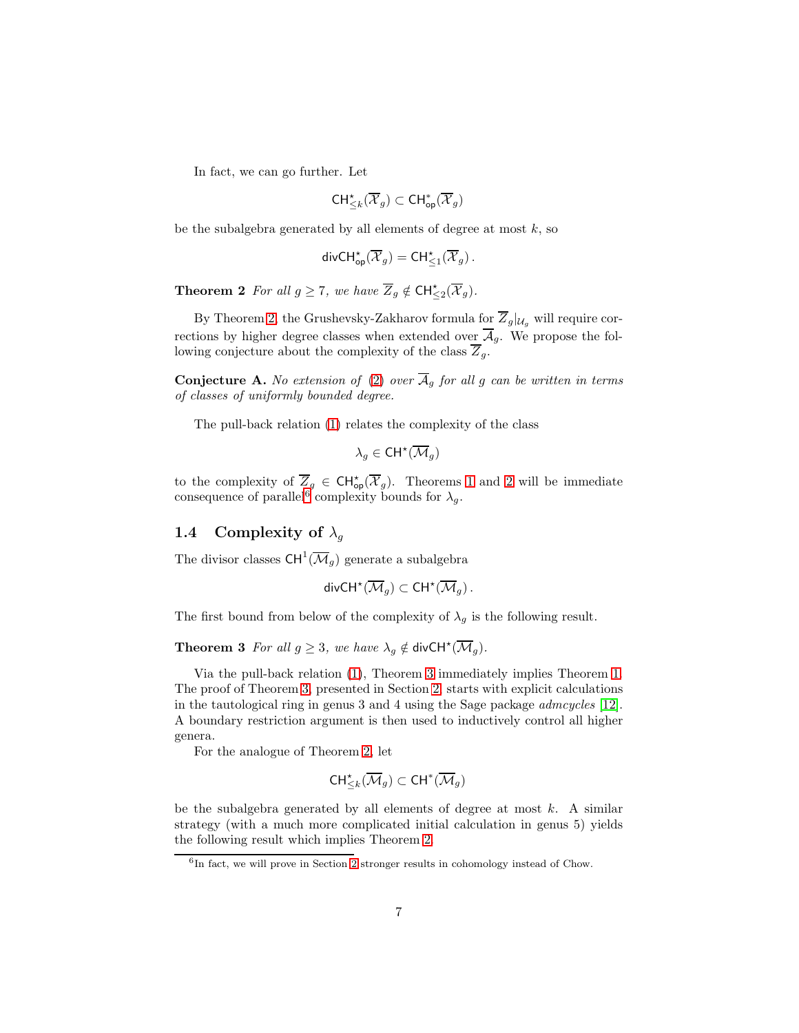In fact, we can go further. Let

$$\mathsf{CH}^\star_{\leq k}(\overline{\mathcal{X}}_g) \subset \mathsf{CH}^*_{\mathsf{op}}(\overline{\mathcal{X}}_g)$$

be the subalgebra generated by all elements of degree at most $k$, so

$$\mathsf{divCH}^\star_{\mathsf{op}}(\overline{\mathcal{X}}_g) = \mathsf{CH}^\star_{\leq 1}(\overline{\mathcal{X}}_g)\,.$$

**Theorem 2** *For all $g \geq 7$, we have $\overline{Z}_g \notin \mathsf{CH}^\star_{\leq 2}(\overline{\mathcal{X}}_g)$.*

By Theorem 2, the Grushevsky-Zakharov formula for $\overline{Z}_g|_{\mathcal{U}_g}$ will require corrections by higher degree classes when extended over $\overline{\mathcal{A}}_g$. We propose the following conjecture about the complexity of the class $\overline{Z}_g$.

**Conjecture A.** *No extension of (2) over $\overline{\mathcal{A}}_g$ for all $g$ can be written in terms of classes of uniformly bounded degree.*

The pull-back relation (1) relates the complexity of the class

$$\lambda_g \in \mathsf{CH}^\star(\overline{\mathcal{M}}_g)$$

to the complexity of $\overline{Z}_g \in \mathsf{CH}^\star_{\mathsf{op}}(\overline{\mathcal{X}}_g)$. Theorems 1 and 2 will be immediate consequence of parallel[6] complexity bounds for $\lambda_g$.

## 1.4 Complexity of $\lambda_g$

The divisor classes $\mathsf{CH}^1(\overline{\mathcal{M}}_g)$ generate a subalgebra

$$\mathsf{divCH}^\star(\overline{\mathcal{M}}_g) \subset \mathsf{CH}^\star(\overline{\mathcal{M}}_g)\,.$$

The first bound from below of the complexity of $\lambda_g$ is the following result.

**Theorem 3** *For all $g \geq 3$, we have $\lambda_g \notin \mathsf{divCH}^\star(\overline{\mathcal{M}}_g)$.*

Via the pull-back relation (1), Theorem 3 immediately implies Theorem 1. The proof of Theorem 3, presented in Section 2, starts with explicit calculations in the tautological ring in genus 3 and 4 using the Sage package *admcycles* [12]. A boundary restriction argument is then used to inductively control all higher genera.

For the analogue of Theorem 2, let

$$\mathsf{CH}^\star_{\leq k}(\overline{\mathcal{M}}_g) \subset \mathsf{CH}^*(\overline{\mathcal{M}}_g)$$

be the subalgebra generated by all elements of degree at most $k$. A similar strategy (with a much more complicated initial calculation in genus 5) yields the following result which implies Theorem 2.

[6] In fact, we will prove in Section 2 stronger results in cohomology instead of Chow.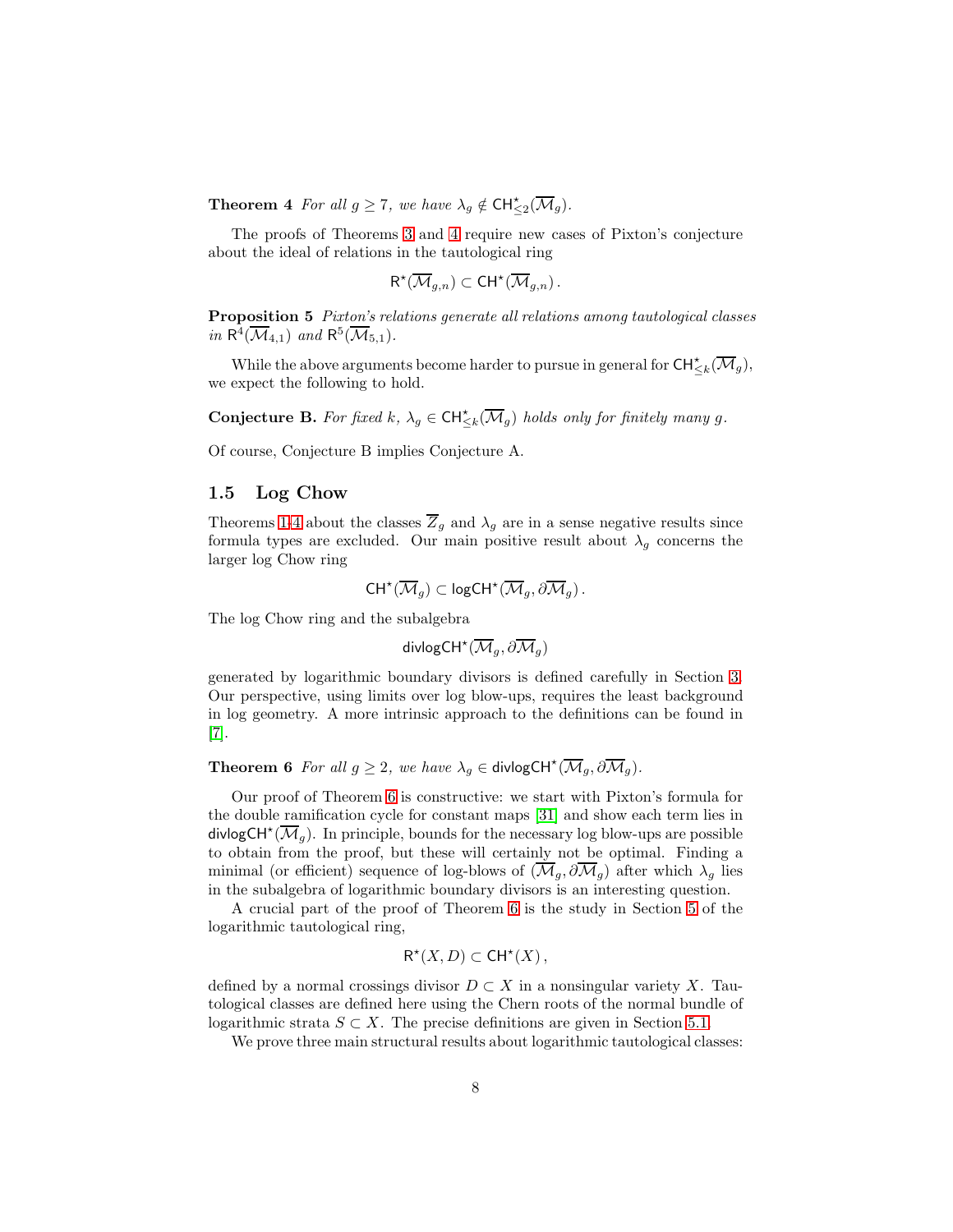**Theorem 4** *For all $g \geq 7$, we have $\lambda_g \notin \mathsf{CH}^\star_{\leq 2}(\overline{\mathcal{M}}_g)$.*

The proofs of Theorems 3 and 4 require new cases of Pixton's conjecture about the ideal of relations in the tautological ring

$$\mathsf{R}^\star(\overline{\mathcal{M}}_{g,n}) \subset \mathsf{CH}^\star(\overline{\mathcal{M}}_{g,n})\,.$$

**Proposition 5** *Pixton's relations generate all relations among tautological classes in $\mathsf{R}^4(\overline{\mathcal{M}}_{4,1})$ and $\mathsf{R}^5(\overline{\mathcal{M}}_{5,1})$.*

While the above arguments become harder to pursue in general for $\mathsf{CH}^\star_{\leq k}(\overline{\mathcal{M}}_g)$, we expect the following to hold.

**Conjecture B.** *For fixed $k$, $\lambda_g \in \mathsf{CH}^\star_{\leq k}(\overline{\mathcal{M}}_g)$ holds only for finitely many $g$.*

Of course, Conjecture B implies Conjecture A.

## 1.5 Log Chow

Theorems 1-4 about the classes $\overline{Z}_g$ and $\lambda_g$ are in a sense negative results since formula types are excluded. Our main positive result about $\lambda_g$ concerns the larger log Chow ring

$$\mathsf{CH}^\star(\overline{\mathcal{M}}_g) \subset \mathsf{logCH}^\star(\overline{\mathcal{M}}_g, \partial\overline{\mathcal{M}}_g)\,.$$

The log Chow ring and the subalgebra

$$\mathsf{divlogCH}^\star(\overline{\mathcal{M}}_g, \partial\overline{\mathcal{M}}_g)$$

generated by logarithmic boundary divisors is defined carefully in Section 3. Our perspective, using limits over log blow-ups, requires the least background in log geometry. A more intrinsic approach to the definitions can be found in [7].

**Theorem 6** *For all $g \geq 2$, we have $\lambda_g \in \mathsf{divlogCH}^\star(\overline{\mathcal{M}}_g, \partial\overline{\mathcal{M}}_g)$.*

Our proof of Theorem 6 is constructive: we start with Pixton's formula for the double ramification cycle for constant maps [31] and show each term lies in $\mathsf{divlogCH}^\star(\overline{\mathcal{M}}_g)$. In principle, bounds for the necessary log blow-ups are possible to obtain from the proof, but these will certainly not be optimal. Finding a minimal (or efficient) sequence of log-blows of $(\overline{\mathcal{M}}_g, \partial\overline{\mathcal{M}}_g)$ after which $\lambda_g$ lies in the subalgebra of logarithmic boundary divisors is an interesting question.

A crucial part of the proof of Theorem 6 is the study in Section 5 of the logarithmic tautological ring,

$$\mathsf{R}^\star(X, D) \subset \mathsf{CH}^\star(X)\,,$$

defined by a normal crossings divisor $D \subset X$ in a nonsingular variety $X$. Tautological classes are defined here using the Chern roots of the normal bundle of logarithmic strata $S \subset X$. The precise definitions are given in Section 5.1.

We prove three main structural results about logarithmic tautological classes: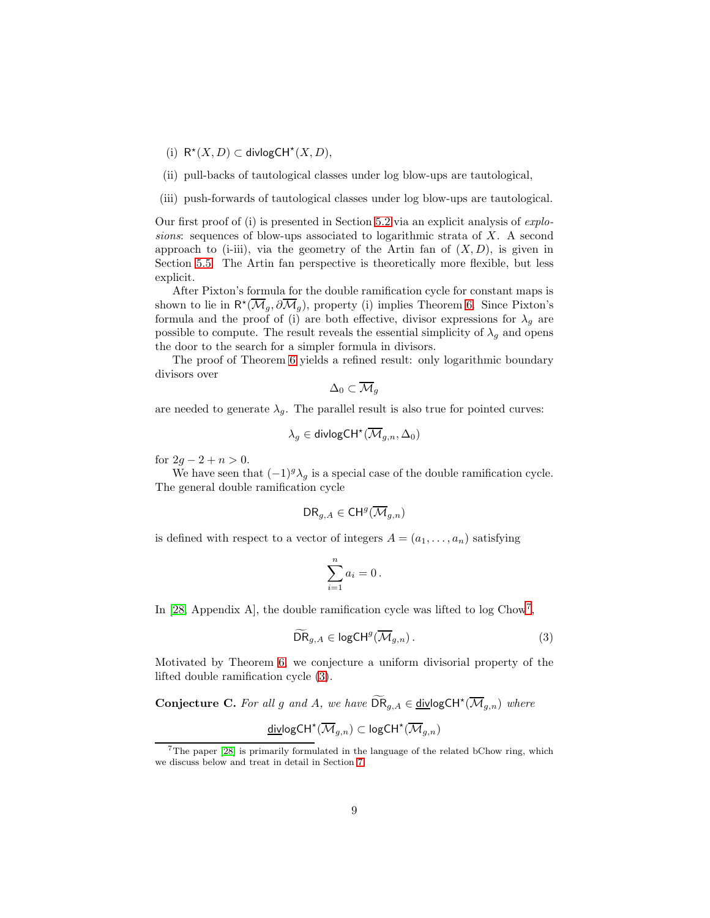(i) $\mathsf{R}^\star(X, D) \subset \mathsf{divlogCH}^\star(X, D)$,

(ii) pull-backs of tautological classes under log blow-ups are tautological,

(iii) push-forwards of tautological classes under log blow-ups are tautological.

Our first proof of (i) is presented in Section 5.2 via an explicit analysis of *explosions*: sequences of blow-ups associated to logarithmic strata of $X$. A second approach to (i-iii), via the geometry of the Artin fan of $(X, D)$, is given in Section 5.5. The Artin fan perspective is theoretically more flexible, but less explicit.

After Pixton's formula for the double ramification cycle for constant maps is shown to lie in $\mathsf{R}^\star(\overline{\mathcal{M}}_g, \partial\overline{\mathcal{M}}_g)$, property (i) implies Theorem 6. Since Pixton's formula and the proof of (i) are both effective, divisor expressions for $\lambda_g$ are possible to compute. The result reveals the essential simplicity of $\lambda_g$ and opens the door to the search for a simpler formula in divisors.

The proof of Theorem 6 yields a refined result: only logarithmic boundary divisors over

$$\Delta_0 \subset \overline{\mathcal{M}}_g$$

are needed to generate $\lambda_g$. The parallel result is also true for pointed curves:

$$\lambda_g \in \mathsf{divlogCH}^\star(\overline{\mathcal{M}}_{g,n}, \Delta_0)$$

for $2g - 2 + n > 0$.

We have seen that $(-1)^g\lambda_g$ is a special case of the double ramification cycle. The general double ramification cycle

$$\mathsf{DR}_{g,A} \in \mathsf{CH}^g(\overline{\mathcal{M}}_{g,n})$$

is defined with respect to a vector of integers $A = (a_1, \ldots, a_n)$ satisfying

$$\sum_{i=1}^{n} a_i = 0\,.$$

In [28, Appendix A], the double ramification cycle was lifted to log Chow[7],

$$\widetilde{\mathsf{DR}}_{g,A} \in \mathsf{logCH}^g(\overline{\mathcal{M}}_{g,n})\,. \tag{3}$$

Motivated by Theorem 6, we conjecture a uniform divisorial property of the lifted double ramification cycle (3).

**Conjecture C.** *For all $g$ and $A$, we have $\widetilde{\mathsf{DR}}_{g,A} \in \underline{\mathsf{div}}\mathsf{logCH}^\star(\overline{\mathcal{M}}_{g,n})$ where*

$$\underline{\mathsf{div}}\mathsf{logCH}^\star(\overline{\mathcal{M}}_{g,n}) \subset \mathsf{logCH}^\star(\overline{\mathcal{M}}_{g,n})$$

[7] The paper [28] is primarily formulated in the language of the related bChow ring, which we discuss below and treat in detail in Section 7.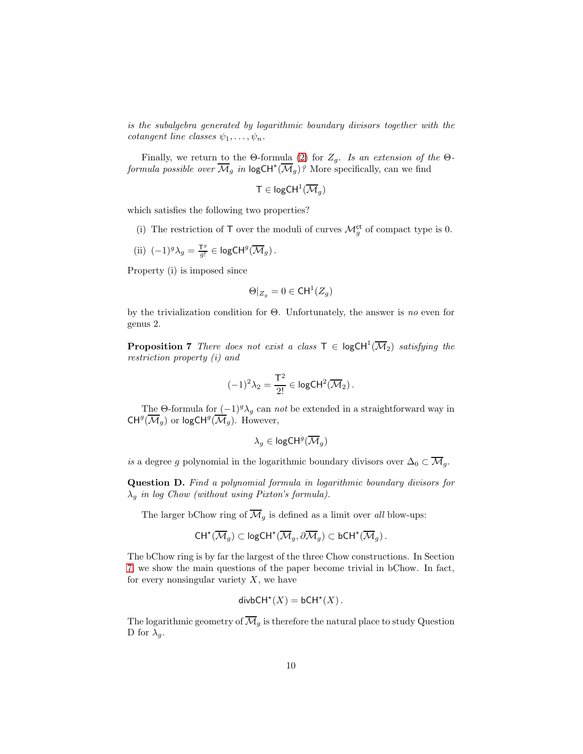*is the subalgebra generated by logarithmic boundary divisors together with the cotangent line classes $\psi_1, \ldots, \psi_n$.*

Finally, we return to the Θ-formula (2) for $Z_g$. *Is an extension of the Θ-formula possible over $\overline{\mathcal{M}}_g$ in $\mathsf{logCH}^\star(\overline{\mathcal{M}}_g)$?* More specifically, can we find

$$\mathsf{T} \in \mathsf{logCH}^1(\overline{\mathcal{M}}_g)$$

which satisfies the following two properties?

(i) The restriction of $\mathsf{T}$ over the moduli of curves $\mathcal{M}_g^{\mathsf{ct}}$ of compact type is 0.

(ii) $(-1)^g \lambda_g = \frac{\mathsf{T}^g}{g!} \in \mathsf{logCH}^g(\overline{\mathcal{M}}_g)$.

Property (i) is imposed since

$$\Theta|_{Z_g} = 0 \in \mathsf{CH}^1(Z_g)$$

by the trivialization condition for Θ. Unfortunately, the answer is *no* even for genus 2.

**Proposition 7** *There does not exist a class $\mathsf{T} \in \mathsf{logCH}^1(\overline{\mathcal{M}}_2)$ satisfying the restriction property (i) and*

$$(-1)^2 \lambda_2 = \frac{\mathsf{T}^2}{2!} \in \mathsf{logCH}^2(\overline{\mathcal{M}}_2)\,.$$

The Θ-formula for $(-1)^g \lambda_g$ can *not* be extended in a straightforward way in $\mathsf{CH}^g(\overline{\mathcal{M}}_g)$ or $\mathsf{logCH}^g(\overline{\mathcal{M}}_g)$. However,

$$\lambda_g \in \mathsf{logCH}^g(\overline{\mathcal{M}}_g)$$

*is* a degree $g$ polynomial in the logarithmic boundary divisors over $\Delta_0 \subset \overline{\mathcal{M}}_g$.

**Question D.** *Find a polynomial formula in logarithmic boundary divisors for $\lambda_g$ in log Chow (without using Pixton's formula).*

The larger bChow ring of $\overline{\mathcal{M}}_g$ is defined as a limit over *all* blow-ups:

$$\mathsf{CH}^\star(\overline{\mathcal{M}}_g) \subset \mathsf{logCH}^\star(\overline{\mathcal{M}}_g, \partial\overline{\mathcal{M}}_g) \subset \mathsf{bCH}^\star(\overline{\mathcal{M}}_g)\,.$$

The bChow ring is by far the largest of the three Chow constructions. In Section 7 we show the main questions of the paper become trivial in bChow. In fact, for every nonsingular variety $X$, we have

$$\mathsf{divbCH}^\star(X) = \mathsf{bCH}^\star(X)\,.$$

The logarithmic geometry of $\overline{\mathcal{M}}_g$ is therefore the natural place to study Question D for $\lambda_g$.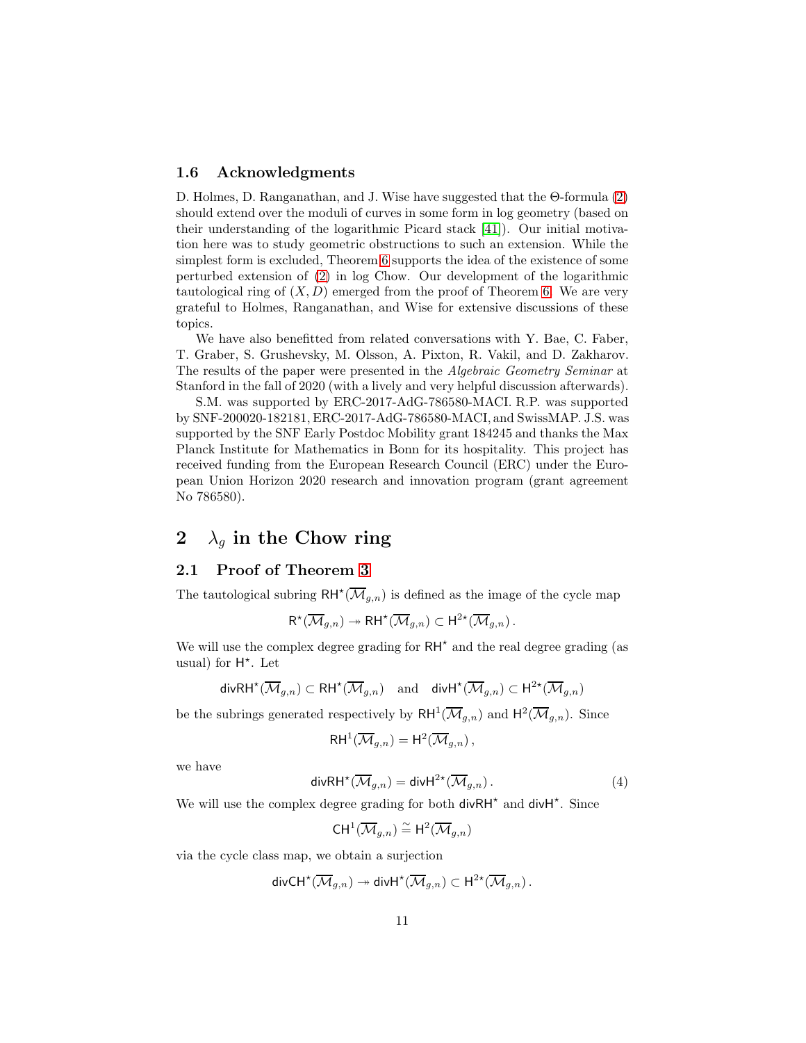### 1.6 Acknowledgments

D. Holmes, D. Ranganathan, and J. Wise have suggested that the Θ-formula (2) should extend over the moduli of curves in some form in log geometry (based on their understanding of the logarithmic Picard stack [41]). Our initial motivation here was to study geometric obstructions to such an extension. While the simplest form is excluded, Theorem 6 supports the idea of the existence of some perturbed extension of (2) in log Chow. Our development of the logarithmic tautological ring of $(X, D)$ emerged from the proof of Theorem 6. We are very grateful to Holmes, Ranganathan, and Wise for extensive discussions of these topics.

We have also benefitted from related conversations with Y. Bae, C. Faber, T. Graber, S. Grushevsky, M. Olsson, A. Pixton, R. Vakil, and D. Zakharov. The results of the paper were presented in the *Algebraic Geometry Seminar* at Stanford in the fall of 2020 (with a lively and very helpful discussion afterwards).

S.M. was supported by ERC-2017-AdG-786580-MACI. R.P. was supported by SNF-200020-182181, ERC-2017-AdG-786580-MACI, and SwissMAP. J.S. was supported by the SNF Early Postdoc Mobility grant 184245 and thanks the Max Planck Institute for Mathematics in Bonn for its hospitality. This project has received funding from the European Research Council (ERC) under the European Union Horizon 2020 research and innovation program (grant agreement No 786580).

## 2 $\lambda_g$ in the Chow ring

### 2.1 Proof of Theorem 3

The tautological subring $\mathsf{RH}^\star(\overline{\mathcal{M}}_{g,n})$ is defined as the image of the cycle map

$$\mathsf{R}^\star(\overline{\mathcal{M}}_{g,n}) \twoheadrightarrow \mathsf{RH}^\star(\overline{\mathcal{M}}_{g,n}) \subset \mathsf{H}^{2\star}(\overline{\mathcal{M}}_{g,n}).$$

We will use the complex degree grading for $\mathsf{RH}^\star$ and the real degree grading (as usual) for $\mathsf{H}^\star$. Let

$$\mathsf{divRH}^\star(\overline{\mathcal{M}}_{g,n}) \subset \mathsf{RH}^\star(\overline{\mathcal{M}}_{g,n}) \quad \text{and} \quad \mathsf{divH}^\star(\overline{\mathcal{M}}_{g,n}) \subset \mathsf{H}^{2\star}(\overline{\mathcal{M}}_{g,n})$$

be the subrings generated respectively by $\mathsf{RH}^1(\overline{\mathcal{M}}_{g,n})$ and $\mathsf{H}^2(\overline{\mathcal{M}}_{g,n})$. Since

$$\mathsf{RH}^1(\overline{\mathcal{M}}_{g,n}) = \mathsf{H}^2(\overline{\mathcal{M}}_{g,n}),$$

we have

$$\mathsf{divRH}^\star(\overline{\mathcal{M}}_{g,n}) = \mathsf{divH}^{2\star}(\overline{\mathcal{M}}_{g,n}). \tag{4}$$

We will use the complex degree grading for both $\mathsf{divRH}^\star$ and $\mathsf{divH}^\star$. Since

$$\mathsf{CH}^1(\overline{\mathcal{M}}_{g,n}) \overset{\sim}{=} \mathsf{H}^2(\overline{\mathcal{M}}_{g,n})$$

via the cycle class map, we obtain a surjection

$$\mathsf{divCH}^\star(\overline{\mathcal{M}}_{g,n}) \twoheadrightarrow \mathsf{divH}^\star(\overline{\mathcal{M}}_{g,n}) \subset \mathsf{H}^{2\star}(\overline{\mathcal{M}}_{g,n}).$$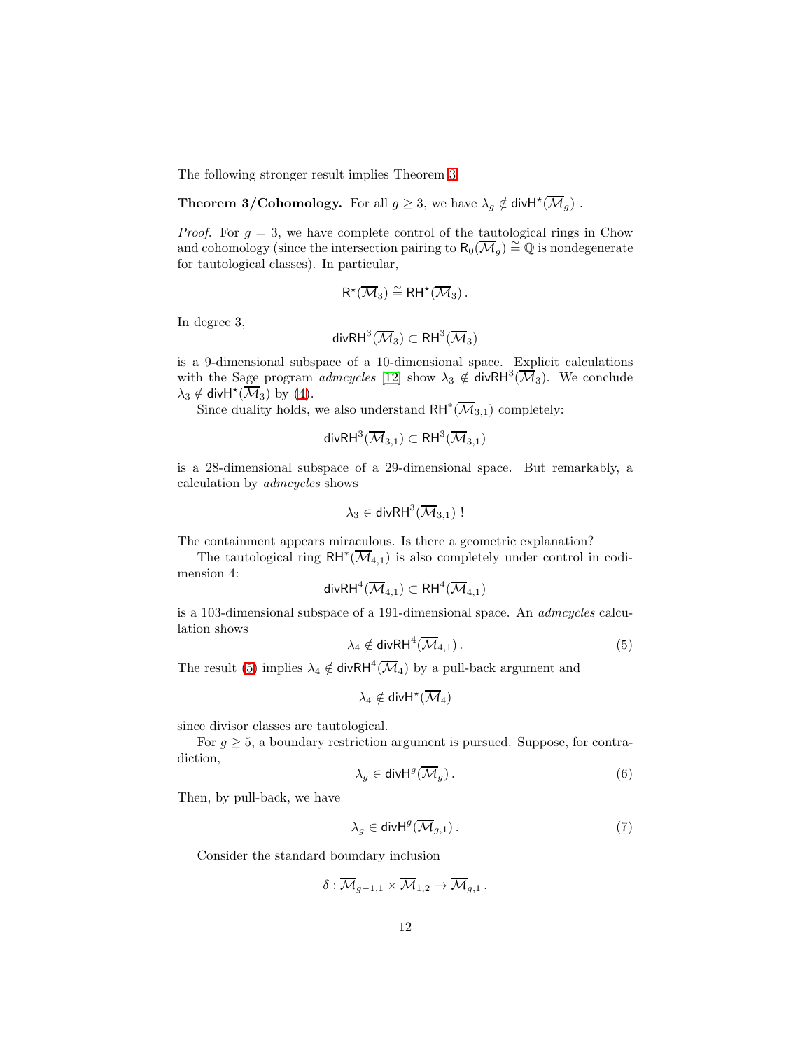The following stronger result implies Theorem 3.

**Theorem 3/Cohomology.** For all $g \geq 3$, we have $\lambda_g \notin \mathsf{divH}^\star(\overline{\mathcal{M}}_g)$ .

*Proof.* For $g = 3$, we have complete control of the tautological rings in Chow and cohomology (since the intersection pairing to $\mathsf{R}_0(\overline{\mathcal{M}}_g) \cong \mathbb{Q}$ is nondegenerate for tautological classes). In particular,

$$\mathsf{R}^\star(\overline{\mathcal{M}}_3) \cong \mathsf{RH}^\star(\overline{\mathcal{M}}_3) \, .$$

In degree 3,

$$\mathsf{divRH}^3(\overline{\mathcal{M}}_3) \subset \mathsf{RH}^3(\overline{\mathcal{M}}_3)$$

is a 9-dimensional subspace of a 10-dimensional space. Explicit calculations with the Sage program *admcycles* [12] show $\lambda_3 \notin \mathsf{divRH}^3(\overline{\mathcal{M}}_3)$. We conclude $\lambda_3 \notin \mathsf{divH}^\star(\overline{\mathcal{M}}_3)$ by (4).

Since duality holds, we also understand $\mathsf{RH}^*(\overline{\mathcal{M}}_{3,1})$ completely:

$$\mathsf{divRH}^3(\overline{\mathcal{M}}_{3,1}) \subset \mathsf{RH}^3(\overline{\mathcal{M}}_{3,1})$$

is a 28-dimensional subspace of a 29-dimensional space. But remarkably, a calculation by *admcycles* shows

$$\lambda_3 \in \mathsf{divRH}^3(\overline{\mathcal{M}}_{3,1}) \text{ !}$$

The containment appears miraculous. Is there a geometric explanation?

The tautological ring $\mathsf{RH}^*(\overline{\mathcal{M}}_{4,1})$ is also completely under control in codimension 4:

$$\mathsf{divRH}^4(\overline{\mathcal{M}}_{4,1}) \subset \mathsf{RH}^4(\overline{\mathcal{M}}_{4,1})$$

is a 103-dimensional subspace of a 191-dimensional space. An *admcycles* calculation shows

$$\lambda_4 \notin \mathsf{divRH}^4(\overline{\mathcal{M}}_{4,1}) \, . \tag{5}$$

The result (5) implies $\lambda_4 \notin \mathsf{divRH}^4(\overline{\mathcal{M}}_4)$ by a pull-back argument and

$$\lambda_4 \notin \mathsf{divH}^\star(\overline{\mathcal{M}}_4)$$

since divisor classes are tautological.

For $g \geq 5$, a boundary restriction argument is pursued. Suppose, for contradiction,

$$\lambda_g \in \mathsf{divH}^g(\overline{\mathcal{M}}_g) \, . \tag{6}$$

Then, by pull-back, we have

$$\lambda_g \in \mathsf{divH}^g(\overline{\mathcal{M}}_{g,1}) \, . \tag{7}$$

Consider the standard boundary inclusion

$$\delta : \overline{\mathcal{M}}_{g-1,1} \times \overline{\mathcal{M}}_{1,2} \to \overline{\mathcal{M}}_{g,1} \, .$$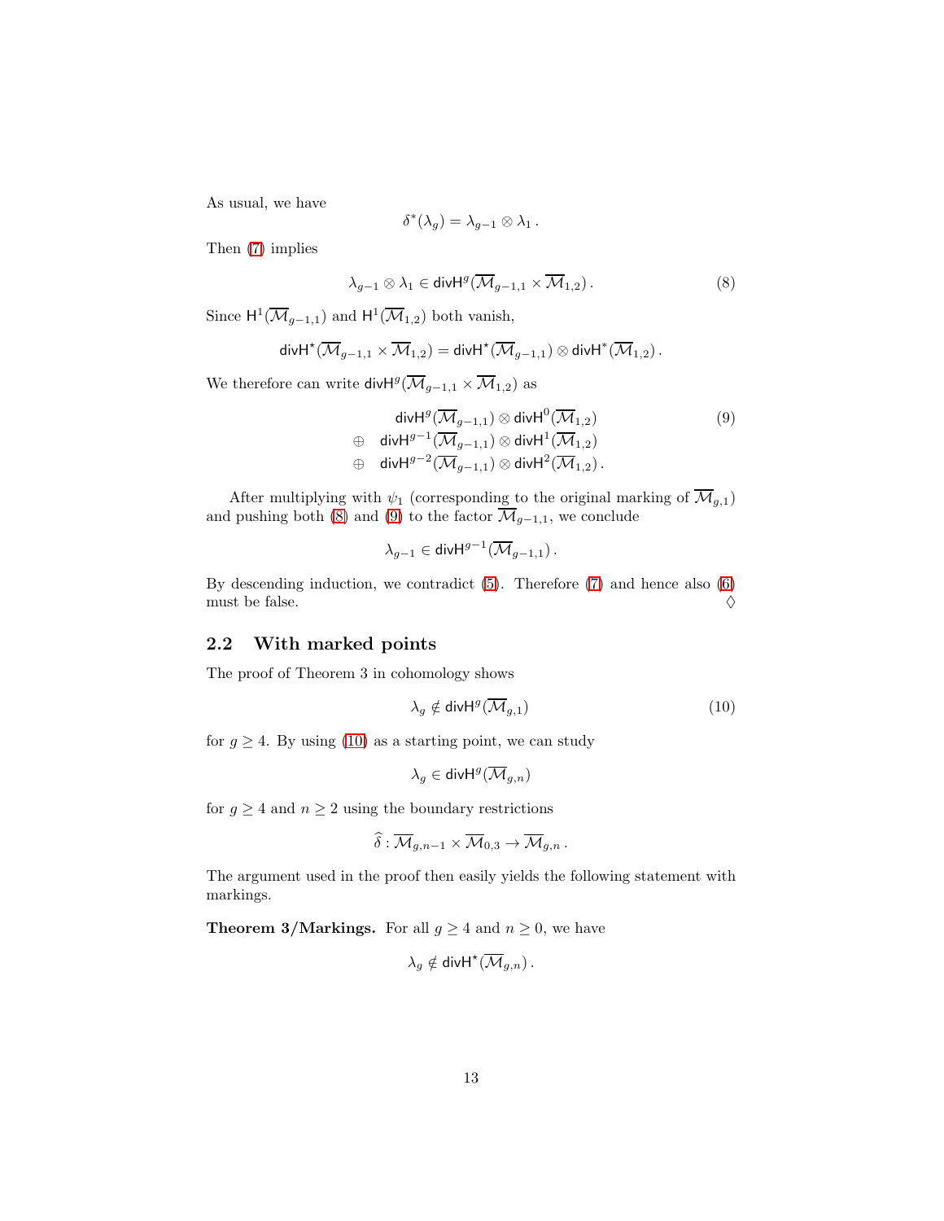As usual, we have

$$\delta^*(\lambda_g) = \lambda_{g-1} \otimes \lambda_1 .$$

Then (7) implies

$$\lambda_{g-1} \otimes \lambda_1 \in \mathsf{divH}^g(\overline{\mathcal{M}}_{g-1,1} \times \overline{\mathcal{M}}_{1,2}) . \tag{8}$$

Since $\mathsf{H}^1(\overline{\mathcal{M}}_{g-1,1})$ and $\mathsf{H}^1(\overline{\mathcal{M}}_{1,2})$ both vanish,

$$\mathsf{divH}^\star(\overline{\mathcal{M}}_{g-1,1} \times \overline{\mathcal{M}}_{1,2}) = \mathsf{divH}^\star(\overline{\mathcal{M}}_{g-1,1}) \otimes \mathsf{divH}^*(\overline{\mathcal{M}}_{1,2}) .$$

We therefore can write $\mathsf{divH}^g(\overline{\mathcal{M}}_{g-1,1} \times \overline{\mathcal{M}}_{1,2})$ as

$$\begin{aligned} &\mathsf{divH}^g(\overline{\mathcal{M}}_{g-1,1}) \otimes \mathsf{divH}^0(\overline{\mathcal{M}}_{1,2}) \\ \oplus \quad &\mathsf{divH}^{g-1}(\overline{\mathcal{M}}_{g-1,1}) \otimes \mathsf{divH}^1(\overline{\mathcal{M}}_{1,2}) \\ \oplus \quad &\mathsf{divH}^{g-2}(\overline{\mathcal{M}}_{g-1,1}) \otimes \mathsf{divH}^2(\overline{\mathcal{M}}_{1,2}) . \end{aligned} \tag{9}$$

After multiplying with $\psi_1$ (corresponding to the original marking of $\overline{\mathcal{M}}_{g,1}$) and pushing both (8) and (9) to the factor $\overline{\mathcal{M}}_{g-1,1}$, we conclude

$$\lambda_{g-1} \in \mathsf{divH}^{g-1}(\overline{\mathcal{M}}_{g-1,1}) .$$

By descending induction, we contradict (5). Therefore (7) and hence also (6) must be false. $\diamondsuit$

## 2.2 With marked points

The proof of Theorem 3 in cohomology shows

$$\lambda_g \notin \mathsf{divH}^g(\overline{\mathcal{M}}_{g,1}) \tag{10}$$

for $g \geq 4$. By using (10) as a starting point, we can study

$$\lambda_g \in \mathsf{divH}^g(\overline{\mathcal{M}}_{g,n})$$

for $g \geq 4$ and $n \geq 2$ using the boundary restrictions

$$\widehat{\delta} : \overline{\mathcal{M}}_{g,n-1} \times \overline{\mathcal{M}}_{0,3} \to \overline{\mathcal{M}}_{g,n} .$$

The argument used in the proof then easily yields the following statement with markings.

**Theorem 3/Markings.** For all $g \geq 4$ and $n \geq 0$, we have

$$\lambda_g \notin \mathsf{divH}^\star(\overline{\mathcal{M}}_{g,n}) .$$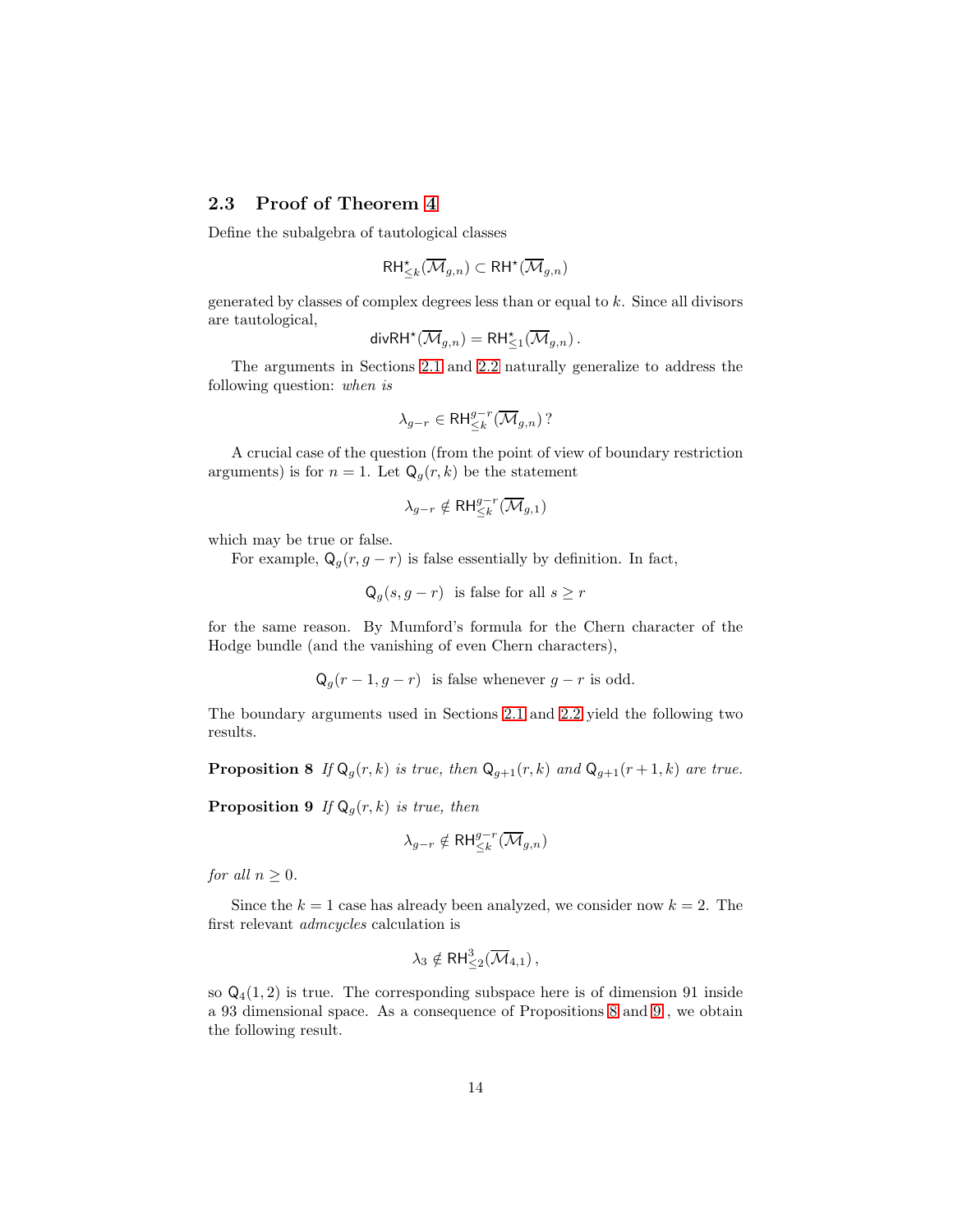### 2.3 Proof of Theorem 4

Define the subalgebra of tautological classes

$$\mathsf{RH}^\star_{\leq k}(\overline{\mathcal{M}}_{g,n}) \subset \mathsf{RH}^\star(\overline{\mathcal{M}}_{g,n})$$

generated by classes of complex degrees less than or equal to $k$. Since all divisors are tautological,

$$\mathsf{divRH}^\star(\overline{\mathcal{M}}_{g,n}) = \mathsf{RH}^\star_{\leq 1}(\overline{\mathcal{M}}_{g,n})\,.$$

The arguments in Sections 2.1 and 2.2 naturally generalize to address the following question: *when is*

$$\lambda_{g-r} \in \mathsf{RH}^{g-r}_{\leq k}(\overline{\mathcal{M}}_{g,n})\,?$$

A crucial case of the question (from the point of view of boundary restriction arguments) is for $n = 1$. Let $\mathsf{Q}_g(r,k)$ be the statement

$$\lambda_{g-r} \notin \mathsf{RH}^{g-r}_{\leq k}(\overline{\mathcal{M}}_{g,1})$$

which may be true or false.

For example, $\mathsf{Q}_g(r, g-r)$ is false essentially by definition. In fact,

$$\mathsf{Q}_g(s, g-r) \ \text{ is false for all } s \geq r$$

for the same reason. By Mumford's formula for the Chern character of the Hodge bundle (and the vanishing of even Chern characters),

$$\mathsf{Q}_g(r-1, g-r) \ \text{ is false whenever } g-r \text{ is odd.}$$

The boundary arguments used in Sections 2.1 and 2.2 yield the following two results.

**Proposition 8** *If $\mathsf{Q}_g(r,k)$ is true, then $\mathsf{Q}_{g+1}(r,k)$ and $\mathsf{Q}_{g+1}(r+1,k)$ are true.*

**Proposition 9** *If $\mathsf{Q}_g(r,k)$ is true, then*

$$\lambda_{g-r} \notin \mathsf{RH}^{g-r}_{\leq k}(\overline{\mathcal{M}}_{g,n})$$

*for all $n \geq 0$.*

Since the $k = 1$ case has already been analyzed, we consider now $k = 2$. The first relevant *admcycles* calculation is

$$\lambda_3 \notin \mathsf{RH}^3_{\leq 2}(\overline{\mathcal{M}}_{4,1})\,,$$

so $\mathsf{Q}_4(1,2)$ is true. The corresponding subspace here is of dimension 91 inside a 93 dimensional space. As a consequence of Propositions 8 and 9 , we obtain the following result.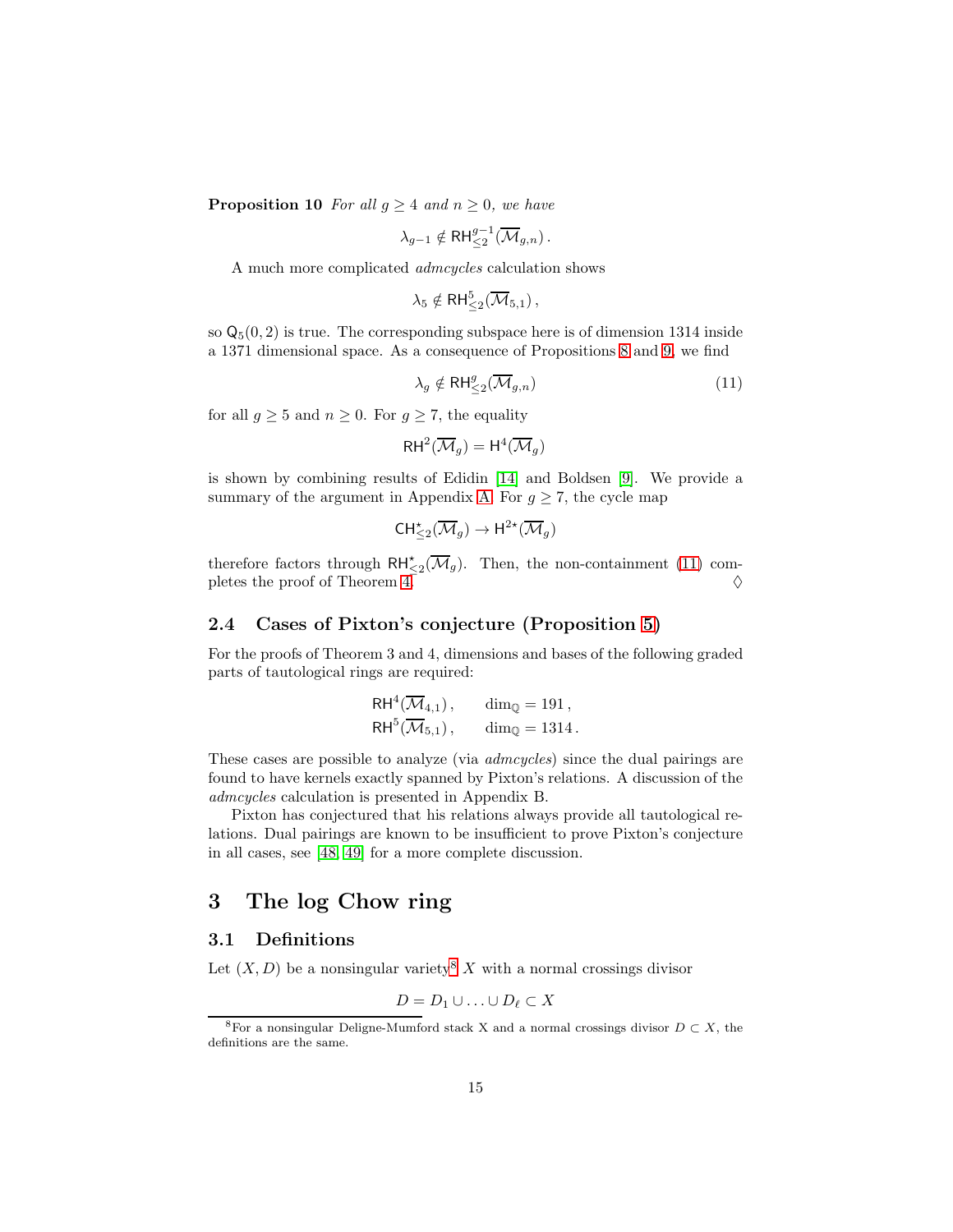**Proposition 10** *For all $g \geq 4$ and $n \geq 0$, we have*

$$\lambda_{g-1} \notin \mathsf{RH}^{g-1}_{\leq 2}(\overline{\mathcal{M}}_{g,n}) .$$

A much more complicated *admcycles* calculation shows

$$\lambda_5 \notin \mathsf{RH}^5_{\leq 2}(\overline{\mathcal{M}}_{5,1}) ,$$

so $\mathsf{Q}_5(0,2)$ is true. The corresponding subspace here is of dimension 1314 inside a 1371 dimensional space. As a consequence of Propositions 8 and 9, we find

$$\lambda_g \notin \mathsf{RH}^g_{\leq 2}(\overline{\mathcal{M}}_{g,n}) \tag{11}$$

for all $g \geq 5$ and $n \geq 0$. For $g \geq 7$, the equality

$$\mathsf{RH}^2(\overline{\mathcal{M}}_g) = \mathsf{H}^4(\overline{\mathcal{M}}_g)$$

is shown by combining results of Edidin [14] and Boldsen [9]. We provide a summary of the argument in Appendix A. For $g \geq 7$, the cycle map

$$\mathsf{CH}^\star_{\leq 2}(\overline{\mathcal{M}}_g) \to \mathsf{H}^{2\star}(\overline{\mathcal{M}}_g)$$

therefore factors through $\mathsf{RH}^\star_{\leq 2}(\overline{\mathcal{M}}_g)$. Then, the non-containment (11) completes the proof of Theorem 4. ♢

### 2.4 Cases of Pixton's conjecture (Proposition 5)

For the proofs of Theorem 3 and 4, dimensions and bases of the following graded parts of tautological rings are required:

$$\mathsf{RH}^4(\overline{\mathcal{M}}_{4,1}) , \qquad \dim_{\mathbb{Q}} = 191 ,$$
$$\mathsf{RH}^5(\overline{\mathcal{M}}_{5,1}) , \qquad \dim_{\mathbb{Q}} = 1314 .$$

These cases are possible to analyze (via *admcycles*) since the dual pairings are found to have kernels exactly spanned by Pixton's relations. A discussion of the *admcycles* calculation is presented in Appendix B.

Pixton has conjectured that his relations always provide all tautological relations. Dual pairings are known to be insufficient to prove Pixton's conjecture in all cases, see [48, 49] for a more complete discussion.

## 3 The log Chow ring

### 3.1 Definitions

Let $(X, D)$ be a nonsingular variety[8] $X$ with a normal crossings divisor

$$D = D_1 \cup \ldots \cup D_\ell \subset X$$

[8] For a nonsingular Deligne-Mumford stack X and a normal crossings divisor $D \subset X$, the definitions are the same.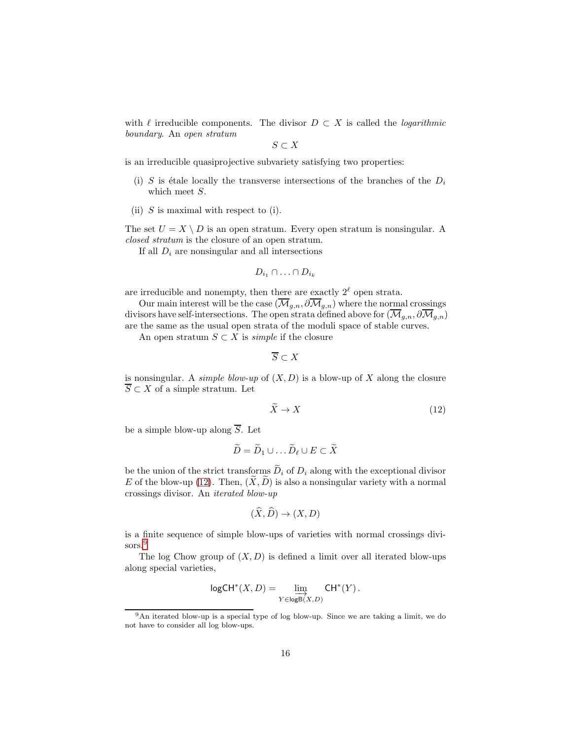with $\ell$ irreducible components. The divisor $D \subset X$ is called the *logarithmic boundary*. An *open stratum*

$$S \subset X$$

is an irreducible quasiprojective subvariety satisfying two properties:

(i) $S$ is étale locally the transverse intersections of the branches of the $D_i$ which meet $S$.

(ii) $S$ is maximal with respect to (i).

The set $U = X \setminus D$ is an open stratum. Every open stratum is nonsingular. A *closed stratum* is the closure of an open stratum.

If all $D_i$ are nonsingular and all intersections

$$D_{i_1} \cap \ldots \cap D_{i_k}$$

are irreducible and nonempty, then there are exactly $2^\ell$ open strata.

Our main interest will be the case $(\overline{\mathcal{M}}_{g,n}, \partial\overline{\mathcal{M}}_{g,n})$ where the normal crossings divisors have self-intersections. The open strata defined above for $(\overline{\mathcal{M}}_{g,n}, \partial\overline{\mathcal{M}}_{g,n})$ are the same as the usual open strata of the moduli space of stable curves.

An open stratum $S \subset X$ is *simple* if the closure

$$\overline{S} \subset X$$

is nonsingular. A *simple blow-up* of $(X, D)$ is a blow-up of $X$ along the closure $\overline{S} \subset X$ of a simple stratum. Let

$$\widetilde{X} \to X \tag{12}$$

be a simple blow-up along $\overline{S}$. Let

$$\widetilde{D} = \widetilde{D}_1 \cup \ldots \widetilde{D}_\ell \cup E \subset \widetilde{X}$$

be the union of the strict transforms $\widetilde{D}_i$ of $D_i$ along with the exceptional divisor $E$ of the blow-up (12). Then, $(\widetilde{X}, \widetilde{D})$ is also a nonsingular variety with a normal crossings divisor. An *iterated blow-up*

$$(\widehat{X}, \widehat{D}) \to (X, D)$$

is a finite sequence of simple blow-ups of varieties with normal crossings divisors.[9]

The log Chow group of $(X, D)$ is defined a limit over all iterated blow-ups along special varieties,

$$\mathsf{logCH}^*(X, D) = \varinjlim_{Y \in \mathsf{logB}(X,D)} \mathsf{CH}^*(Y)\,.$$

[9] An iterated blow-up is a special type of log blow-up. Since we are taking a limit, we do not have to consider all log blow-ups.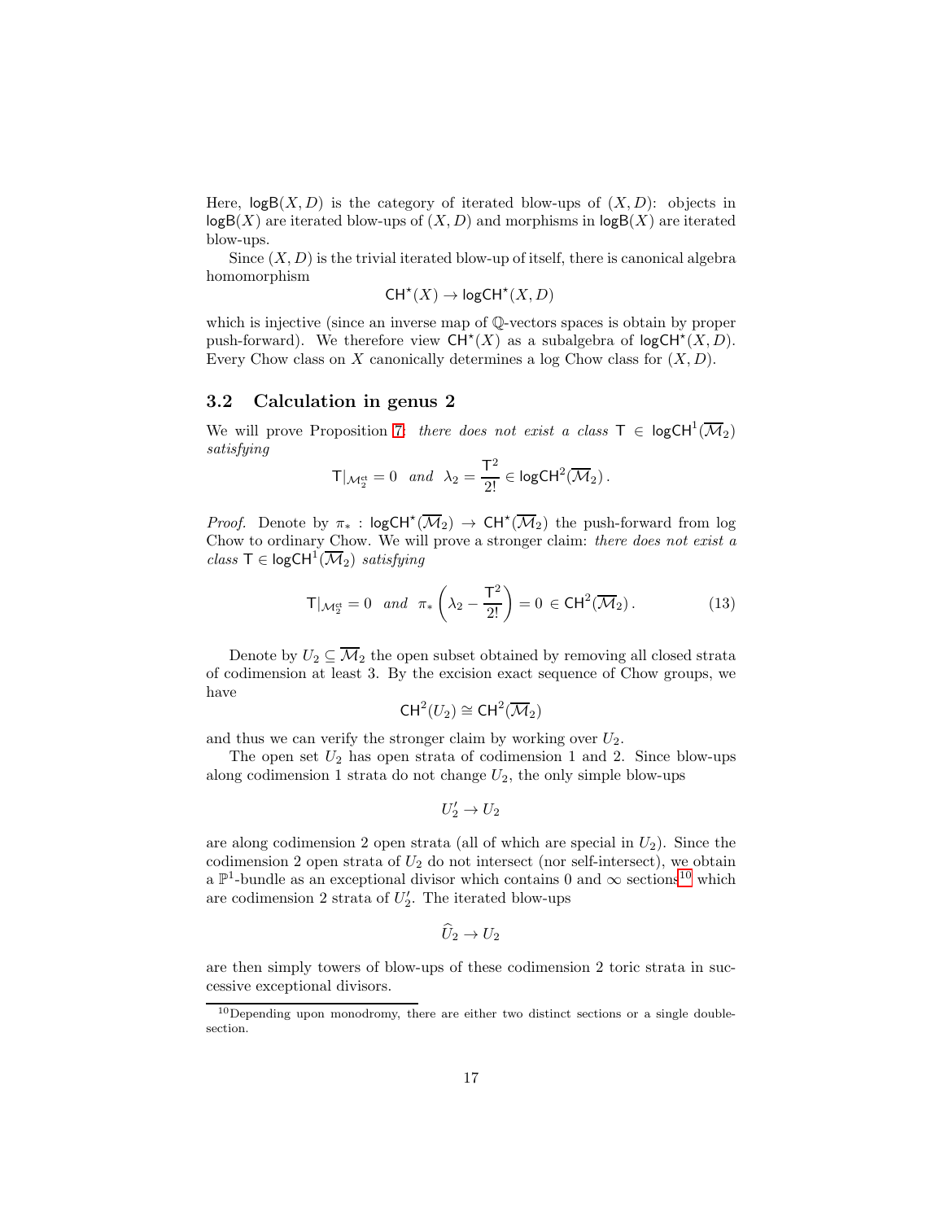Here, $\mathsf{logB}(X, D)$ is the category of iterated blow-ups of $(X, D)$: objects in $\mathsf{logB}(X)$ are iterated blow-ups of $(X, D)$ and morphisms in $\mathsf{logB}(X)$ are iterated blow-ups.

Since $(X, D)$ is the trivial iterated blow-up of itself, there is canonical algebra homomorphism

$$\mathsf{CH}^\star(X) \to \mathsf{logCH}^\star(X, D)$$

which is injective (since an inverse map of $\mathbb{Q}$-vectors spaces is obtain by proper push-forward). We therefore view $\mathsf{CH}^\star(X)$ as a subalgebra of $\mathsf{logCH}^\star(X, D)$. Every Chow class on $X$ canonically determines a log Chow class for $(X, D)$.

## 3.2 Calculation in genus 2

We will prove Proposition 7: *there does not exist a class* $\mathsf{T} \in \mathsf{logCH}^1(\overline{\mathcal{M}}_2)$ *satisfying*

$$\mathsf{T}|_{\mathcal{M}_2^{\mathrm{ct}}} = 0 \quad \textit{and} \quad \lambda_2 = \frac{\mathsf{T}^2}{2!} \in \mathsf{logCH}^2(\overline{\mathcal{M}}_2)\,.$$

*Proof.* Denote by $\pi_* : \mathsf{logCH}^\star(\overline{\mathcal{M}}_2) \to \mathsf{CH}^\star(\overline{\mathcal{M}}_2)$ the push-forward from log Chow to ordinary Chow. We will prove a stronger claim: *there does not exist a class* $\mathsf{T} \in \mathsf{logCH}^1(\overline{\mathcal{M}}_2)$ *satisfying*

$$\mathsf{T}|_{\mathcal{M}_2^{\mathrm{ct}}} = 0 \quad \textit{and} \quad \pi_*\left(\lambda_2 - \frac{\mathsf{T}^2}{2!}\right) = 0 \in \mathsf{CH}^2(\overline{\mathcal{M}}_2)\,. \tag{13}$$

Denote by $U_2 \subseteq \overline{\mathcal{M}}_2$ the open subset obtained by removing all closed strata of codimension at least 3. By the excision exact sequence of Chow groups, we have

$$\mathsf{CH}^2(U_2) \cong \mathsf{CH}^2(\overline{\mathcal{M}}_2)$$

and thus we can verify the stronger claim by working over $U_2$.

The open set $U_2$ has open strata of codimension 1 and 2. Since blow-ups along codimension 1 strata do not change $U_2$, the only simple blow-ups

$$U_2' \to U_2$$

are along codimension 2 open strata (all of which are special in $U_2$). Since the codimension 2 open strata of $U_2$ do not intersect (nor self-intersect), we obtain a $\mathbb{P}^1$-bundle as an exceptional divisor which contains 0 and $\infty$ sections[10] which are codimension 2 strata of $U_2'$. The iterated blow-ups

$$\widehat{U}_2 \to U_2$$

are then simply towers of blow-ups of these codimension 2 toric strata in successive exceptional divisors.

[10]Depending upon monodromy, there are either two distinct sections or a single double-section.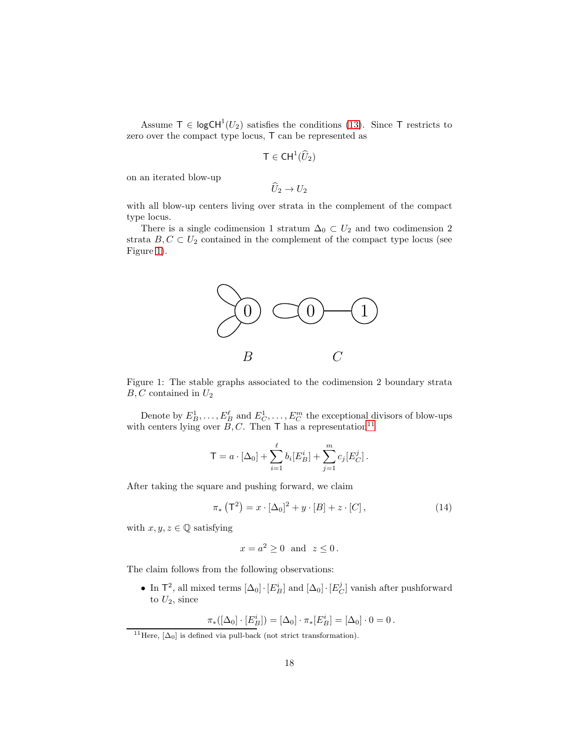Assume $\mathsf{T} \in \mathsf{logCH}^1(U_2)$ satisfies the conditions (13). Since $\mathsf{T}$ restricts to zero over the compact type locus, $\mathsf{T}$ can be represented as

$$\mathsf{T} \in \mathsf{CH}^1(\widehat{U}_2)$$

on an iterated blow-up

$$\widehat{U}_2 \to U_2$$

with all blow-up centers living over strata in the complement of the compact type locus.

There is a single codimension 1 stratum $\Delta_0 \subset U_2$ and two codimension 2 strata $B, C \subset U_2$ contained in the complement of the compact type locus (see Figure 1).

Figure 1: The stable graphs associated to the codimension 2 boundary strata $B, C$ contained in $U_2$

Denote by $E_B^1, \ldots, E_B^\ell$ and $E_C^1, \ldots, E_C^m$ the exceptional divisors of blow-ups with centers lying over $B, C$. Then $\mathsf{T}$ has a representation[11]

$$\mathsf{T} = a \cdot [\Delta_0] + \sum_{i=1}^{\ell} b_i [E_B^i] + \sum_{j=1}^{m} c_j [E_C^j]\,.$$

After taking the square and pushing forward, we claim

$$\pi_* \left(\mathsf{T}^2\right) = x \cdot [\Delta_0]^2 + y \cdot [B] + z \cdot [C]\,, \tag{14}$$

with $x, y, z \in \mathbb{Q}$ satisfying

$$x = a^2 \geq 0 \quad \text{and} \quad z \leq 0\,.$$

The claim follows from the following observations:

- In $\mathsf{T}^2$, all mixed terms $[\Delta_0] \cdot [E_B^i]$ and $[\Delta_0] \cdot [E_C^j]$ vanish after pushforward to $U_2$, since

$$\pi_*([\Delta_0] \cdot [E_B^i]) = [\Delta_0] \cdot \pi_*[E_B^i] = [\Delta_0] \cdot 0 = 0\,.$$

[11] Here, $[\Delta_0]$ is defined via pull-back (not strict transformation).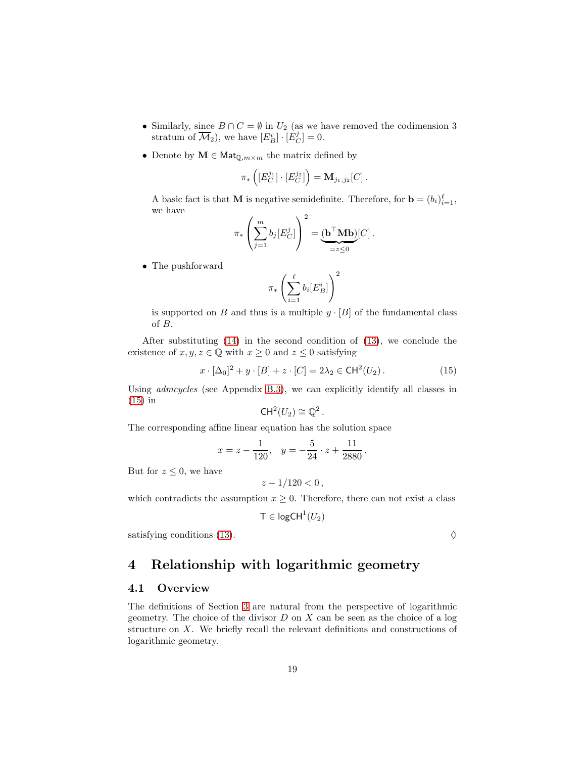- Similarly, since $B \cap C = \emptyset$ in $U_2$ (as we have removed the codimension 3 stratum of $\overline{\mathcal{M}}_2$), we have $[E_B^i] \cdot [E_C^j] = 0$.

- Denote by $\mathbf{M} \in \mathsf{Mat}_{\mathbb{Q}, m \times m}$ the matrix defined by

$$\pi_* \left( [E_C^{j_1}] \cdot [E_C^{j_2}] \right) = \mathbf{M}_{j_1, j_2}[C] \,.$$

A basic fact is that $\mathbf{M}$ is negative semidefinite. Therefore, for $\mathbf{b} = (b_i)_{i=1}^{\ell}$, we have

$$\pi_* \left( \sum_{j=1}^{m} b_j [E_C^j] \right)^2 = \underbrace{(\mathbf{b}^\top \mathbf{M} \mathbf{b})}_{=z \leq 0} [C] \,.$$

- The pushforward

$$\pi_* \left( \sum_{i=1}^{\ell} b_i [E_B^i] \right)^2$$

is supported on $B$ and thus is a multiple $y \cdot [B]$ of the fundamental class of $B$.

After substituting (14) in the second condition of (13), we conclude the existence of $x, y, z \in \mathbb{Q}$ with $x \geq 0$ and $z \leq 0$ satisfying

$$x \cdot [\Delta_0]^2 + y \cdot [B] + z \cdot [C] = 2\lambda_2 \in \mathsf{CH}^2(U_2) \,. \tag{15}$$

Using *admcycles* (see Appendix B.3), we can explicitly identify all classes in (15) in

$$\mathsf{CH}^2(U_2) \cong \mathbb{Q}^2 \,.$$

The corresponding affine linear equation has the solution space

$$x = z - \frac{1}{120}, \quad y = -\frac{5}{24} \cdot z + \frac{11}{2880} \,.$$

But for $z \leq 0$, we have

$$z - 1/120 < 0 \,,$$

which contradicts the assumption $x \geq 0$. Therefore, there can not exist a class

$$\mathsf{T} \in \mathsf{logCH}^1(U_2)$$

satisfying conditions (13). ◊

# 4 Relationship with logarithmic geometry

## 4.1 Overview

The definitions of Section 3 are natural from the perspective of logarithmic geometry. The choice of the divisor $D$ on $X$ can be seen as the choice of a log structure on $X$. We briefly recall the relevant definitions and constructions of logarithmic geometry.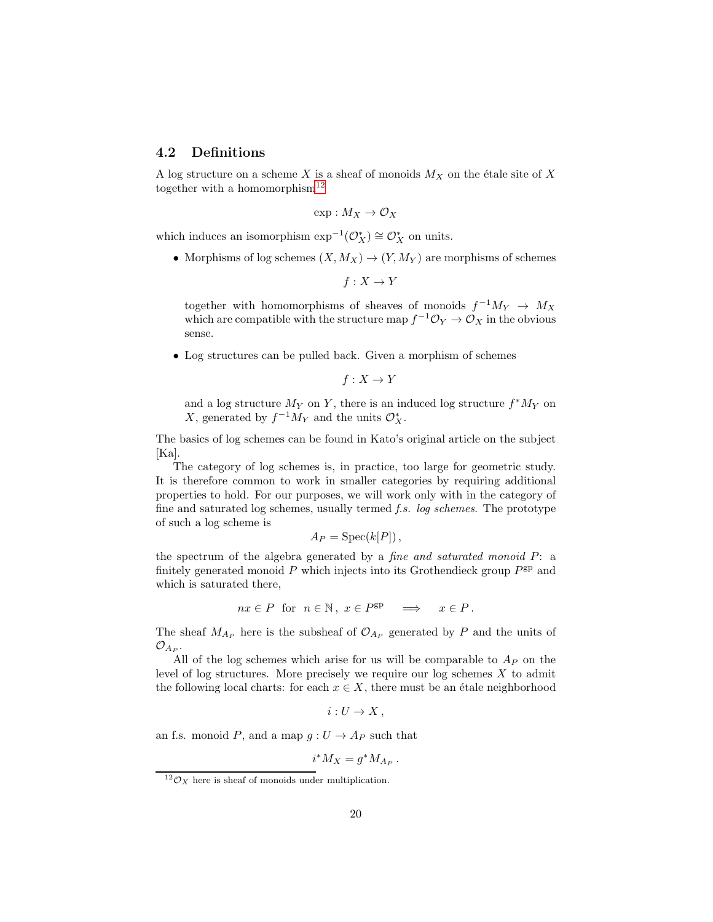## 4.2 Definitions

A log structure on a scheme $X$ is a sheaf of monoids $M_X$ on the étale site of $X$ together with a homomorphism[12]

$$\exp : M_X \to \mathcal{O}_X$$

which induces an isomorphism $\exp^{-1}(\mathcal{O}_X^*) \cong \mathcal{O}_X^*$ on units.

- Morphisms of log schemes $(X, M_X) \to (Y, M_Y)$ are morphisms of schemes

  $$f : X \to Y$$

  together with homomorphisms of sheaves of monoids $f^{-1}M_Y \to M_X$ which are compatible with the structure map $f^{-1}\mathcal{O}_Y \to \mathcal{O}_X$ in the obvious sense.

- Log structures can be pulled back. Given a morphism of schemes

  $$f : X \to Y$$

  and a log structure $M_Y$ on $Y$, there is an induced log structure $f^*M_Y$ on $X$, generated by $f^{-1}M_Y$ and the units $\mathcal{O}_X^*$.

The basics of log schemes can be found in Kato's original article on the subject [Ka].

The category of log schemes is, in practice, too large for geometric study. It is therefore common to work in smaller categories by requiring additional properties to hold. For our purposes, we will work only with in the category of fine and saturated log schemes, usually termed *f.s. log schemes*. The prototype of such a log scheme is

$$A_P = \operatorname{Spec}(k[P]),$$

the spectrum of the algebra generated by a *fine and saturated monoid* $P$: a finitely generated monoid $P$ which injects into its Grothendieck group $P^{\mathrm{gp}}$ and which is saturated there,

$$nx \in P \ \text{ for } \ n \in \mathbb{N},\ x \in P^{\mathrm{gp}} \quad \Longrightarrow \quad x \in P.$$

The sheaf $M_{A_P}$ here is the subsheaf of $\mathcal{O}_{A_P}$ generated by $P$ and the units of $\mathcal{O}_{A_P}$.

All of the log schemes which arise for us will be comparable to $A_P$ on the level of log structures. More precisely we require our log schemes $X$ to admit the following local charts: for each $x \in X$, there must be an étale neighborhood

$$i : U \to X,$$

an f.s. monoid $P$, and a map $g : U \to A_P$ such that

$$i^*M_X = g^*M_{A_P}.$$

[12] $\mathcal{O}_X$ here is sheaf of monoids under multiplication.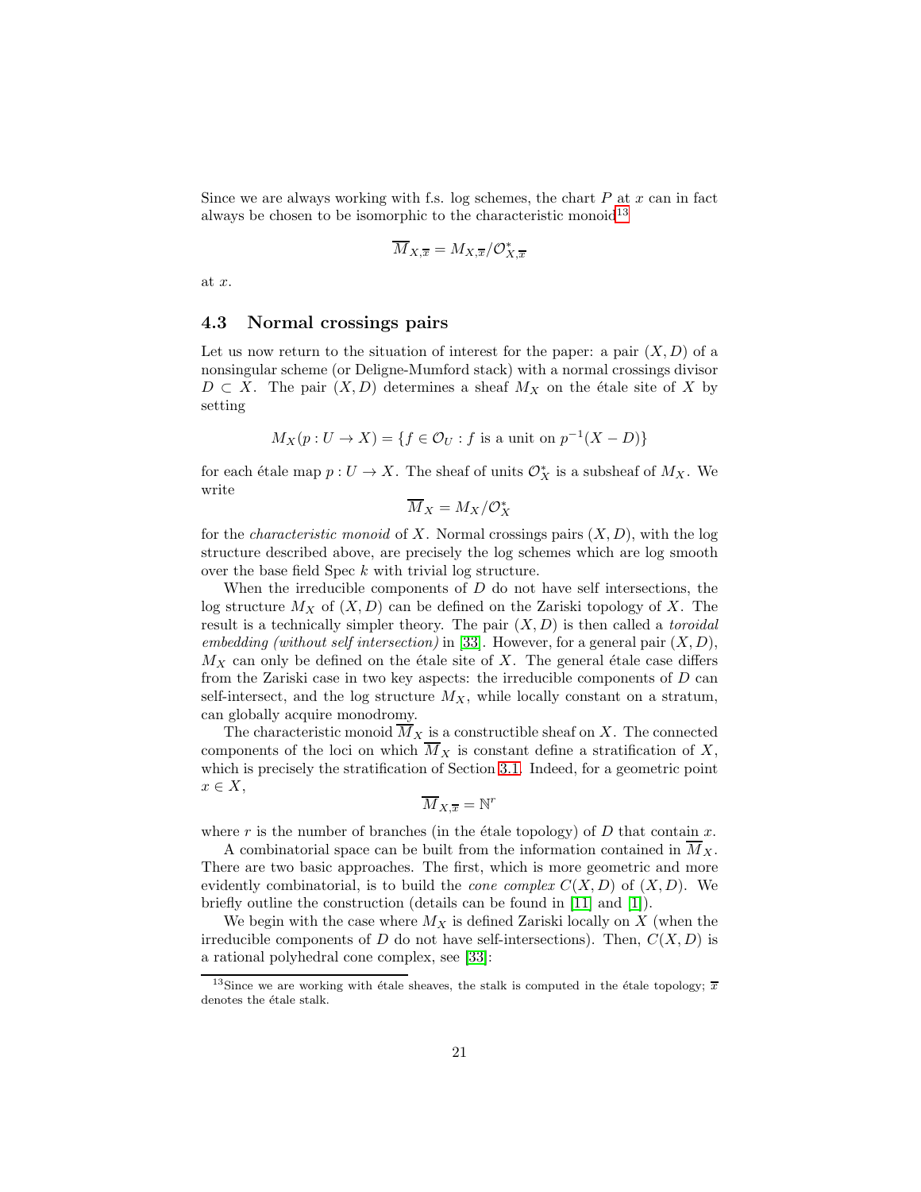Since we are always working with f.s. log schemes, the chart $P$ at $x$ can in fact always be chosen to be isomorphic to the characteristic monoid[13]

$$\overline{M}_{X,\overline{x}} = M_{X,\overline{x}}/\mathcal{O}^*_{X,\overline{x}}$$

at $x$.

### 4.3 Normal crossings pairs

Let us now return to the situation of interest for the paper: a pair $(X, D)$ of a nonsingular scheme (or Deligne-Mumford stack) with a normal crossings divisor $D \subset X$. The pair $(X, D)$ determines a sheaf $M_X$ on the étale site of $X$ by setting

$$M_X(p : U \to X) = \{f \in \mathcal{O}_U : f \text{ is a unit on } p^{-1}(X - D)\}$$

for each étale map $p : U \to X$. The sheaf of units $\mathcal{O}^*_X$ is a subsheaf of $M_X$. We write

$$\overline{M}_X = M_X/\mathcal{O}^*_X$$

for the *characteristic monoid* of $X$. Normal crossings pairs $(X, D)$, with the log structure described above, are precisely the log schemes which are log smooth over the base field Spec $k$ with trivial log structure.

When the irreducible components of $D$ do not have self intersections, the log structure $M_X$ of $(X, D)$ can be defined on the Zariski topology of $X$. The result is a technically simpler theory. The pair $(X, D)$ is then called a *toroidal embedding (without self intersection)* in [33]. However, for a general pair $(X, D)$, $M_X$ can only be defined on the étale site of $X$. The general étale case differs from the Zariski case in two key aspects: the irreducible components of $D$ can self-intersect, and the log structure $M_X$, while locally constant on a stratum, can globally acquire monodromy.

The characteristic monoid $\overline{M}_X$ is a constructible sheaf on $X$. The connected components of the loci on which $\overline{M}_X$ is constant define a stratification of $X$, which is precisely the stratification of Section 3.1. Indeed, for a geometric point $x \in X$,

$$\overline{M}_{X,\overline{x}} = \mathbb{N}^r$$

where $r$ is the number of branches (in the étale topology) of $D$ that contain $x$.

A combinatorial space can be built from the information contained in $\overline{M}_X$. There are two basic approaches. The first, which is more geometric and more evidently combinatorial, is to build the *cone complex* $C(X, D)$ of $(X, D)$. We briefly outline the construction (details can be found in [11] and [1]).

We begin with the case where $M_X$ is defined Zariski locally on $X$ (when the irreducible components of $D$ do not have self-intersections). Then, $C(X, D)$ is a rational polyhedral cone complex, see [33]:

[13] Since we are working with étale sheaves, the stalk is computed in the étale topology; $\overline{x}$ denotes the étale stalk.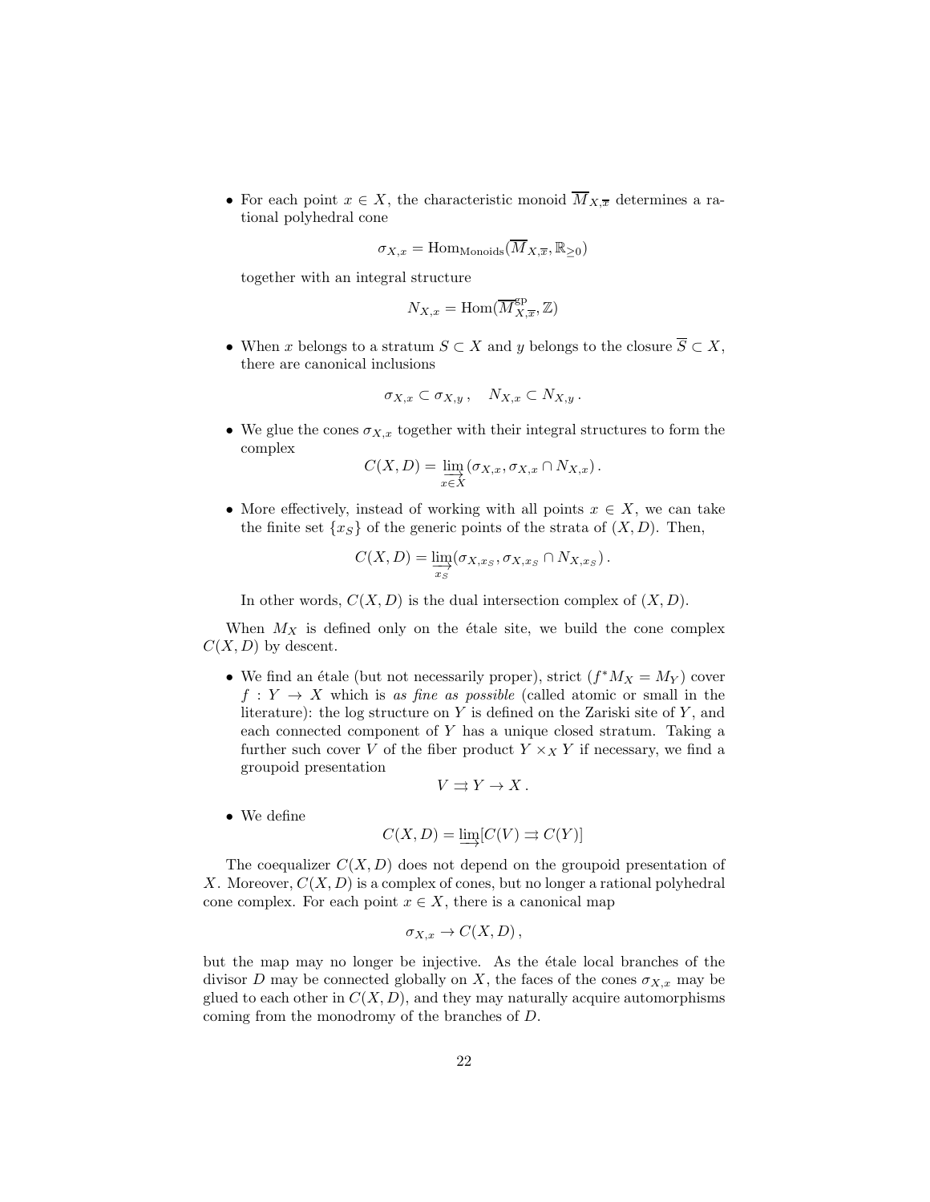- For each point $x \in X$, the characteristic monoid $\overline{M}_{X,\overline{x}}$ determines a rational polyhedral cone

$$\sigma_{X,x} = \mathrm{Hom}_{\mathrm{Monoids}}(\overline{M}_{X,\overline{x}}, \mathbb{R}_{\geq 0})$$

together with an integral structure

$$N_{X,x} = \mathrm{Hom}(\overline{M}^{\mathrm{gp}}_{X,\overline{x}}, \mathbb{Z})$$

- When $x$ belongs to a stratum $S \subset X$ and $y$ belongs to the closure $\overline{S} \subset X$, there are canonical inclusions

$$\sigma_{X,x} \subset \sigma_{X,y}\,, \quad N_{X,x} \subset N_{X,y}\,.$$

- We glue the cones $\sigma_{X,x}$ together with their integral structures to form the complex

$$C(X,D) = \varinjlim_{x \in X} (\sigma_{X,x}, \sigma_{X,x} \cap N_{X,x})\,.$$

- More effectively, instead of working with all points $x \in X$, we can take the finite set $\{x_S\}$ of the generic points of the strata of $(X,D)$. Then,

$$C(X,D) = \varinjlim_{x_S} (\sigma_{X,x_S}, \sigma_{X,x_S} \cap N_{X,x_S})\,.$$

In other words, $C(X,D)$ is the dual intersection complex of $(X,D)$.

When $M_X$ is defined only on the étale site, we build the cone complex $C(X,D)$ by descent.

- We find an étale (but not necessarily proper), strict ($f^*M_X = M_Y$) cover $f : Y \to X$ which is *as fine as possible* (called atomic or small in the literature): the log structure on $Y$ is defined on the Zariski site of $Y$, and each connected component of $Y$ has a unique closed stratum. Taking a further such cover $V$ of the fiber product $Y \times_X Y$ if necessary, we find a groupoid presentation

$$V \rightrightarrows Y \to X\,.$$

- We define

$$C(X,D) = \varinjlim [C(V) \rightrightarrows C(Y)]$$

The coequalizer $C(X,D)$ does not depend on the groupoid presentation of $X$. Moreover, $C(X,D)$ is a complex of cones, but no longer a rational polyhedral cone complex. For each point $x \in X$, there is a canonical map

$$\sigma_{X,x} \to C(X,D)\,,$$

but the map may no longer be injective. As the étale local branches of the divisor $D$ may be connected globally on $X$, the faces of the cones $\sigma_{X,x}$ may be glued to each other in $C(X,D)$, and they may naturally acquire automorphisms coming from the monodromy of the branches of $D$.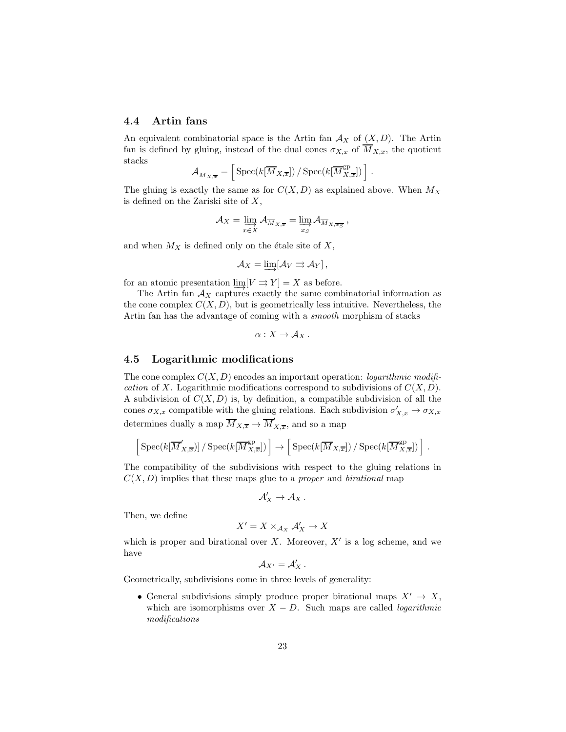### 4.4 Artin fans

An equivalent combinatorial space is the Artin fan $\mathcal{A}_X$ of $(X, D)$. The Artin fan is defined by gluing, instead of the dual cones $\sigma_{X,x}$ of $\overline{M}_{X,\overline{x}}$, the quotient stacks

$$\mathcal{A}_{\overline{M}_{X,\overline{x}}} = \left[ \operatorname{Spec}(k[\overline{M}_{X,\overline{x}}]) \,/\, \operatorname{Spec}(k[\overline{M}^{\mathrm{gp}}_{X,\overline{x}}]) \right] .$$

The gluing is exactly the same as for $C(X, D)$ as explained above. When $M_X$ is defined on the Zariski site of $X$,

$$\mathcal{A}_X = \varinjlim_{x \in X} \mathcal{A}_{\overline{M}_{X,\overline{x}}} = \varinjlim_{x_S} \mathcal{A}_{\overline{M}_{X,\overline{x_S}}} ,$$

and when $M_X$ is defined only on the étale site of $X$,

$$\mathcal{A}_X = \varinjlim [\mathcal{A}_V \rightrightarrows \mathcal{A}_Y] ,$$

for an atomic presentation $\varinjlim [V \rightrightarrows Y] = X$ as before.

The Artin fan $\mathcal{A}_X$ captures exactly the same combinatorial information as the cone complex $C(X, D)$, but is geometrically less intuitive. Nevertheless, the Artin fan has the advantage of coming with a *smooth* morphism of *stacks*

$$\alpha : X \to \mathcal{A}_X .$$

### 4.5 Logarithmic modifications

The cone complex $C(X, D)$ encodes an important operation: *logarithmic modification* of $X$. Logarithmic modifications correspond to subdivisions of $C(X, D)$. A subdivision of $C(X, D)$ is, by definition, a compatible subdivision of all the cones $\sigma_{X,x}$ compatible with the gluing relations. Each subdivision $\sigma'_{X,x} \to \sigma_{X,x}$ determines dually a map $\overline{M}_{X,\overline{x}} \to \overline{M}'_{X,\overline{x}}$, and so a map

$$\left[ \operatorname{Spec}(k[\overline{M}'_{X,\overline{x}}]) \,/\, \operatorname{Spec}(k[\overline{M}^{\mathrm{gp}}_{X,\overline{x}}]) \right] \to \left[ \operatorname{Spec}(k[\overline{M}_{X,\overline{x}}]) \,/\, \operatorname{Spec}(k[\overline{M}^{\mathrm{gp}}_{X,\overline{x}}]) \right] .$$

The compatibility of the subdivisions with respect to the gluing relations in $C(X, D)$ implies that these maps glue to a *proper* and *birational* map

$$\mathcal{A}'_X \to \mathcal{A}_X .$$

Then, we define

$$X' = X \times_{\mathcal{A}_X} \mathcal{A}'_X \to X$$

which is proper and birational over $X$. Moreover, $X'$ is a log scheme, and we have

$$\mathcal{A}_{X'} = \mathcal{A}'_X .$$

Geometrically, subdivisions come in three levels of generality:

- General subdivisions simply produce proper birational maps $X' \to X$, which are isomorphisms over $X - D$. Such maps are called *logarithmic modifications*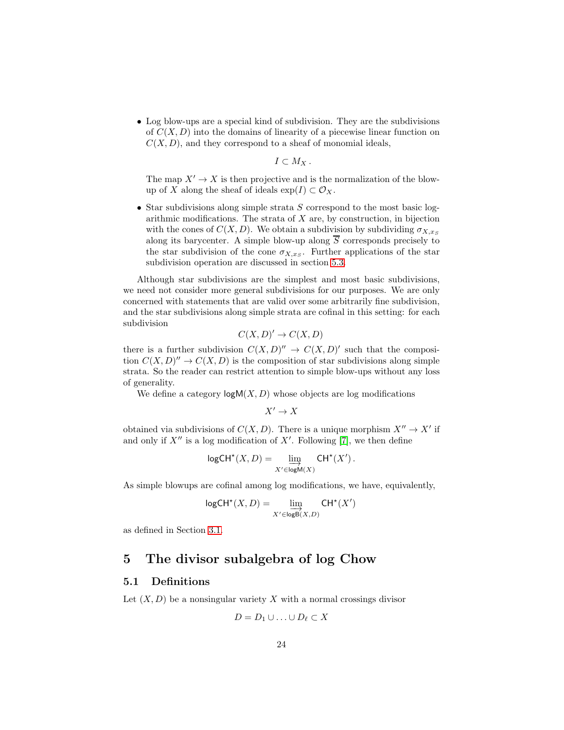- Log blow-ups are a special kind of subdivision. They are the subdivisions of $C(X, D)$ into the domains of linearity of a piecewise linear function on $C(X, D)$, and they correspond to a sheaf of monomial ideals,

$$I \subset M_X \,.$$

The map $X' \to X$ is then projective and is the normalization of the blow-up of $X$ along the sheaf of ideals $\exp(I) \subset \mathcal{O}_X$.

- Star subdivisions along simple strata $S$ correspond to the most basic logarithmic modifications. The strata of $X$ are, by construction, in bijection with the cones of $C(X, D)$. We obtain a subdivision by subdividing $\sigma_{X,x_S}$ along its barycenter. A simple blow-up along $\overline{S}$ corresponds precisely to the star subdivision of the cone $\sigma_{X,x_S}$. Further applications of the star subdivision operation are discussed in section 5.3.

Although star subdivisions are the simplest and most basic subdivisions, we need not consider more general subdivisions for our purposes. We are only concerned with statements that are valid over some arbitrarily fine subdivision, and the star subdivisions along simple strata are cofinal in this setting: for each subdivision

$$C(X, D)' \to C(X, D)$$

there is a further subdivision $C(X, D)'' \to C(X, D)'$ such that the composition $C(X, D)'' \to C(X, D)$ is the composition of star subdivisions along simple strata. So the reader can restrict attention to simple blow-ups without any loss of generality.

We define a category $\mathsf{logM}(X, D)$ whose objects are log modifications

$$X' \to X$$

obtained via subdivisions of $C(X, D)$. There is a unique morphism $X'' \to X'$ if and only if $X''$ is a log modification of $X'$. Following [7], we then define

$$\mathsf{logCH}^\star(X, D) = \varinjlim_{X' \in \mathsf{logM}(X)} \mathsf{CH}^\star(X')\,.$$

As simple blowups are cofinal among log modifications, we have, equivalently,

$$\mathsf{logCH}^\star(X, D) = \varinjlim_{X' \in \mathsf{logB}(X,D)} \mathsf{CH}^\star(X')$$

as defined in Section 3.1.

# 5 The divisor subalgebra of log Chow

## 5.1 Definitions

Let $(X, D)$ be a nonsingular variety $X$ with a normal crossings divisor

$$D = D_1 \cup \ldots \cup D_\ell \subset X$$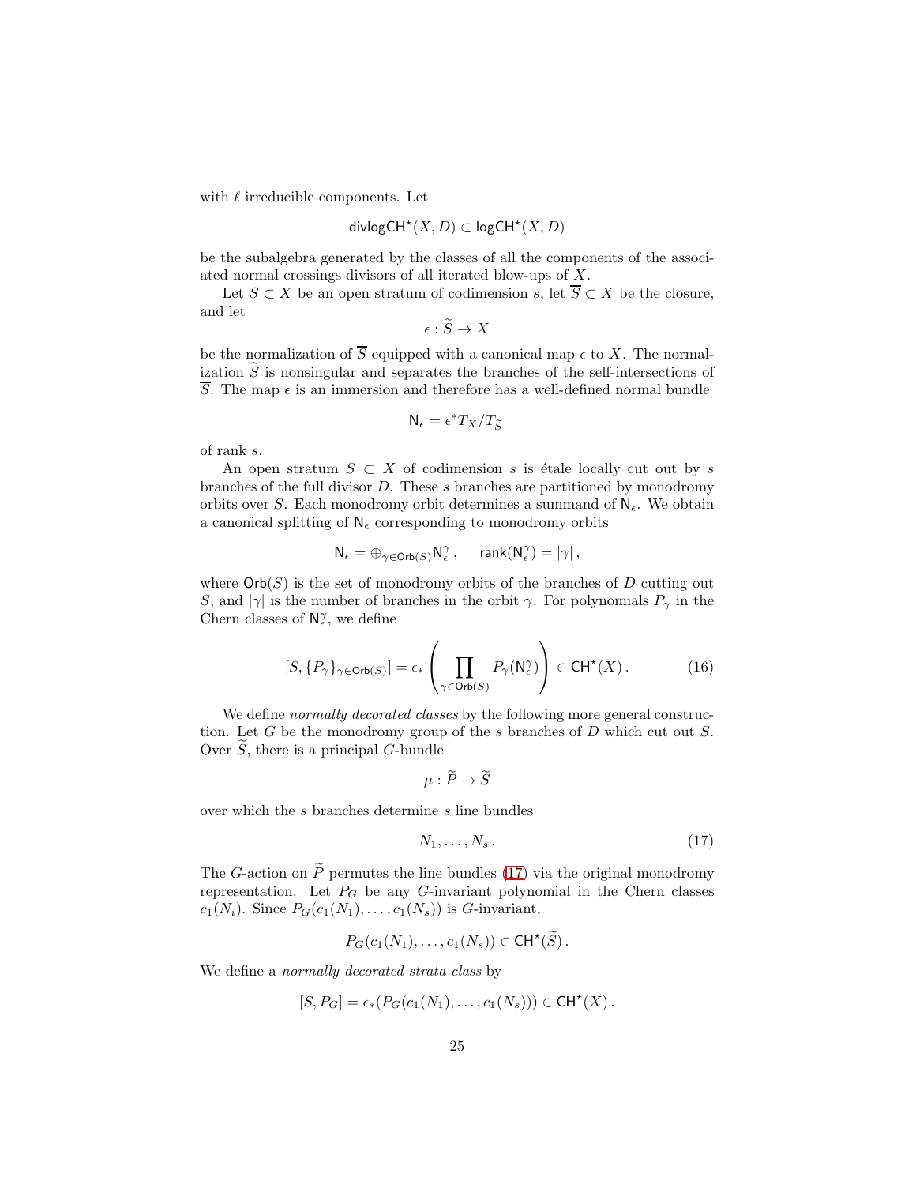with $\ell$ irreducible components. Let

$$\mathsf{divlogCH}^\star(X,D) \subset \mathsf{logCH}^\star(X,D)$$

be the subalgebra generated by the classes of all the components of the associated normal crossings divisors of all iterated blow-ups of $X$.

Let $S \subset X$ be an open stratum of codimension $s$, let $\overline{S} \subset X$ be the closure, and let

$$\epsilon : \widetilde{S} \to X$$

be the normalization of $\overline{S}$ equipped with a canonical map $\epsilon$ to $X$. The normalization $\widetilde{S}$ is nonsingular and separates the branches of the self-intersections of $\overline{S}$. The map $\epsilon$ is an immersion and therefore has a well-defined normal bundle

$$\mathsf{N}_\epsilon = \epsilon^* T_X / T_{\widetilde{S}}$$

of rank $s$.

An open stratum $S \subset X$ of codimension $s$ is étale locally cut out by $s$ branches of the full divisor $D$. These $s$ branches are partitioned by monodromy orbits over $S$. Each monodromy orbit determines a summand of $\mathsf{N}_\epsilon$. We obtain a canonical splitting of $\mathsf{N}_\epsilon$ corresponding to monodromy orbits

$$\mathsf{N}_\epsilon = \oplus_{\gamma \in \mathsf{Orb}(S)} \mathsf{N}_\epsilon^\gamma \,, \quad \mathsf{rank}(\mathsf{N}_\epsilon^\gamma) = |\gamma| \,,$$

where $\mathsf{Orb}(S)$ is the set of monodromy orbits of the branches of $D$ cutting out $S$, and $|\gamma|$ is the number of branches in the orbit $\gamma$. For polynomials $P_\gamma$ in the Chern classes of $\mathsf{N}_\epsilon^\gamma$, we define

$$[S, \{P_\gamma\}_{\gamma \in \mathsf{Orb}(S)}] = \epsilon_* \left( \prod_{\gamma \in \mathsf{Orb}(S)} P_\gamma(\mathsf{N}_\epsilon^\gamma) \right) \in \mathsf{CH}^\star(X) \,. \tag{16}$$

We define *normally decorated classes* by the following more general construction. Let $G$ be the monodromy group of the $s$ branches of $D$ which cut out $S$. Over $\widetilde{S}$, there is a principal $G$-bundle

$$\mu : \widetilde{P} \to \widetilde{S}$$

over which the $s$ branches determine $s$ line bundles

$$N_1, \ldots, N_s \,. \tag{17}$$

The $G$-action on $\widetilde{P}$ permutes the line bundles (17) via the original monodromy representation. Let $P_G$ be any $G$-invariant polynomial in the Chern classes $c_1(N_i)$. Since $P_G(c_1(N_1), \ldots, c_1(N_s))$ is $G$-invariant,

$$P_G(c_1(N_1), \ldots, c_1(N_s)) \in \mathsf{CH}^\star(\widetilde{S}) \,.$$

We define a *normally decorated strata class* by

$$[S, P_G] = \epsilon_*(P_G(c_1(N_1), \ldots, c_1(N_s))) \in \mathsf{CH}^\star(X) \,.$$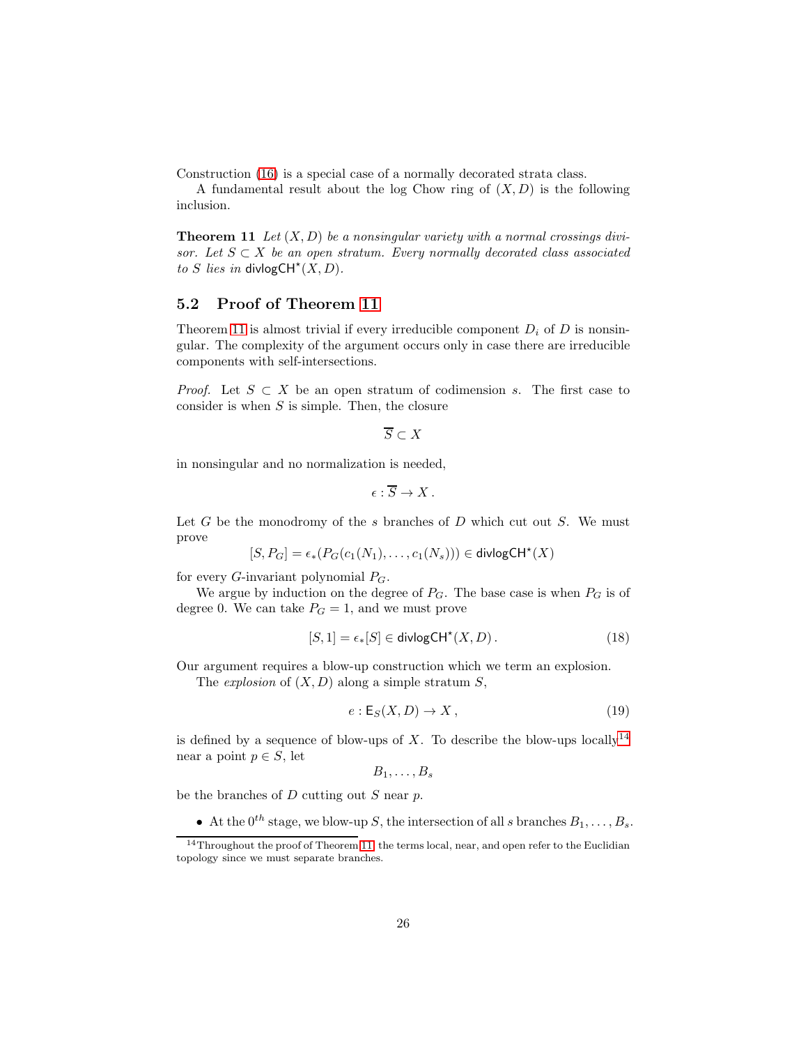Construction (16) is a special case of a normally decorated strata class.

A fundamental result about the log Chow ring of $(X, D)$ is the following inclusion.

**Theorem 11** *Let $(X, D)$ be a nonsingular variety with a normal crossings divisor. Let $S \subset X$ be an open stratum. Every normally decorated class associated to $S$ lies in $\mathsf{divlogCH}^\star(X, D)$.*

## 5.2 Proof of Theorem 11

Theorem 11 is almost trivial if every irreducible component $D_i$ of $D$ is nonsingular. The complexity of the argument occurs only in case there are irreducible components with self-intersections.

*Proof.* Let $S \subset X$ be an open stratum of codimension $s$. The first case to consider is when $S$ is simple. Then, the closure

$$\overline{S} \subset X$$

in nonsingular and no normalization is needed,

$$\epsilon : \overline{S} \to X .$$

Let $G$ be the monodromy of the $s$ branches of $D$ which cut out $S$. We must prove

$$[S, P_G] = \epsilon_*(P_G(c_1(N_1), \ldots, c_1(N_s))) \in \mathsf{divlogCH}^\star(X)$$

for every $G$-invariant polynomial $P_G$.

We argue by induction on the degree of $P_G$. The base case is when $P_G$ is of degree 0. We can take $P_G = 1$, and we must prove

$$[S, 1] = \epsilon_*[S] \in \mathsf{divlogCH}^\star(X, D) . \tag{18}$$

Our argument requires a blow-up construction which we term an explosion.

The *explosion* of $(X, D)$ along a simple stratum $S$,

$$e : \mathsf{E}_S(X, D) \to X , \tag{19}$$

is defined by a sequence of blow-ups of $X$. To describe the blow-ups locally[14] near a point $p \in S$, let

$$B_1, \ldots, B_s$$

be the branches of $D$ cutting out $S$ near $p$.

- At the $0^{th}$ stage, we blow-up $S$, the intersection of all $s$ branches $B_1, \ldots, B_s$.

[14] Throughout the proof of Theorem 11, the terms local, near, and open refer to the Euclidian topology since we must separate branches.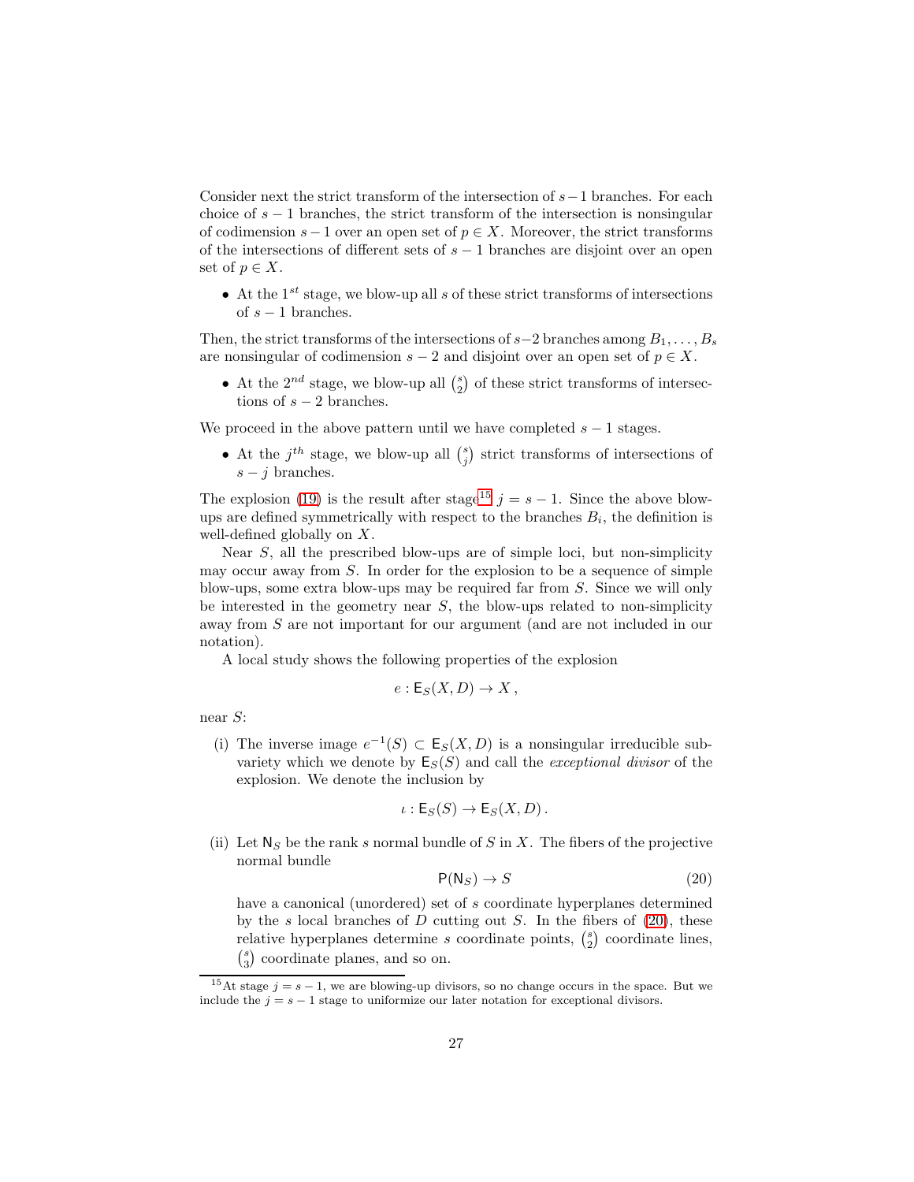Consider next the strict transform of the intersection of $s-1$ branches. For each choice of $s-1$ branches, the strict transform of the intersection is nonsingular of codimension $s-1$ over an open set of $p \in X$. Moreover, the strict transforms of the intersections of different sets of $s-1$ branches are disjoint over an open set of $p \in X$.

- At the $1^{st}$ stage, we blow-up all $s$ of these strict transforms of intersections of $s-1$ branches.

Then, the strict transforms of the intersections of $s-2$ branches among $B_1, \ldots, B_s$ are nonsingular of codimension $s-2$ and disjoint over an open set of $p \in X$.

- At the $2^{nd}$ stage, we blow-up all $\binom{s}{2}$ of these strict transforms of intersections of $s-2$ branches.

We proceed in the above pattern until we have completed $s-1$ stages.

- At the $j^{th}$ stage, we blow-up all $\binom{s}{j}$ strict transforms of intersections of $s-j$ branches.

The explosion (19) is the result after stage[15] $j = s-1$. Since the above blow-ups are defined symmetrically with respect to the branches $B_i$, the definition is well-defined globally on $X$.

Near $S$, all the prescribed blow-ups are of simple loci, but non-simplicity may occur away from $S$. In order for the explosion to be a sequence of simple blow-ups, some extra blow-ups may be required far from $S$. Since we will only be interested in the geometry near $S$, the blow-ups related to non-simplicity away from $S$ are not important for our argument (and are not included in our notation).

A local study shows the following properties of the explosion

$$e : \mathsf{E}_S(X, D) \to X\,,$$

near $S$:

(i) The inverse image $e^{-1}(S) \subset \mathsf{E}_S(X, D)$ is a nonsingular irreducible subvariety which we denote by $\mathsf{E}_S(S)$ and call the *exceptional divisor* of the explosion. We denote the inclusion by

$$\iota : \mathsf{E}_S(S) \to \mathsf{E}_S(X, D)\,.$$

(ii) Let $\mathsf{N}_S$ be the rank $s$ normal bundle of $S$ in $X$. The fibers of the projective normal bundle

$$\mathsf{P}(\mathsf{N}_S) \to S \tag{20}$$

have a canonical (unordered) set of $s$ coordinate hyperplanes determined by the $s$ local branches of $D$ cutting out $S$. In the fibers of (20), these relative hyperplanes determine $s$ coordinate points, $\binom{s}{2}$ coordinate lines, $\binom{s}{3}$ coordinate planes, and so on.

---

[15] At stage $j = s-1$, we are blowing-up divisors, so no change occurs in the space. But we include the $j = s-1$ stage to uniformize our later notation for exceptional divisors.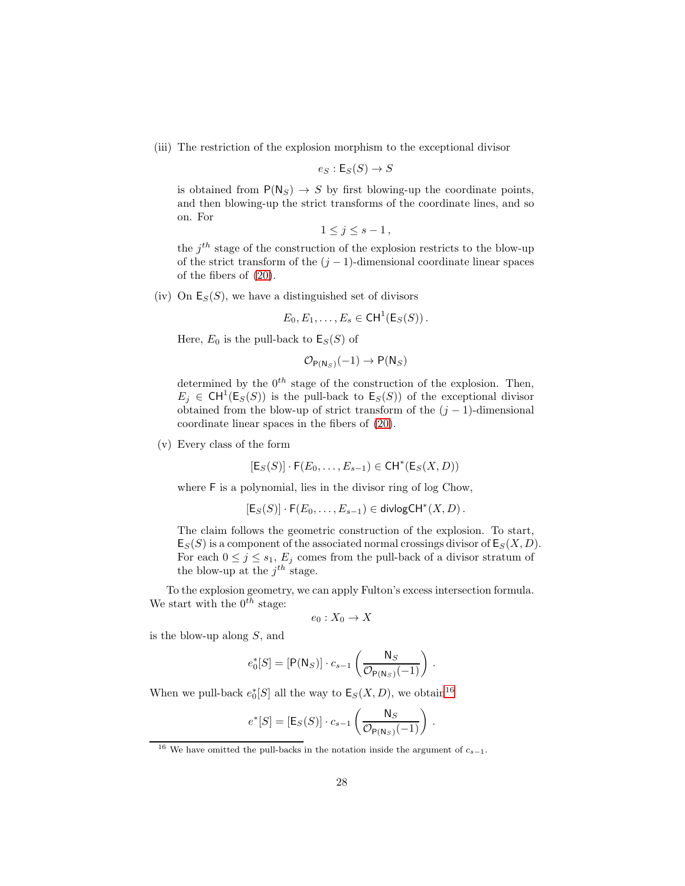(iii) The restriction of the explosion morphism to the exceptional divisor

$$e_S : \mathsf{E}_S(S) \to S$$

is obtained from $\mathsf{P}(\mathsf{N}_S) \to S$ by first blowing-up the coordinate points, and then blowing-up the strict transforms of the coordinate lines, and so on. For

$$1 \leq j \leq s-1\,,$$

the $j^{th}$ stage of the construction of the explosion restricts to the blow-up of the strict transform of the $(j-1)$-dimensional coordinate linear spaces of the fibers of (20).

(iv) On $\mathsf{E}_S(S)$, we have a distinguished set of divisors

$$E_0, E_1, \ldots, E_s \in \mathsf{CH}^1(\mathsf{E}_S(S))\,.$$

Here, $E_0$ is the pull-back to $\mathsf{E}_S(S)$ of

$$\mathcal{O}_{\mathsf{P}(\mathsf{N}_S)}(-1) \to \mathsf{P}(\mathsf{N}_S)$$

determined by the $0^{th}$ stage of the construction of the explosion. Then, $E_j \in \mathsf{CH}^1(\mathsf{E}_S(S))$ is the pull-back to $\mathsf{E}_S(S))$ of the exceptional divisor obtained from the blow-up of strict transform of the $(j-1)$-dimensional coordinate linear spaces in the fibers of (20).

(v) Every class of the form

$$[\mathsf{E}_S(S)] \cdot \mathsf{F}(E_0, \ldots, E_{s-1}) \in \mathsf{CH}^*(\mathsf{E}_S(X,D))$$

where $\mathsf{F}$ is a polynomial, lies in the divisor ring of log Chow,

$$[\mathsf{E}_S(S)] \cdot \mathsf{F}(E_0, \ldots, E_{s-1}) \in \mathsf{divlogCH}^*(X,D)\,.$$

The claim follows the geometric construction of the explosion. To start, $\mathsf{E}_S(S)$ is a component of the associated normal crossings divisor of $\mathsf{E}_S(X,D)$. For each $0 \leq j \leq s_1$, $E_j$ comes from the pull-back of a divisor stratum of the blow-up at the $j^{th}$ stage.

To the explosion geometry, we can apply Fulton's excess intersection formula. We start with the $0^{th}$ stage:

$$e_0 : X_0 \to X$$

is the blow-up along $S$, and

$$e_0^*[S] = [\mathsf{P}(\mathsf{N}_S)] \cdot c_{s-1}\left(\frac{\mathsf{N}_S}{\mathcal{O}_{\mathsf{P}(\mathsf{N}_S)}(-1)}\right)\,.$$

When we pull-back $e_0^*[S]$ all the way to $\mathsf{E}_S(X,D)$, we obtain[16]

$$e^*[S] = [\mathsf{E}_S(S)] \cdot c_{s-1}\left(\frac{\mathsf{N}_S}{\mathcal{O}_{\mathsf{P}(\mathsf{N}_S)}(-1)}\right)\,.$$

[16] We have omitted the pull-backs in the notation inside the argument of $c_{s-1}$.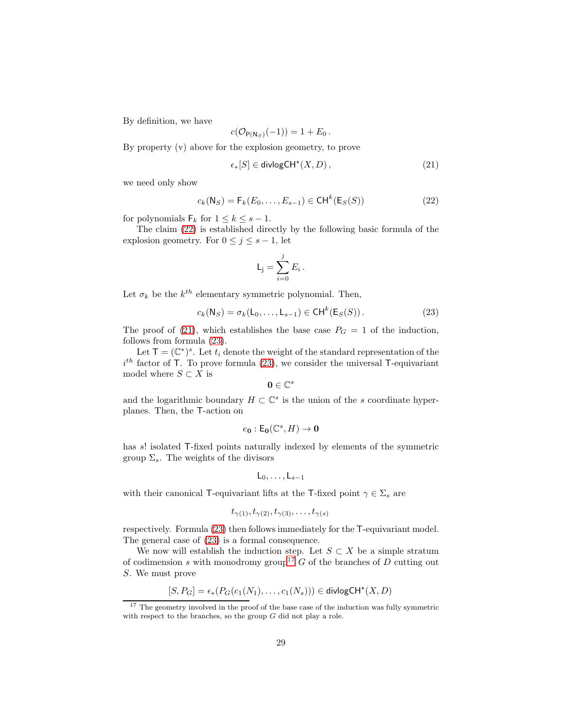By definition, we have

$$c(\mathcal{O}_{\mathsf{P}(\mathsf{N}_S)}(-1)) = 1 + E_0 \,.$$

By property (v) above for the explosion geometry, to prove

$$\epsilon_*[S] \in \mathsf{divlogCH}^\star(X, D)\,, \tag{21}$$

we need only show

$$c_k(\mathsf{N}_S) = \mathsf{F}_k(E_0, \ldots, E_{s-1}) \in \mathsf{CH}^k(\mathsf{E}_S(S)) \tag{22}$$

for polynomials $\mathsf{F}_k$ for $1 \leq k \leq s-1$.

The claim (22) is established directly by the following basic formula of the explosion geometry. For $0 \leq j \leq s-1$, let

$$\mathsf{L}_\mathsf{j} = \sum_{i=0}^{j} E_i \,.$$

Let $\sigma_k$ be the $k^{th}$ elementary symmetric polynomial. Then,

$$c_k(\mathsf{N}_S) = \sigma_k(\mathsf{L}_0, \ldots, \mathsf{L}_{s-1}) \in \mathsf{CH}^k(\mathsf{E}_S(S))\,. \tag{23}$$

The proof of (21), which establishes the base case $P_G = 1$ of the induction, follows from formula (23).

Let $\mathsf{T} = (\mathbb{C}^*)^s$. Let $t_i$ denote the weight of the standard representation of the $i^{th}$ factor of $\mathsf{T}$. To prove formula (23), we consider the universal $\mathsf{T}$-equivariant model where $S \subset X$ is

$$\mathbf{0} \in \mathbb{C}^s$$

and the logarithmic boundary $H \subset \mathbb{C}^s$ is the union of the $s$ coordinate hyperplanes. Then, the $\mathsf{T}$-action on

$$e_\mathbf{0} : \mathsf{E}_\mathbf{0}(\mathbb{C}^s, H) \to \mathbf{0}$$

has $s!$ isolated $\mathsf{T}$-fixed points naturally indexed by elements of the symmetric group $\Sigma_s$. The weights of the divisors

$$\mathsf{L}_0, \ldots, \mathsf{L}_{s-1}$$

with their canonical $\mathsf{T}$-equivariant lifts at the $\mathsf{T}$-fixed point $\gamma \in \Sigma_s$ are

$$t_{\gamma(1)}, t_{\gamma(2)}, t_{\gamma(3)}, \ldots, t_{\gamma(s)}$$

respectively. Formula (23) then follows immediately for the $\mathsf{T}$-equivariant model. The general case of (23) is a formal consequence.

We now will establish the induction step. Let $S \subset X$ be a simple stratum of codimension $s$ with monodromy group[17] $G$ of the branches of $D$ cutting out $S$. We must prove

$$[S, P_G] = \epsilon_*(P_G(c_1(N_1), \ldots, c_1(N_s))) \in \mathsf{divlogCH}^\star(X, D)$$

[17] The geometry involved in the proof of the base case of the induction was fully symmetric with respect to the branches, so the group $G$ did not play a role.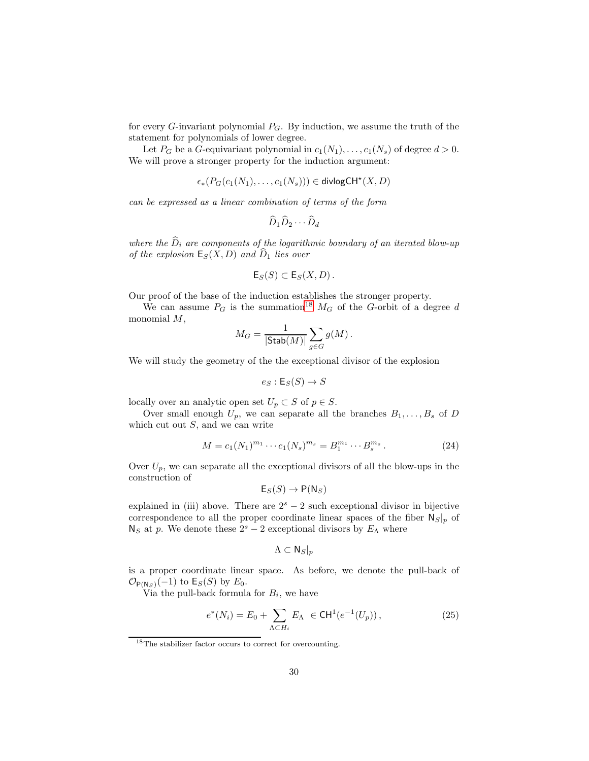for every $G$-invariant polynomial $P_G$. By induction, we assume the truth of the statement for polynomials of lower degree.

Let $P_G$ be a $G$-equivariant polynomial in $c_1(N_1), \ldots, c_1(N_s)$ of degree $d > 0$. We will prove a stronger property for the induction argument:

$$\epsilon_*(P_G(c_1(N_1), \ldots, c_1(N_s))) \in \mathsf{divlogCH}^\star(X, D)$$

*can be expressed as a linear combination of terms of the form*

$$\widehat{D}_1 \widehat{D}_2 \cdots \widehat{D}_d$$

*where the $\widehat{D}_i$ are components of the logarithmic boundary of an iterated blow-up of the explosion $\mathsf{E}_S(X, D)$ and $\widehat{D}_1$ lies over*

$$\mathsf{E}_S(S) \subset \mathsf{E}_S(X, D) .$$

Our proof of the base of the induction establishes the stronger property.

We can assume $P_G$ is the summation[18] $M_G$ of the $G$-orbit of a degree $d$ monomial $M$,

$$M_G = \frac{1}{|\mathsf{Stab}(M)|} \sum_{g \in G} g(M) .$$

We will study the geometry of the the exceptional divisor of the explosion

$$e_S : \mathsf{E}_S(S) \to S$$

locally over an analytic open set $U_p \subset S$ of $p \in S$.

Over small enough $U_p$, we can separate all the branches $B_1, \ldots, B_s$ of $D$ which cut out $S$, and we can write

$$M = c_1(N_1)^{m_1} \cdots c_1(N_s)^{m_s} = B_1^{m_1} \cdots B_s^{m_s} . \tag{24}$$

Over $U_p$, we can separate all the exceptional divisors of all the blow-ups in the construction of

$$\mathsf{E}_S(S) \to \mathsf{P}(\mathsf{N}_S)$$

explained in (iii) above. There are $2^s - 2$ such exceptional divisor in bijective correspondence to all the proper coordinate linear spaces of the fiber $\mathsf{N}_S|_p$ of $\mathsf{N}_S$ at $p$. We denote these $2^s - 2$ exceptional divisors by $E_\Lambda$ where

$$\Lambda \subset \mathsf{N}_S|_p$$

is a proper coordinate linear space. As before, we denote the pull-back of $\mathcal{O}_{\mathsf{P}(\mathsf{N}_S)}(-1)$ to $\mathsf{E}_S(S)$ by $E_0$.

Via the pull-back formula for $B_i$, we have

$$e^*(N_i) = E_0 + \sum_{\Lambda \subset H_i} E_\Lambda \ \in \mathsf{CH}^1(e^{-1}(U_p)) , \tag{25}$$

[18] The stabilizer factor occurs to correct for overcounting.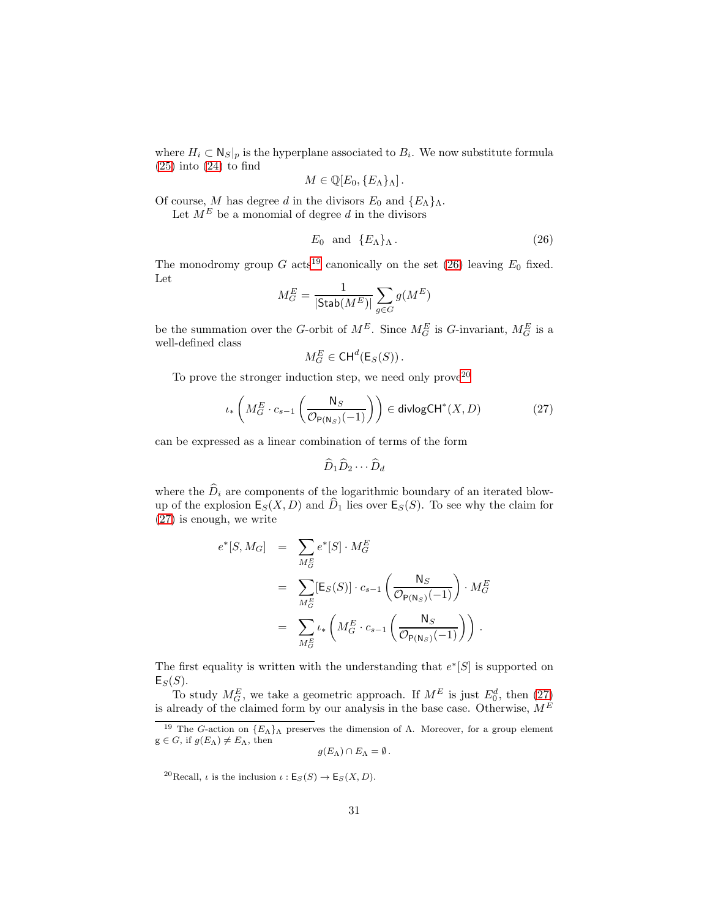where $H_i \subset \mathsf{N}_S|_p$ is the hyperplane associated to $B_i$. We now substitute formula (25) into (24) to find

$$M \in \mathbb{Q}[E_0, \{E_\Lambda\}_\Lambda]\,.$$

Of course, $M$ has degree $d$ in the divisors $E_0$ and $\{E_\Lambda\}_\Lambda$.

Let $M^E$ be a monomial of degree $d$ in the divisors

$$E_0 \;\text{ and }\; \{E_\Lambda\}_\Lambda\,. \tag{26}$$

The monodromy group $G$ acts[19] canonically on the set (26) leaving $E_0$ fixed. Let

$$M^E_G = \frac{1}{|\mathsf{Stab}(M^E)|}\sum_{g\in G} g(M^E)$$

be the summation over the $G$-orbit of $M^E$. Since $M^E_G$ is $G$-invariant, $M^E_G$ is a well-defined class

$$M^E_G \in \mathsf{CH}^d(\mathsf{E}_S(S))\,.$$

To prove the stronger induction step, we need only prove[20]

$$\iota_*\left(M^E_G \cdot c_{s-1}\left(\frac{\mathsf{N}_S}{\mathcal{O}_{\mathsf{P}(\mathsf{N}_S)}(-1)}\right)\right) \in \mathsf{divlogCH}^*(X,D) \tag{27}$$

can be expressed as a linear combination of terms of the form

$$\widehat{D}_1\widehat{D}_2\cdots\widehat{D}_d$$

where the $\widehat{D}_i$ are components of the logarithmic boundary of an iterated blow-up of the explosion $\mathsf{E}_S(X,D)$ and $\widehat{D}_1$ lies over $\mathsf{E}_S(S)$. To see why the claim for (27) is enough, we write

$$\begin{aligned}
e^*[S, M_G] &= \sum_{M^E_G} e^*[S]\cdot M^E_G \\
&= \sum_{M^E_G} [\mathsf{E}_S(S)]\cdot c_{s-1}\left(\frac{\mathsf{N}_S}{\mathcal{O}_{\mathsf{P}(\mathsf{N}_S)}(-1)}\right)\cdot M^E_G \\
&= \sum_{M^E_G} \iota_*\left(M^E_G\cdot c_{s-1}\left(\frac{\mathsf{N}_S}{\mathcal{O}_{\mathsf{P}(\mathsf{N}_S)}(-1)}\right)\right)\,.
\end{aligned}$$

The first equality is written with the understanding that $e^*[S]$ is supported on $\mathsf{E}_S(S)$.

To study $M^E_G$, we take a geometric approach. If $M^E$ is just $E_0^d$, then (27) is already of the claimed form by our analysis in the base case. Otherwise, $M^E$

---

[19] The $G$-action on $\{E_\Lambda\}_\Lambda$ preserves the dimension of $\Lambda$. Moreover, for a group element $g \in G$, if $g(E_\Lambda) \neq E_\Lambda$, then

$$g(E_\Lambda) \cap E_\Lambda = \emptyset\,.$$

[20] Recall, $\iota$ is the inclusion $\iota : \mathsf{E}_S(S) \to \mathsf{E}_S(X,D)$.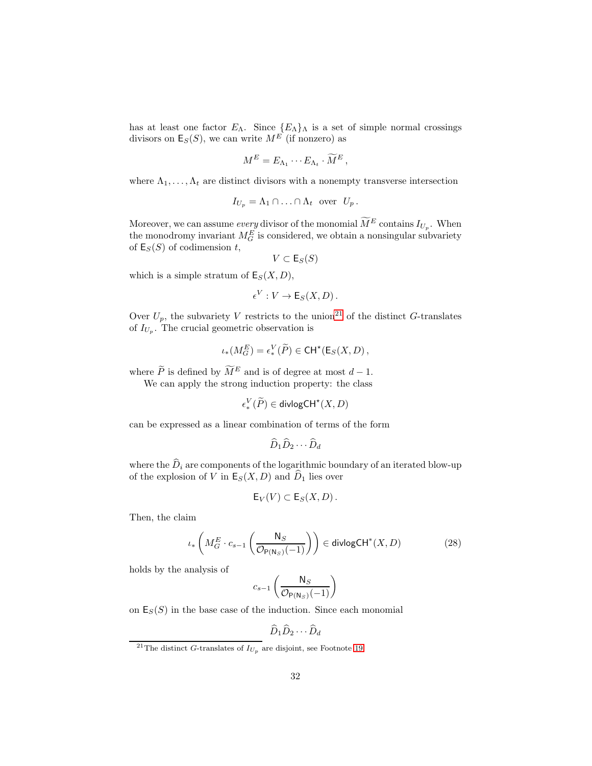has at least one factor $E_\Lambda$. Since $\{E_\Lambda\}_\Lambda$ is a set of simple normal crossings divisors on $\mathsf{E}_S(S)$, we can write $M^E$ (if nonzero) as

$$M^E = E_{\Lambda_1} \cdots E_{\Lambda_t} \cdot \widetilde{M}^E \,,$$

where $\Lambda_1, \ldots, \Lambda_t$ are distinct divisors with a nonempty transverse intersection

$$I_{U_p} = \Lambda_1 \cap \ldots \cap \Lambda_t \ \text{ over } \ U_p \,.$$

Moreover, we can assume *every* divisor of the monomial $\widetilde{M}^E$ contains $I_{U_p}$. When the monodromy invariant $M_G^E$ is considered, we obtain a nonsingular subvariety of $\mathsf{E}_S(S)$ of codimension $t$,

$$V \subset \mathsf{E}_S(S)$$

which is a simple stratum of $\mathsf{E}_S(X, D)$,

$$\epsilon^V : V \to \mathsf{E}_S(X, D) \,.$$

Over $U_p$, the subvariety $V$ restricts to the union[21] of the distinct $G$-translates of $I_{U_p}$. The crucial geometric observation is

$$\iota_*(M_G^E) = \epsilon_*^V(\widetilde{P}) \in \mathsf{CH}^\star(\mathsf{E}_S(X, D)\,,$$

where $\widetilde{P}$ is defined by $\widetilde{M}^E$ and is of degree at most $d-1$.

We can apply the strong induction property: the class

$$\epsilon_*^V(\widetilde{P}) \in \mathsf{divlogCH}^\star(X, D)$$

can be expressed as a linear combination of terms of the form

$$\widehat{D}_1 \widehat{D}_2 \cdots \widehat{D}_d$$

where the $\widehat{D}_i$ are components of the logarithmic boundary of an iterated blow-up of the explosion of $V$ in $\mathsf{E}_S(X, D)$ and $\widehat{D}_1$ lies over

$$\mathsf{E}_V(V) \subset \mathsf{E}_S(X, D) \,.$$

Then, the claim

$$\iota_* \left( M_G^E \cdot c_{s-1} \left( \frac{\mathsf{N}_S}{\mathcal{O}_{\mathsf{P}(\mathsf{N}_S)}(-1)} \right) \right) \in \mathsf{divlogCH}^*(X, D) \tag{28}$$

holds by the analysis of

$$c_{s-1} \left( \frac{\mathsf{N}_S}{\mathcal{O}_{\mathsf{P}(\mathsf{N}_S)}(-1)} \right)$$

on $\mathsf{E}_S(S)$ in the base case of the induction. Since each monomial

$$\widehat{D}_1 \widehat{D}_2 \cdots \widehat{D}_d$$

[21] The distinct $G$-translates of $I_{U_p}$ are disjoint, see Footnote 19.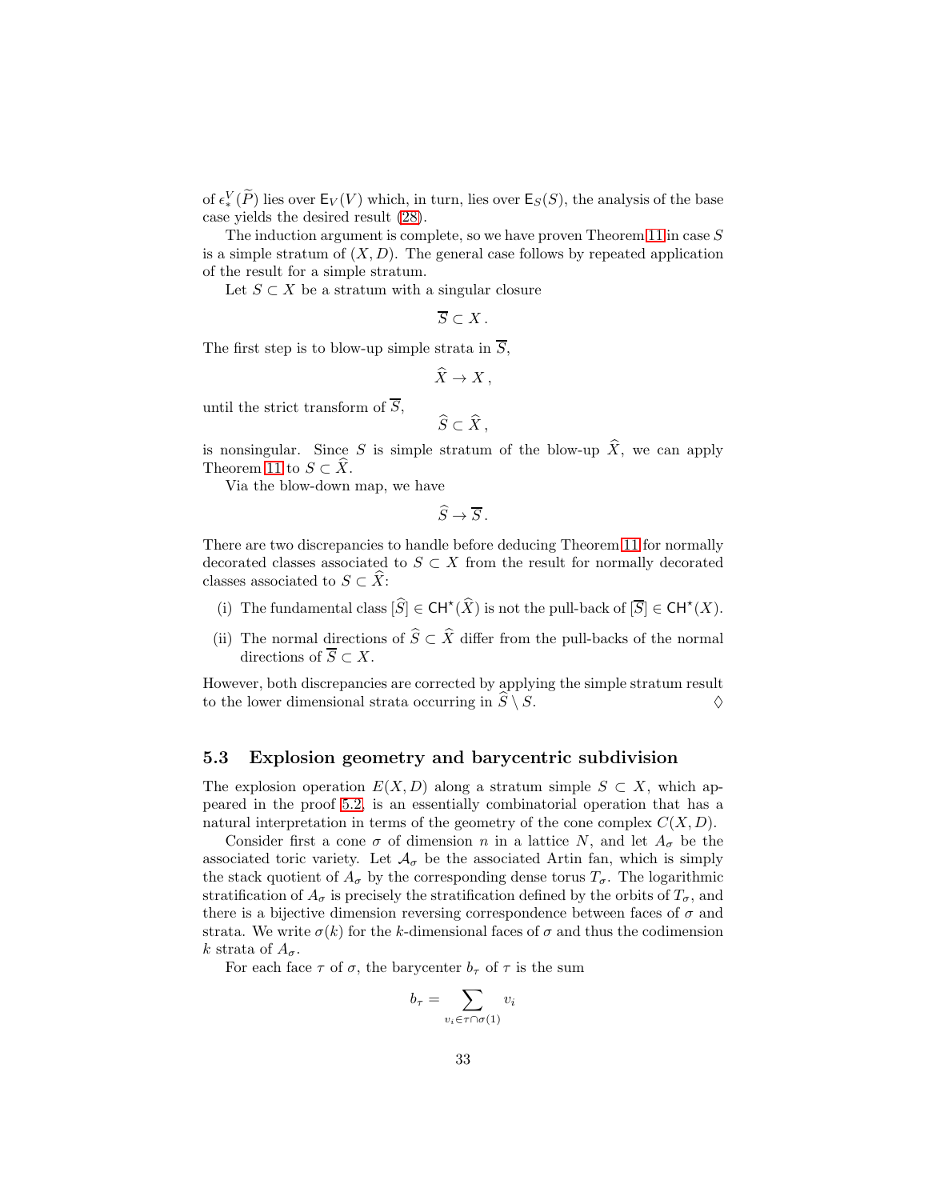of $\epsilon_*^V(\widetilde{P})$ lies over $\mathsf{E}_V(V)$ which, in turn, lies over $\mathsf{E}_S(S)$, the analysis of the base case yields the desired result (28).

The induction argument is complete, so we have proven Theorem 11 in case $S$ is a simple stratum of $(X, D)$. The general case follows by repeated application of the result for a simple stratum.

Let $S \subset X$ be a stratum with a singular closure

$$\overline{S} \subset X\,.$$

The first step is to blow-up simple strata in $\overline{S}$,

$$\widehat{X} \to X\,,$$

until the strict transform of $\overline{S}$,

$$\widehat{S} \subset \widehat{X}\,,$$

is nonsingular. Since $S$ is simple stratum of the blow-up $\widehat{X}$, we can apply Theorem 11 to $S \subset \widehat{X}$.

Via the blow-down map, we have

$$\widehat{S} \to \overline{S}\,.$$

There are two discrepancies to handle before deducing Theorem 11 for normally decorated classes associated to $S \subset X$ from the result for normally decorated classes associated to $S \subset \widehat{X}$:

(i) The fundamental class $[\widehat{S}] \in \mathsf{CH}^\star(\widehat{X})$ is not the pull-back of $[\overline{S}] \in \mathsf{CH}^\star(X)$.

(ii) The normal directions of $\widehat{S} \subset \widehat{X}$ differ from the pull-backs of the normal directions of $\overline{S} \subset X$.

However, both discrepancies are corrected by applying the simple stratum result to the lower dimensional strata occurring in $\widehat{S} \setminus S$. $\Diamond$

### 5.3 Explosion geometry and barycentric subdivision

The explosion operation $E(X, D)$ along a stratum simple $S \subset X$, which appeared in the proof 5.2, is an essentially combinatorial operation that has a natural interpretation in terms of the geometry of the cone complex $C(X, D)$.

Consider first a cone $\sigma$ of dimension $n$ in a lattice $N$, and let $A_\sigma$ be the associated toric variety. Let $\mathcal{A}_\sigma$ be the associated Artin fan, which is simply the stack quotient of $A_\sigma$ by the corresponding dense torus $T_\sigma$. The logarithmic stratification of $A_\sigma$ is precisely the stratification defined by the orbits of $T_\sigma$, and there is a bijective dimension reversing correspondence between faces of $\sigma$ and strata. We write $\sigma(k)$ for the $k$-dimensional faces of $\sigma$ and thus the codimension $k$ strata of $A_\sigma$.

For each face $\tau$ of $\sigma$, the barycenter $b_\tau$ of $\tau$ is the sum

$$b_\tau = \sum_{v_i \in \tau \cap \sigma(1)} v_i$$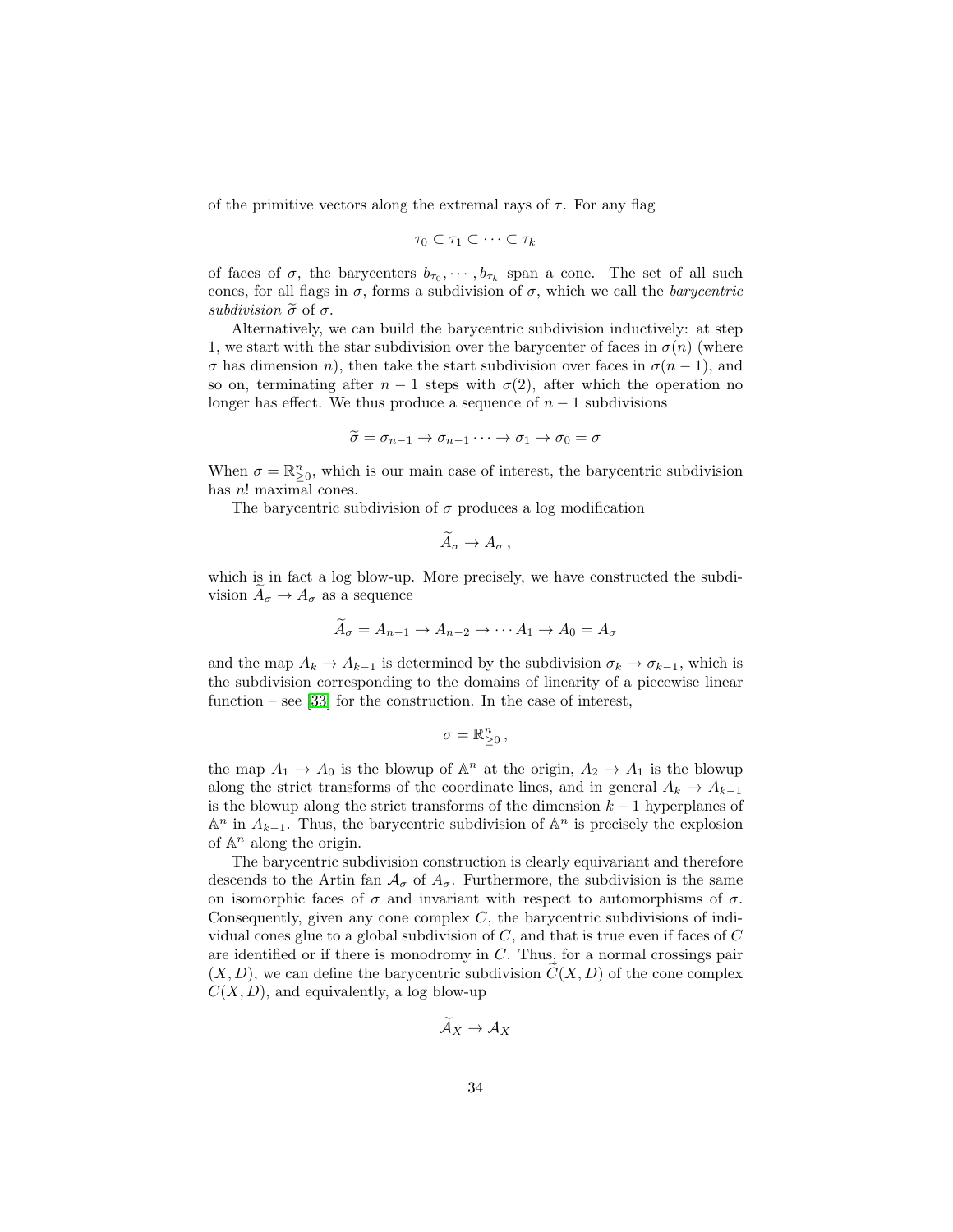of the primitive vectors along the extremal rays of $\tau$. For any flag

$$\tau_0 \subset \tau_1 \subset \cdots \subset \tau_k$$

of faces of $\sigma$, the barycenters $b_{\tau_0}, \cdots, b_{\tau_k}$ span a cone. The set of all such cones, for all flags in $\sigma$, forms a subdivision of $\sigma$, which we call the *barycentric subdivision* $\widetilde{\sigma}$ of $\sigma$.

Alternatively, we can build the barycentric subdivision inductively: at step 1, we start with the star subdivision over the barycenter of faces in $\sigma(n)$ (where $\sigma$ has dimension $n$), then take the start subdivision over faces in $\sigma(n-1)$, and so on, terminating after $n-1$ steps with $\sigma(2)$, after which the operation no longer has effect. We thus produce a sequence of $n-1$ subdivisions

$$\widetilde{\sigma} = \sigma_{n-1} \to \sigma_{n-1} \cdots \to \sigma_1 \to \sigma_0 = \sigma$$

When $\sigma = \mathbb{R}^n_{\geq 0}$, which is our main case of interest, the barycentric subdivision has $n!$ maximal cones.

The barycentric subdivision of $\sigma$ produces a log modification

$$\widetilde{A}_\sigma \to A_\sigma \,,$$

which is in fact a log blow-up. More precisely, we have constructed the subdivision $\widetilde{A}_\sigma \to A_\sigma$ as a sequence

$$\widetilde{A}_\sigma = A_{n-1} \to A_{n-2} \to \cdots A_1 \to A_0 = A_\sigma$$

and the map $A_k \to A_{k-1}$ is determined by the subdivision $\sigma_k \to \sigma_{k-1}$, which is the subdivision corresponding to the domains of linearity of a piecewise linear function – see [33] for the construction. In the case of interest,

$$\sigma = \mathbb{R}^n_{\geq 0} \,,$$

the map $A_1 \to A_0$ is the blowup of $\mathbb{A}^n$ at the origin, $A_2 \to A_1$ is the blowup along the strict transforms of the coordinate lines, and in general $A_k \to A_{k-1}$ is the blowup along the strict transforms of the dimension $k-1$ hyperplanes of $\mathbb{A}^n$ in $A_{k-1}$. Thus, the barycentric subdivision of $\mathbb{A}^n$ is precisely the explosion of $\mathbb{A}^n$ along the origin.

The barycentric subdivision construction is clearly equivariant and therefore descends to the Artin fan $\mathcal{A}_\sigma$ of $A_\sigma$. Furthermore, the subdivision is the same on isomorphic faces of $\sigma$ and invariant with respect to automorphisms of $\sigma$. Consequently, given any cone complex $C$, the barycentric subdivisions of individual cones glue to a global subdivision of $C$, and that is true even if faces of $C$ are identified or if there is monodromy in $C$. Thus, for a normal crossings pair $(X, D)$, we can define the barycentric subdivision $\widetilde{C}(X, D)$ of the cone complex $C(X, D)$, and equivalently, a log blow-up

$$\widetilde{\mathcal{A}}_X \to \mathcal{A}_X$$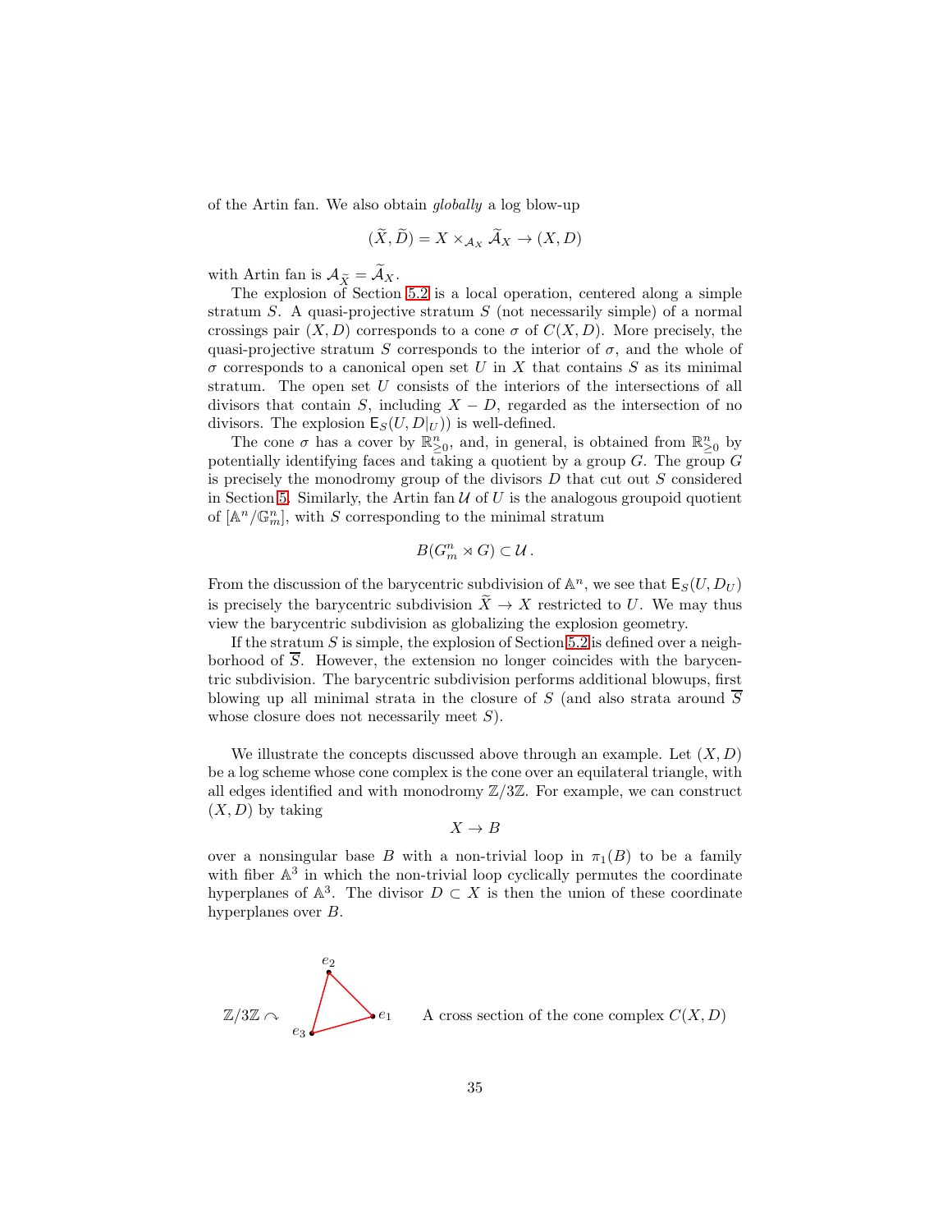of the Artin fan. We also obtain *globally* a log blow-up

$$(\widetilde{X}, \widetilde{D}) = X \times_{\mathcal{A}_X} \widetilde{\mathcal{A}}_X \to (X, D)$$

with Artin fan is $\mathcal{A}_{\widetilde{X}} = \widetilde{\mathcal{A}}_X$.

The explosion of Section 5.2 is a local operation, centered along a simple stratum $S$. A quasi-projective stratum $S$ (not necessarily simple) of a normal crossings pair $(X, D)$ corresponds to a cone $\sigma$ of $C(X, D)$. More precisely, the quasi-projective stratum $S$ corresponds to the interior of $\sigma$, and the whole of $\sigma$ corresponds to a canonical open set $U$ in $X$ that contains $S$ as its minimal stratum. The open set $U$ consists of the interiors of the intersections of all divisors that contain $S$, including $X - D$, regarded as the intersection of no divisors. The explosion $\mathsf{E}_S(U, D|_U))$ is well-defined.

The cone $\sigma$ has a cover by $\mathbb{R}^n_{\geq 0}$, and, in general, is obtained from $\mathbb{R}^n_{\geq 0}$ by potentially identifying faces and taking a quotient by a group $G$. The group $G$ is precisely the monodromy group of the divisors $D$ that cut out $S$ considered in Section 5. Similarly, the Artin fan $\mathcal{U}$ of $U$ is the analogous groupoid quotient of $[\mathbb{A}^n/\mathbb{G}_m^n]$, with $S$ corresponding to the minimal stratum

$$B(G_m^n \rtimes G) \subset \mathcal{U}\,.$$

From the discussion of the barycentric subdivision of $\mathbb{A}^n$, we see that $\mathsf{E}_S(U, D_U)$ is precisely the barycentric subdivision $\widetilde{X} \to X$ restricted to $U$. We may thus view the barycentric subdivision as globalizing the explosion geometry.

If the stratum $S$ is simple, the explosion of Section 5.2 is defined over a neighborhood of $\overline{S}$. However, the extension no longer coincides with the barycentric subdivision. The barycentric subdivision performs additional blowups, first blowing up all minimal strata in the closure of $S$ (and also strata around $\overline{S}$ whose closure does not necessarily meet $S$).

We illustrate the concepts discussed above through an example. Let $(X, D)$ be a log scheme whose cone complex is the cone over an equilateral triangle, with all edges identified and with monodromy $\mathbb{Z}/3\mathbb{Z}$. For example, we can construct $(X, D)$ by taking

$$X \to B$$

over a nonsingular base $B$ with a non-trivial loop in $\pi_1(B)$ to be a family with fiber $\mathbb{A}^3$ in which the non-trivial loop cyclically permutes the coordinate hyperplanes of $\mathbb{A}^3$. The divisor $D \subset X$ is then the union of these coordinate hyperplanes over $B$.

$\mathbb{Z}/3\mathbb{Z} \curvearrowright$ $e_1$, $e_2$, $e_3$ — A cross section of the cone complex $C(X, D)$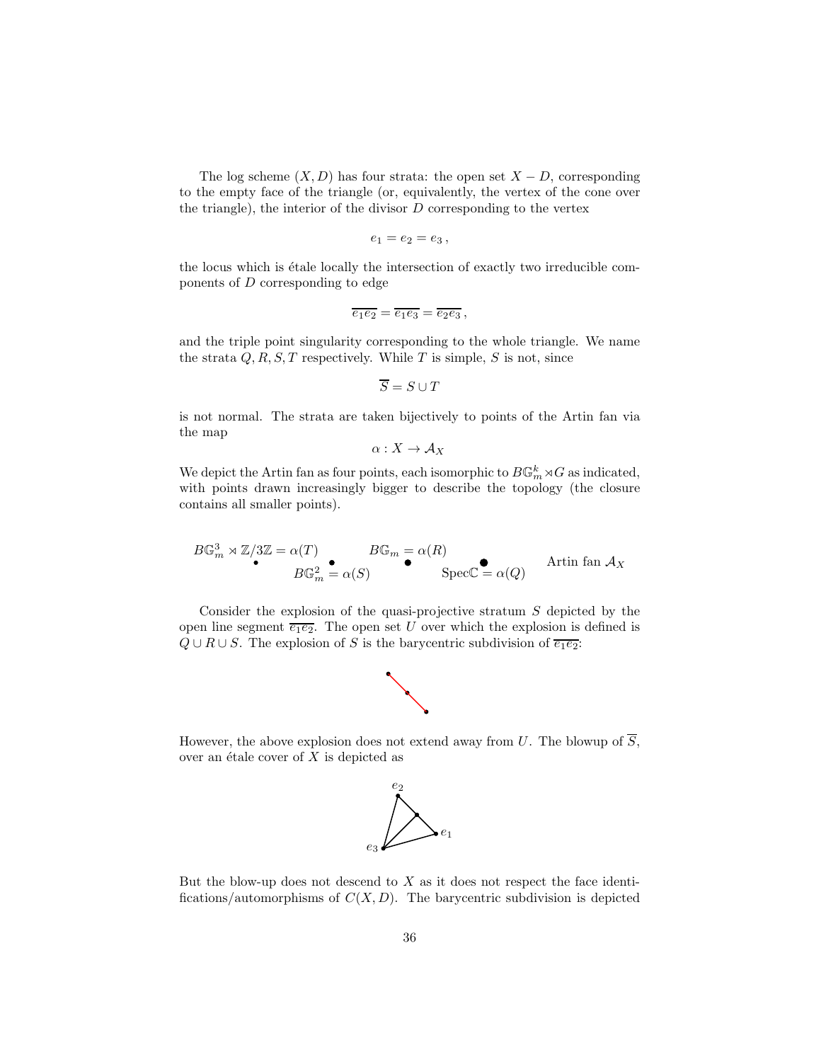The log scheme $(X, D)$ has four strata: the open set $X - D$, corresponding to the empty face of the triangle (or, equivalently, the vertex of the cone over the triangle), the interior of the divisor $D$ corresponding to the vertex

$$e_1 = e_2 = e_3\,,$$

the locus which is étale locally the intersection of exactly two irreducible components of $D$ corresponding to edge

$$\overline{e_1e_2} = \overline{e_1e_3} = \overline{e_2e_3}\,,$$

and the triple point singularity corresponding to the whole triangle. We name the strata $Q, R, S, T$ respectively. While $T$ is simple, $S$ is not, since

$$\overline{S} = S \cup T$$

is not normal. The strata are taken bijectively to points of the Artin fan via the map

$$\alpha : X \to \mathcal{A}_X$$

We depict the Artin fan as four points, each isomorphic to $B\mathbb{G}_m^k \rtimes G$ as indicated, with points drawn increasingly bigger to describe the topology (the closure contains all smaller points).

$$B\mathbb{G}_m^3 \rtimes \mathbb{Z}/3\mathbb{Z} = \alpha(T) \qquad B\mathbb{G}_m^2 = \alpha(S) \qquad B\mathbb{G}_m = \alpha(R) \qquad \mathrm{Spec}\mathbb{C} = \alpha(Q) \qquad \text{Artin fan } \mathcal{A}_X$$

Consider the explosion of the quasi-projective stratum $S$ depicted by the open line segment $\overline{e_1e_2}$. The open set $U$ over which the explosion is defined is $Q \cup R \cup S$. The explosion of $S$ is the barycentric subdivision of $\overline{e_1e_2}$:

However, the above explosion does not extend away from $U$. The blowup of $\overline{S}$, over an étale cover of $X$ is depicted as

But the blow-up does not descend to $X$ as it does not respect the face identifications/automorphisms of $C(X, D)$. The barycentric subdivision is depicted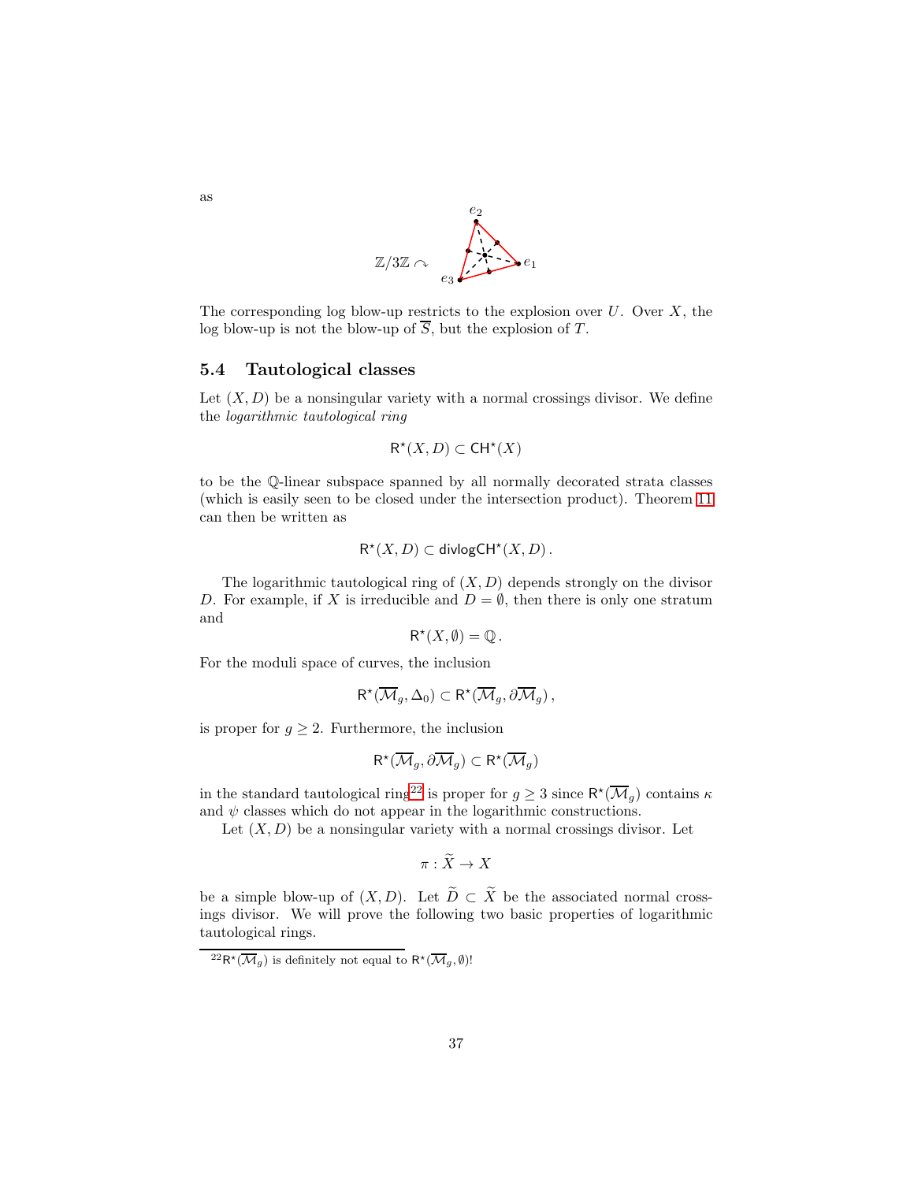as

$$\mathbb{Z}/3\mathbb{Z} \curvearrowright$$

The corresponding log blow-up restricts to the explosion over $U$. Over $X$, the log blow-up is not the blow-up of $\overline{S}$, but the explosion of $T$.

### 5.4 Tautological classes

Let $(X, D)$ be a nonsingular variety with a normal crossings divisor. We define the *logarithmic tautological ring*

$$\mathsf{R}^\star(X, D) \subset \mathsf{CH}^\star(X)$$

to be the $\mathbb{Q}$-linear subspace spanned by all normally decorated strata classes (which is easily seen to be closed under the intersection product). Theorem 11 can then be written as

$$\mathsf{R}^\star(X, D) \subset \mathsf{divlogCH}^\star(X, D)\,.$$

The logarithmic tautological ring of $(X, D)$ depends strongly on the divisor $D$. For example, if $X$ is irreducible and $D = \emptyset$, then there is only one stratum and

$$\mathsf{R}^\star(X, \emptyset) = \mathbb{Q}\,.$$

For the moduli space of curves, the inclusion

$$\mathsf{R}^\star(\overline{\mathcal{M}}_g, \Delta_0) \subset \mathsf{R}^\star(\overline{\mathcal{M}}_g, \partial\overline{\mathcal{M}}_g)\,,$$

is proper for $g \geq 2$. Furthermore, the inclusion

$$\mathsf{R}^\star(\overline{\mathcal{M}}_g, \partial\overline{\mathcal{M}}_g) \subset \mathsf{R}^\star(\overline{\mathcal{M}}_g)$$

in the standard tautological ring[22] is proper for $g \geq 3$ since $\mathsf{R}^\star(\overline{\mathcal{M}}_g)$ contains $\kappa$ and $\psi$ classes which do not appear in the logarithmic constructions.

Let $(X, D)$ be a nonsingular variety with a normal crossings divisor. Let

$$\pi : \widetilde{X} \to X$$

be a simple blow-up of $(X, D)$. Let $\widetilde{D} \subset \widetilde{X}$ be the associated normal crossings divisor. We will prove the following two basic properties of logarithmic tautological rings.

[22] $\mathsf{R}^\star(\overline{\mathcal{M}}_g)$ is definitely not equal to $\mathsf{R}^\star(\overline{\mathcal{M}}_g, \emptyset)$!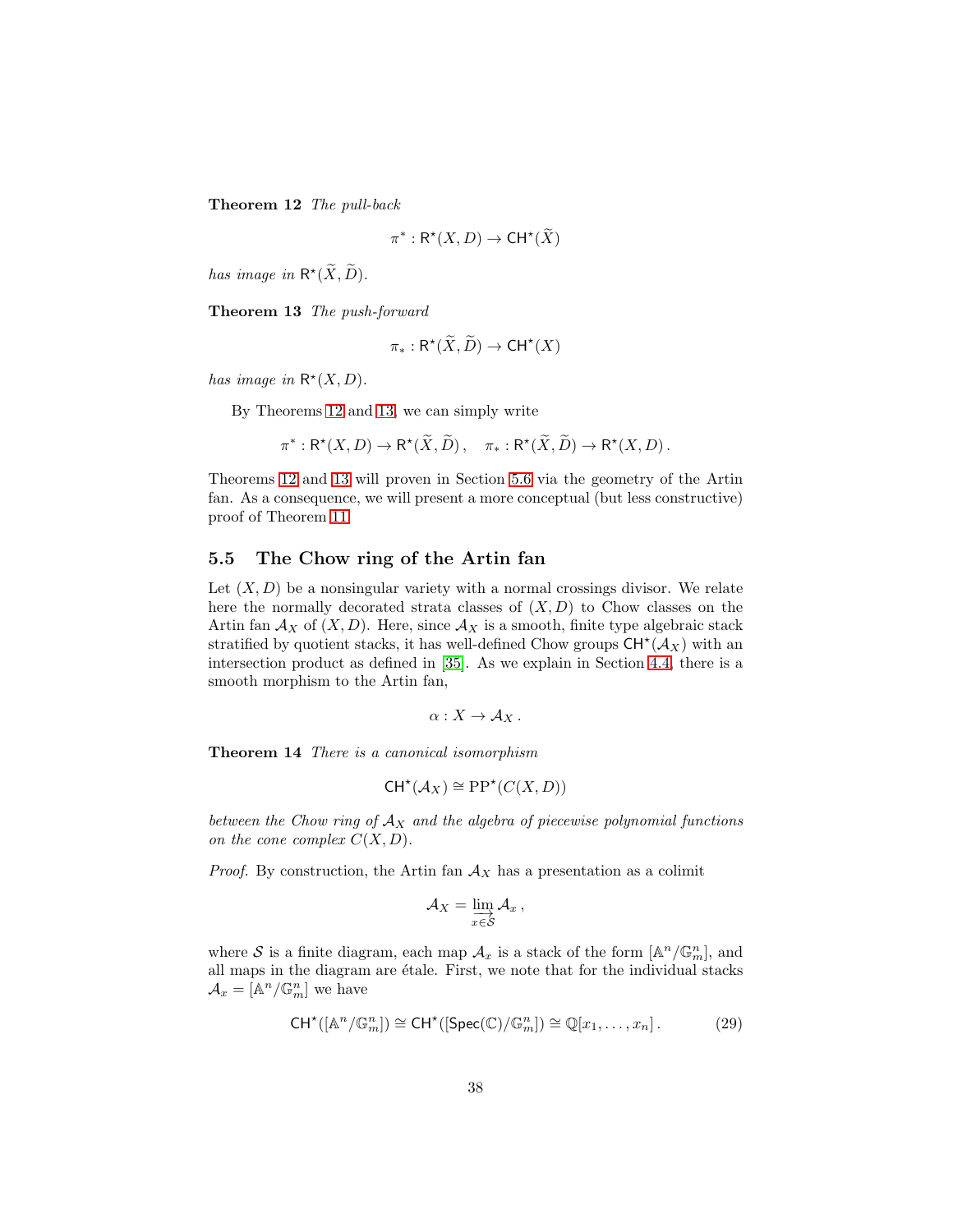**Theorem 12** *The pull-back*

$$\pi^* : \mathsf{R}^\star(X,D) \to \mathsf{CH}^\star(\widetilde{X})$$

*has image in* $\mathsf{R}^\star(\widetilde{X},\widetilde{D})$.

**Theorem 13** *The push-forward*

$$\pi_* : \mathsf{R}^\star(\widetilde{X},\widetilde{D}) \to \mathsf{CH}^\star(X)$$

*has image in* $\mathsf{R}^\star(X,D)$.

By Theorems 12 and 13, we can simply write

$$\pi^* : \mathsf{R}^\star(X,D) \to \mathsf{R}^\star(\widetilde{X},\widetilde{D})\,, \quad \pi_* : \mathsf{R}^\star(\widetilde{X},\widetilde{D}) \to \mathsf{R}^\star(X,D)\,.$$

Theorems 12 and 13 will proven in Section 5.6 via the geometry of the Artin fan. As a consequence, we will present a more conceptual (but less constructive) proof of Theorem 11.

## 5.5 The Chow ring of the Artin fan

Let $(X,D)$ be a nonsingular variety with a normal crossings divisor. We relate here the normally decorated strata classes of $(X,D)$ to Chow classes on the Artin fan $\mathcal{A}_X$ of $(X,D)$. Here, since $\mathcal{A}_X$ is a smooth, finite type algebraic stack stratified by quotient stacks, it has well-defined Chow groups $\mathsf{CH}^\star(\mathcal{A}_X)$ with an intersection product as defined in [35]. As we explain in Section 4.4, there is a smooth morphism to the Artin fan,

$$\alpha : X \to \mathcal{A}_X\,.$$

**Theorem 14** *There is a canonical isomorphism*

$$\mathsf{CH}^\star(\mathcal{A}_X) \cong \mathrm{PP}^\star(C(X,D))$$

*between the Chow ring of* $\mathcal{A}_X$ *and the algebra of piecewise polynomial functions on the cone complex* $C(X,D)$.

*Proof.* By construction, the Artin fan $\mathcal{A}_X$ has a presentation as a colimit

$$\mathcal{A}_X = \varinjlim_{x \in \mathcal{S}} \mathcal{A}_x\,,$$

where $\mathcal{S}$ is a finite diagram, each map $\mathcal{A}_x$ is a stack of the form $[\mathbb{A}^n/\mathbb{G}_m^n]$, and all maps in the diagram are étale. First, we note that for the individual stacks $\mathcal{A}_x = [\mathbb{A}^n/\mathbb{G}_m^n]$ we have

$$\mathsf{CH}^\star([\mathbb{A}^n/\mathbb{G}_m^n]) \cong \mathsf{CH}^\star([\mathsf{Spec}(\mathbb{C})/\mathbb{G}_m^n]) \cong \mathbb{Q}[x_1,\ldots,x_n]\,. \tag{29}$$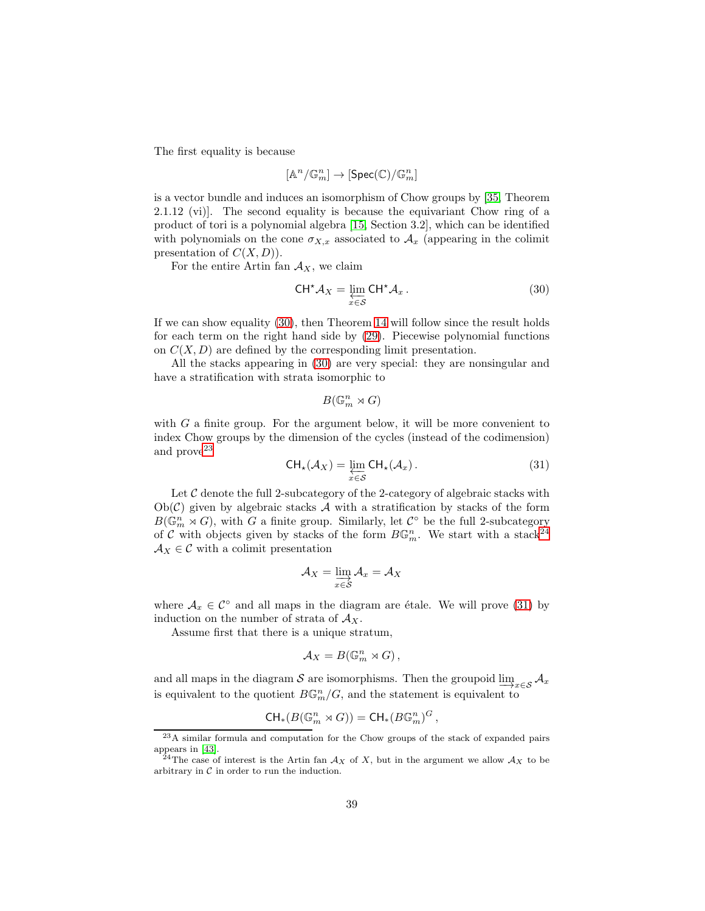The first equality is because

$$[\mathbb{A}^n/\mathbb{G}_m^n] \to [\mathsf{Spec}(\mathbb{C})/\mathbb{G}_m^n]$$

is a vector bundle and induces an isomorphism of Chow groups by [35, Theorem 2.1.12 (vi)]. The second equality is because the equivariant Chow ring of a product of tori is a polynomial algebra [15, Section 3.2], which can be identified with polynomials on the cone $\sigma_{X,x}$ associated to $\mathcal{A}_x$ (appearing in the colimit presentation of $C(X,D)$).

For the entire Artin fan $\mathcal{A}_X$, we claim

$$\mathsf{CH}^\star \mathcal{A}_X = \varprojlim_{x \in \mathcal{S}} \mathsf{CH}^\star \mathcal{A}_x\,. \tag{30}$$

If we can show equality (30), then Theorem 14 will follow since the result holds for each term on the right hand side by (29). Piecewise polynomial functions on $C(X,D)$ are defined by the corresponding limit presentation.

All the stacks appearing in (30) are very special: they are nonsingular and have a stratification with strata isomorphic to

$$B(\mathbb{G}_m^n \rtimes G)$$

with $G$ a finite group. For the argument below, it will be more convenient to index Chow groups by the dimension of the cycles (instead of the codimension) and prove[23]

$$\mathsf{CH}_\star(\mathcal{A}_X) = \varprojlim_{x \in \mathcal{S}} \mathsf{CH}_\star(\mathcal{A}_x)\,. \tag{31}$$

Let $\mathcal{C}$ denote the full 2-subcategory of the 2-category of algebraic stacks with $\mathrm{Ob}(\mathcal{C})$ given by algebraic stacks $\mathcal{A}$ with a stratification by stacks of the form $B(\mathbb{G}_m^n \rtimes G)$, with $G$ a finite group. Similarly, let $\mathcal{C}^\circ$ be the full 2-subcategory of $\mathcal{C}$ with objects given by stacks of the form $B\mathbb{G}_m^n$. We start with a stack[24] $\mathcal{A}_X \in \mathcal{C}$ with a colimit presentation

$$\mathcal{A}_X = \varinjlim_{x \in \mathcal{S}} \mathcal{A}_x = \mathcal{A}_X$$

where $\mathcal{A}_x \in \mathcal{C}^\circ$ and all maps in the diagram are étale. We will prove (31) by induction on the number of strata of $\mathcal{A}_X$.

Assume first that there is a unique stratum,

$$\mathcal{A}_X = B(\mathbb{G}_m^n \rtimes G)\,,$$

and all maps in the diagram $\mathcal{S}$ are isomorphisms. Then the groupoid $\varinjlim_{x \in \mathcal{S}} \mathcal{A}_x$ is equivalent to the quotient $B\mathbb{G}_m^n/G$, and the statement is equivalent to

$$\mathsf{CH}_*(B(\mathbb{G}_m^n \rtimes G)) = \mathsf{CH}_*(B\mathbb{G}_m^n)^G\,,$$

---

[23] A similar formula and computation for the Chow groups of the stack of expanded pairs appears in [43].

[24] The case of interest is the Artin fan $\mathcal{A}_X$ of $X$, but in the argument we allow $\mathcal{A}_X$ to be arbitrary in $\mathcal{C}$ in order to run the induction.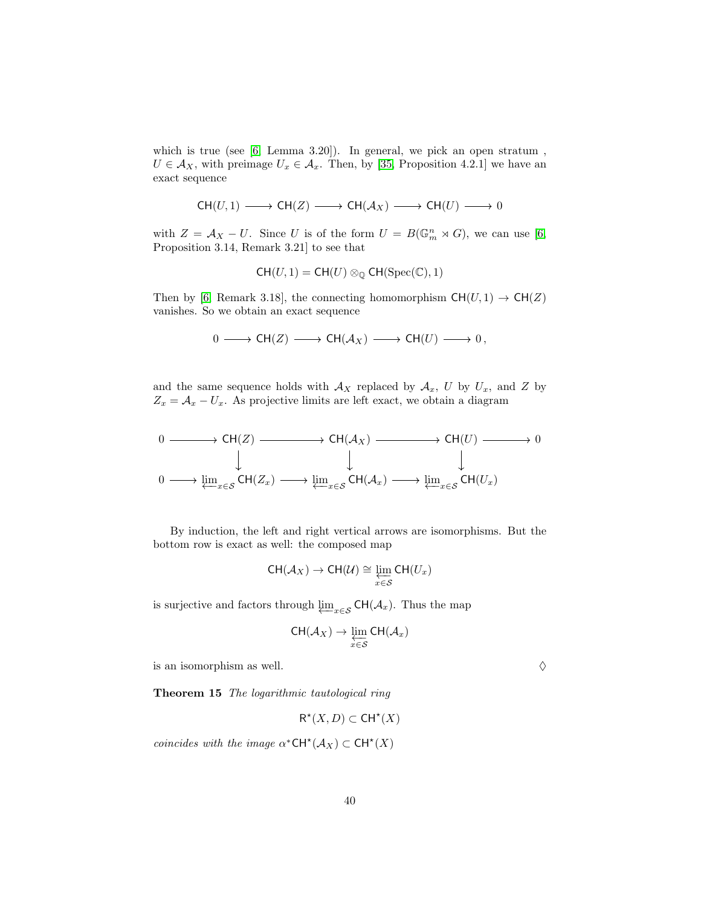which is true (see [6, Lemma 3.20]). In general, we pick an open stratum , $U \in \mathcal{A}_X$, with preimage $U_x \in \mathcal{A}_x$. Then, by [35, Proposition 4.2.1] we have an exact sequence

$$\mathsf{CH}(U,1) \longrightarrow \mathsf{CH}(Z) \longrightarrow \mathsf{CH}(\mathcal{A}_X) \longrightarrow \mathsf{CH}(U) \longrightarrow 0$$

with $Z = \mathcal{A}_X - U$. Since $U$ is of the form $U = B(\mathbb{G}_m^n \rtimes G)$, we can use [6, Proposition 3.14, Remark 3.21] to see that

$$\mathsf{CH}(U,1) = \mathsf{CH}(U) \otimes_{\mathbb{Q}} \mathsf{CH}(\mathrm{Spec}(\mathbb{C}),1)$$

Then by [6, Remark 3.18], the connecting homomorphism $\mathsf{CH}(U,1) \to \mathsf{CH}(Z)$ vanishes. So we obtain an exact sequence

$$0 \longrightarrow \mathsf{CH}(Z) \longrightarrow \mathsf{CH}(\mathcal{A}_X) \longrightarrow \mathsf{CH}(U) \longrightarrow 0\,,$$

and the same sequence holds with $\mathcal{A}_X$ replaced by $\mathcal{A}_x$, $U$ by $U_x$, and $Z$ by $Z_x = \mathcal{A}_x - U_x$. As projective limits are left exact, we obtain a diagram

$$\begin{array}{ccccccccc}
0 & \longrightarrow & \mathsf{CH}(Z) & \longrightarrow & \mathsf{CH}(\mathcal{A}_X) & \longrightarrow & \mathsf{CH}(U) & \longrightarrow & 0 \\
 & & \downarrow & & \downarrow & & \downarrow & & \\
0 & \longrightarrow & \varprojlim_{x\in\mathcal{S}} \mathsf{CH}(Z_x) & \longrightarrow & \varprojlim_{x\in\mathcal{S}} \mathsf{CH}(\mathcal{A}_x) & \longrightarrow & \varprojlim_{x\in\mathcal{S}} \mathsf{CH}(U_x) & &
\end{array}$$

By induction, the left and right vertical arrows are isomorphisms. But the bottom row is exact as well: the composed map

$$\mathsf{CH}(\mathcal{A}_X) \to \mathsf{CH}(\mathcal{U}) \cong \varprojlim_{x\in\mathcal{S}} \mathsf{CH}(U_x)$$

is surjective and factors through $\varprojlim_{x\in\mathcal{S}} \mathsf{CH}(\mathcal{A}_x)$. Thus the map

$$\mathsf{CH}(\mathcal{A}_X) \to \varprojlim_{x\in\mathcal{S}} \mathsf{CH}(\mathcal{A}_x)$$

is an isomorphism as well. ◊

**Theorem 15** *The logarithmic tautological ring*

$$\mathsf{R}^\star(X,D) \subset \mathsf{CH}^\star(X)$$

*coincides with the image* $\alpha^*\mathsf{CH}^\star(\mathcal{A}_X) \subset \mathsf{CH}^\star(X)$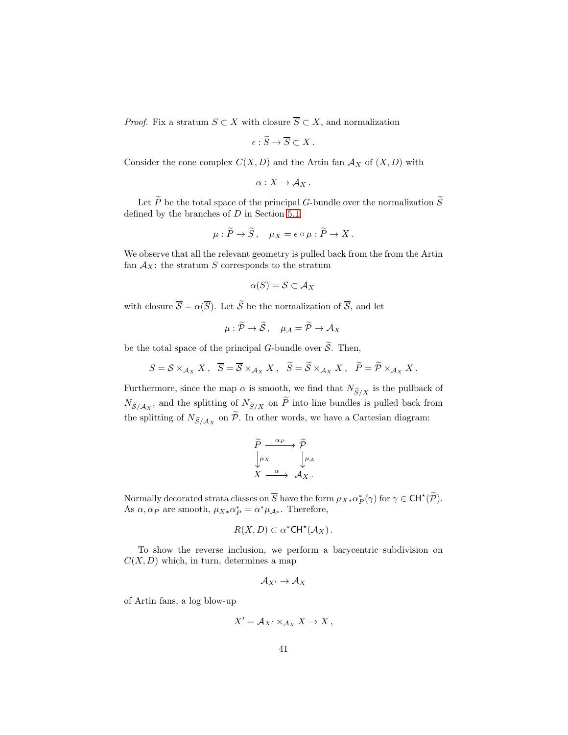*Proof.* Fix a stratum $S \subset X$ with closure $\overline{S} \subset X$, and normalization

$$\epsilon : \widetilde{S} \to \overline{S} \subset X\,.$$

Consider the cone complex $C(X, D)$ and the Artin fan $\mathcal{A}_X$ of $(X, D)$ with

$$\alpha : X \to \mathcal{A}_X\,.$$

Let $\widetilde{P}$ be the total space of the principal $G$-bundle over the normalization $\widetilde{S}$ defined by the branches of $D$ in Section 5.1,

$$\mu : \widetilde{P} \to \widetilde{S}\,, \quad \mu_X = \epsilon \circ \mu : \widetilde{P} \to X\,.$$

We observe that all the relevant geometry is pulled back from the from the Artin fan $\mathcal{A}_X$: the stratum $S$ corresponds to the stratum

$$\alpha(S) = \mathcal{S} \subset \mathcal{A}_X$$

with closure $\overline{\mathcal{S}} = \alpha(\overline{S})$. Let $\widetilde{\mathcal{S}}$ be the normalization of $\overline{\mathcal{S}}$, and let

$$\mu : \widetilde{\mathcal{P}} \to \widetilde{\mathcal{S}}\,, \quad \mu_{\mathcal{A}} = \widetilde{\mathcal{P}} \to \mathcal{A}_X$$

be the total space of the principal $G$-bundle over $\widetilde{\mathcal{S}}$. Then,

$$S = \mathcal{S} \times_{\mathcal{A}_X} X\,, \quad \overline{S} = \overline{\mathcal{S}} \times_{\mathcal{A}_X} X\,, \quad \widetilde{S} = \widetilde{\mathcal{S}} \times_{\mathcal{A}_X} X\,, \quad \widetilde{P} = \widetilde{\mathcal{P}} \times_{\mathcal{A}_X} X\,.$$

Furthermore, since the map $\alpha$ is smooth, we find that $N_{\widetilde{S}/X}$ is the pullback of $N_{\widetilde{\mathcal{S}}/\mathcal{A}_X}$, and the splitting of $N_{\widetilde{S}/X}$ on $\widetilde{P}$ into line bundles is pulled back from the splitting of $N_{\widetilde{\mathcal{S}}/\mathcal{A}_X}$ on $\widetilde{\mathcal{P}}$. In other words, we have a Cartesian diagram:

$$\begin{array}{ccc}
\widetilde{P} & \xrightarrow{\alpha_P} & \widetilde{\mathcal{P}} \\
\Big\downarrow{\scriptstyle \mu_X} & & \Big\downarrow{\scriptstyle \mu_{\mathcal{A}}} \\
X & \xrightarrow{\alpha} & \mathcal{A}_X\,.
\end{array}$$

Normally decorated strata classes on $\overline{S}$ have the form $\mu_{X*}\alpha_P^*(\gamma)$ for $\gamma \in \mathsf{CH}^\star(\widetilde{\mathcal{P}})$. As $\alpha, \alpha_P$ are smooth, $\mu_{X*}\alpha_P^* = \alpha^*\mu_{\mathcal{A}*}$. Therefore,

$$R(X, D) \subset \alpha^*\mathsf{CH}^\star(\mathcal{A}_X)\,.$$

To show the reverse inclusion, we perform a barycentric subdivision on $C(X, D)$ which, in turn, determines a map

$$\mathcal{A}_{X'} \to \mathcal{A}_X$$

of Artin fans, a log blow-up

$$X' = \mathcal{A}_{X'} \times_{\mathcal{A}_X} X \to X\,,$$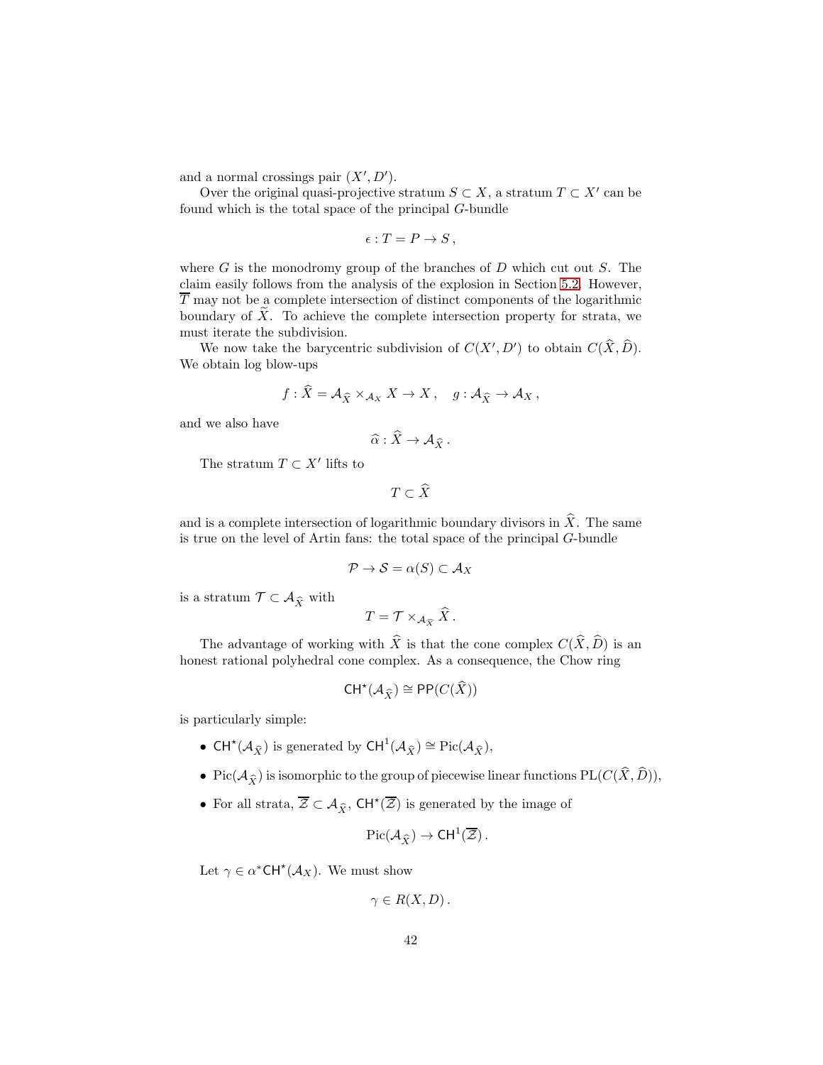and a normal crossings pair $(X', D')$.

Over the original quasi-projective stratum $S \subset X$, a stratum $T \subset X'$ can be found which is the total space of the principal $G$-bundle

$$\epsilon : T = P \to S\,,$$

where $G$ is the monodromy group of the branches of $D$ which cut out $S$. The claim easily follows from the analysis of the explosion in Section 5.2. However, $\overline{T}$ may not be a complete intersection of distinct components of the logarithmic boundary of $\widetilde{X}$. To achieve the complete intersection property for strata, we must iterate the subdivision.

We now take the barycentric subdivision of $C(X', D')$ to obtain $C(\widehat{X}, \widehat{D})$. We obtain log blow-ups

$$f : \widehat{X} = \mathcal{A}_{\widehat{X}} \times_{\mathcal{A}_X} X \to X\,, \quad g : \mathcal{A}_{\widehat{X}} \to \mathcal{A}_X\,,$$

and we also have

$$\widehat{\alpha} : \widehat{X} \to \mathcal{A}_{\widehat{X}}\,.$$

The stratum $T \subset X'$ lifts to

$$T \subset \widehat{X}$$

and is a complete intersection of logarithmic boundary divisors in $\widehat{X}$. The same is true on the level of Artin fans: the total space of the principal $G$-bundle

$$\mathcal{P} \to \mathcal{S} = \alpha(S) \subset \mathcal{A}_X$$

is a stratum $\mathcal{T} \subset \mathcal{A}_{\widehat{X}}$ with

$$T = \mathcal{T} \times_{\mathcal{A}_{\widehat{X}}} \widehat{X}\,.$$

The advantage of working with $\widehat{X}$ is that the cone complex $C(\widehat{X}, \widehat{D})$ is an honest rational polyhedral cone complex. As a consequence, the Chow ring

$$\mathsf{CH}^\star(\mathcal{A}_{\widehat{X}}) \cong \mathsf{PP}(C(\widehat{X}))$$

is particularly simple:

- $\mathsf{CH}^\star(\mathcal{A}_{\widehat{X}})$ is generated by $\mathsf{CH}^1(\mathcal{A}_{\widehat{X}}) \cong \mathrm{Pic}(\mathcal{A}_{\widehat{X}})$,
- $\mathrm{Pic}(\mathcal{A}_{\widehat{X}})$ is isomorphic to the group of piecewise linear functions $\mathrm{PL}(C(\widehat{X}, \widehat{D}))$,
- For all strata, $\overline{\mathcal{Z}} \subset \mathcal{A}_{\widehat{X}}$, $\mathsf{CH}^\star(\overline{\mathcal{Z}})$ is generated by the image of

$$\mathrm{Pic}(\mathcal{A}_{\widehat{X}}) \to \mathsf{CH}^1(\overline{\mathcal{Z}})\,.$$

Let $\gamma \in \alpha^*\mathsf{CH}^\star(\mathcal{A}_X)$. We must show

$$\gamma \in R(X, D)\,.$$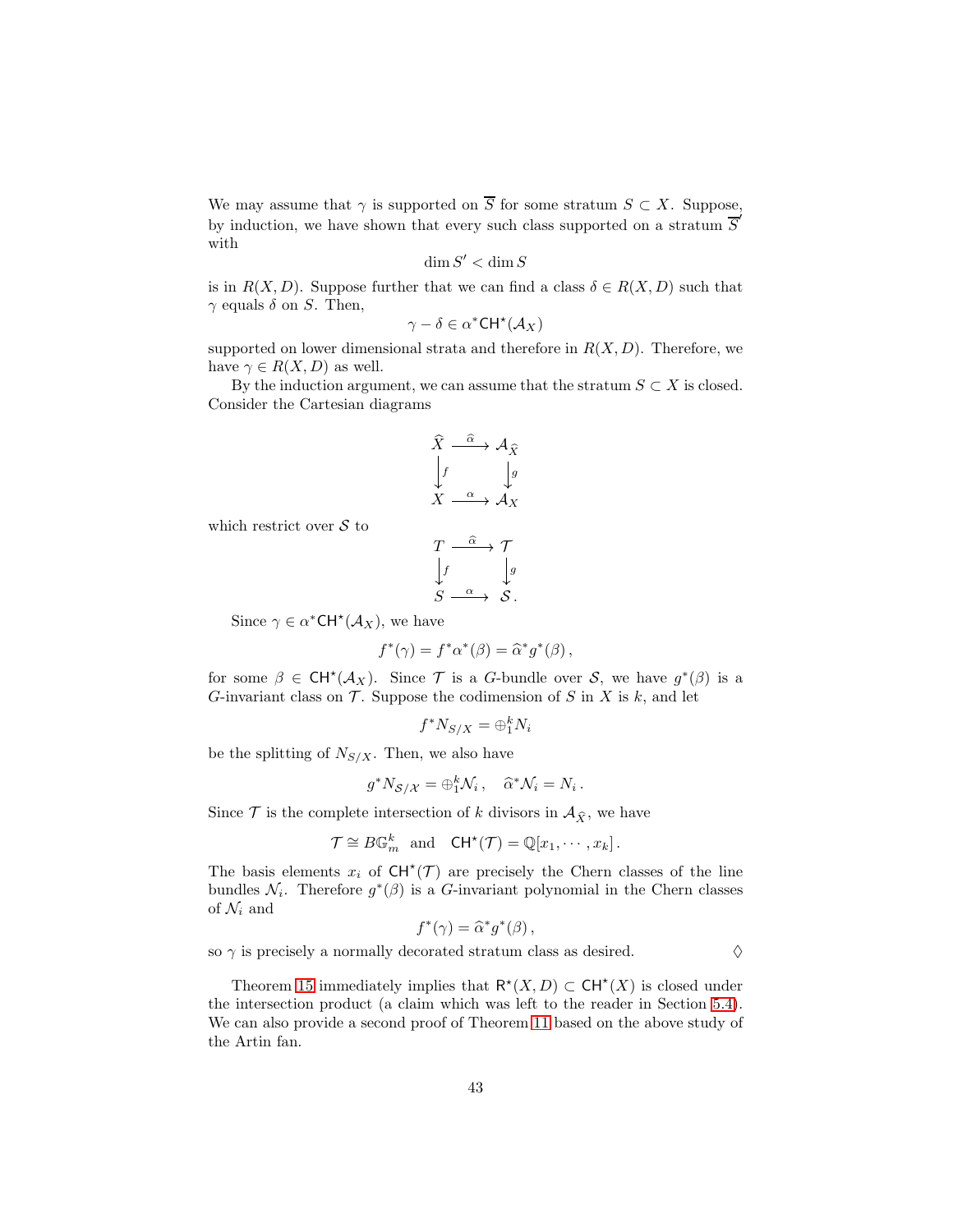We may assume that $\gamma$ is supported on $\overline{S}$ for some stratum $S \subset X$. Suppose, by induction, we have shown that every such class supported on a stratum $\overline{S}'$ with

$$\dim S' < \dim S$$

is in $R(X,D)$. Suppose further that we can find a class $\delta \in R(X,D)$ such that $\gamma$ equals $\delta$ on $S$. Then,

$$\gamma - \delta \in \alpha^* \mathsf{CH}^\star(\mathcal{A}_X)$$

supported on lower dimensional strata and therefore in $R(X,D)$. Therefore, we have $\gamma \in R(X,D)$ as well.

By the induction argument, we can assume that the stratum $S \subset X$ is closed. Consider the Cartesian diagrams

$$\begin{array}{ccc} \widehat{X} & \xrightarrow{\widehat{\alpha}} & \mathcal{A}_{\widehat{X}} \\ \big\downarrow f & & \big\downarrow g \\ X & \xrightarrow{\alpha} & \mathcal{A}_X \end{array}$$

which restrict over $\mathcal{S}$ to

$$\begin{array}{ccc} T & \xrightarrow{\widehat{\alpha}} & \mathcal{T} \\ \big\downarrow f & & \big\downarrow g \\ S & \xrightarrow{\alpha} & \mathcal{S}\,. \end{array}$$

Since $\gamma \in \alpha^* \mathsf{CH}^\star(\mathcal{A}_X)$, we have

$$f^*(\gamma) = f^*\alpha^*(\beta) = \widehat{\alpha}^* g^*(\beta)\,,$$

for some $\beta \in \mathsf{CH}^\star(\mathcal{A}_X)$. Since $\mathcal{T}$ is a $G$-bundle over $\mathcal{S}$, we have $g^*(\beta)$ is a $G$-invariant class on $\mathcal{T}$. Suppose the codimension of $S$ in $X$ is $k$, and let

$$f^* N_{S/X} = \oplus_1^k N_i$$

be the splitting of $N_{S/X}$. Then, we also have

$$g^* N_{\mathcal{S}/\mathcal{X}} = \oplus_1^k \mathcal{N}_i\,, \quad \widehat{\alpha}^* \mathcal{N}_i = N_i\,.$$

Since $\mathcal{T}$ is the complete intersection of $k$ divisors in $\mathcal{A}_{\widehat{X}}$, we have

$$\mathcal{T} \cong B\mathbb{G}_m^k \quad \text{and} \quad \mathsf{CH}^\star(\mathcal{T}) = \mathbb{Q}[x_1, \cdots, x_k]\,.$$

The basis elements $x_i$ of $\mathsf{CH}^\star(\mathcal{T})$ are precisely the Chern classes of the line bundles $\mathcal{N}_i$. Therefore $g^*(\beta)$ is a $G$-invariant polynomial in the Chern classes of $\mathcal{N}_i$ and

$$f^*(\gamma) = \widehat{\alpha}^* g^*(\beta)\,,$$

so $\gamma$ is precisely a normally decorated stratum class as desired. $\Diamond$

Theorem 15 immediately implies that $\mathsf{R}^\star(X,D) \subset \mathsf{CH}^\star(X)$ is closed under the intersection product (a claim which was left to the reader in Section 5.4). We can also provide a second proof of Theorem 11 based on the above study of the Artin fan.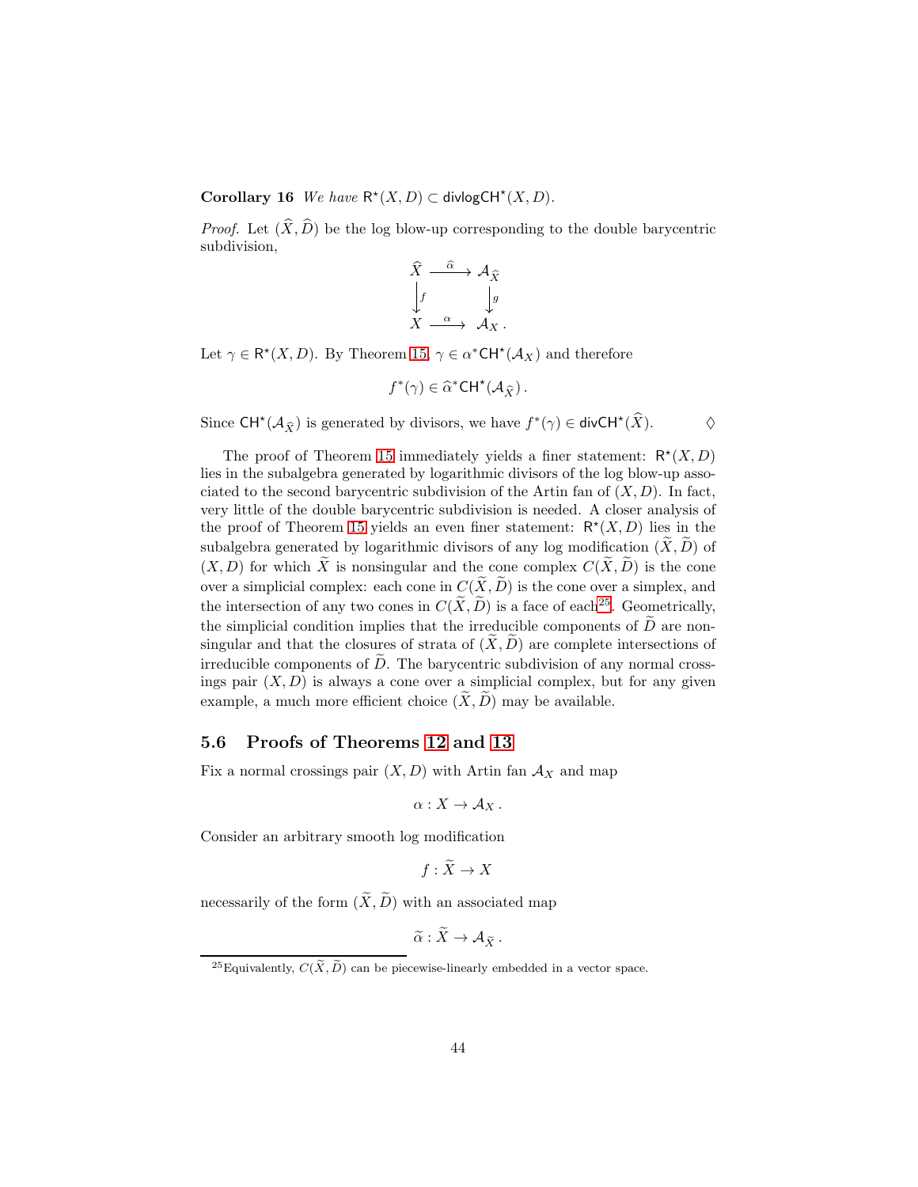**Corollary 16** *We have* $\mathsf{R}^\star(X,D) \subset \mathsf{divlogCH}^\star(X,D)$.

*Proof.* Let $(\widehat{X}, \widehat{D})$ be the log blow-up corresponding to the double barycentric subdivision,

$$\begin{array}{ccc} \widehat{X} & \xrightarrow{\widehat{\alpha}} & \mathcal{A}_{\widehat{X}} \\ \big\downarrow f & & \big\downarrow g \\ X & \xrightarrow{\alpha} & \mathcal{A}_X \,. \end{array}$$

Let $\gamma \in \mathsf{R}^\star(X,D)$. By Theorem 15, $\gamma \in \alpha^*\mathsf{CH}^\star(\mathcal{A}_X)$ and therefore

$$f^*(\gamma) \in \widehat{\alpha}^*\mathsf{CH}^\star(\mathcal{A}_{\widehat{X}})\,.$$

Since $\mathsf{CH}^\star(\mathcal{A}_{\widehat{X}})$ is generated by divisors, we have $f^*(\gamma) \in \mathsf{divCH}^\star(\widehat{X})$. $\Diamond$

The proof of Theorem 15 immediately yields a finer statement: $\mathsf{R}^\star(X,D)$ lies in the subalgebra generated by logarithmic divisors of the log blow-up associated to the second barycentric subdivision of the Artin fan of $(X,D)$. In fact, very little of the double barycentric subdivision is needed. A closer analysis of the proof of Theorem 15 yields an even finer statement: $\mathsf{R}^\star(X,D)$ lies in the subalgebra generated by logarithmic divisors of any log modification $(\widetilde{X},\widetilde{D})$ of $(X,D)$ for which $\widetilde{X}$ is nonsingular and the cone complex $C(\widetilde{X},\widetilde{D})$ is the cone over a simplicial complex: each cone in $C(\widetilde{X},\widetilde{D})$ is the cone over a simplex, and the intersection of any two cones in $C(\widetilde{X},\widetilde{D})$ is a face of each[25]. Geometrically, the simplicial condition implies that the irreducible components of $\widetilde{D}$ are nonsingular and that the closures of strata of $(\widetilde{X},\widetilde{D})$ are complete intersections of irreducible components of $\widetilde{D}$. The barycentric subdivision of any normal crossings pair $(X,D)$ is always a cone over a simplicial complex, but for any given example, a much more efficient choice $(\widetilde{X},\widetilde{D})$ may be available.

### 5.6 Proofs of Theorems 12 and 13

Fix a normal crossings pair $(X,D)$ with Artin fan $\mathcal{A}_X$ and map

$$\alpha : X \to \mathcal{A}_X\,.$$

Consider an arbitrary smooth log modification

$$f : \widetilde{X} \to X$$

necessarily of the form $(\widetilde{X},\widetilde{D})$ with an associated map

$$\widetilde{\alpha} : \widetilde{X} \to \mathcal{A}_{\widetilde{X}}\,.$$

[25] Equivalently, $C(\widetilde{X},\widetilde{D})$ can be piecewise-linearly embedded in a vector space.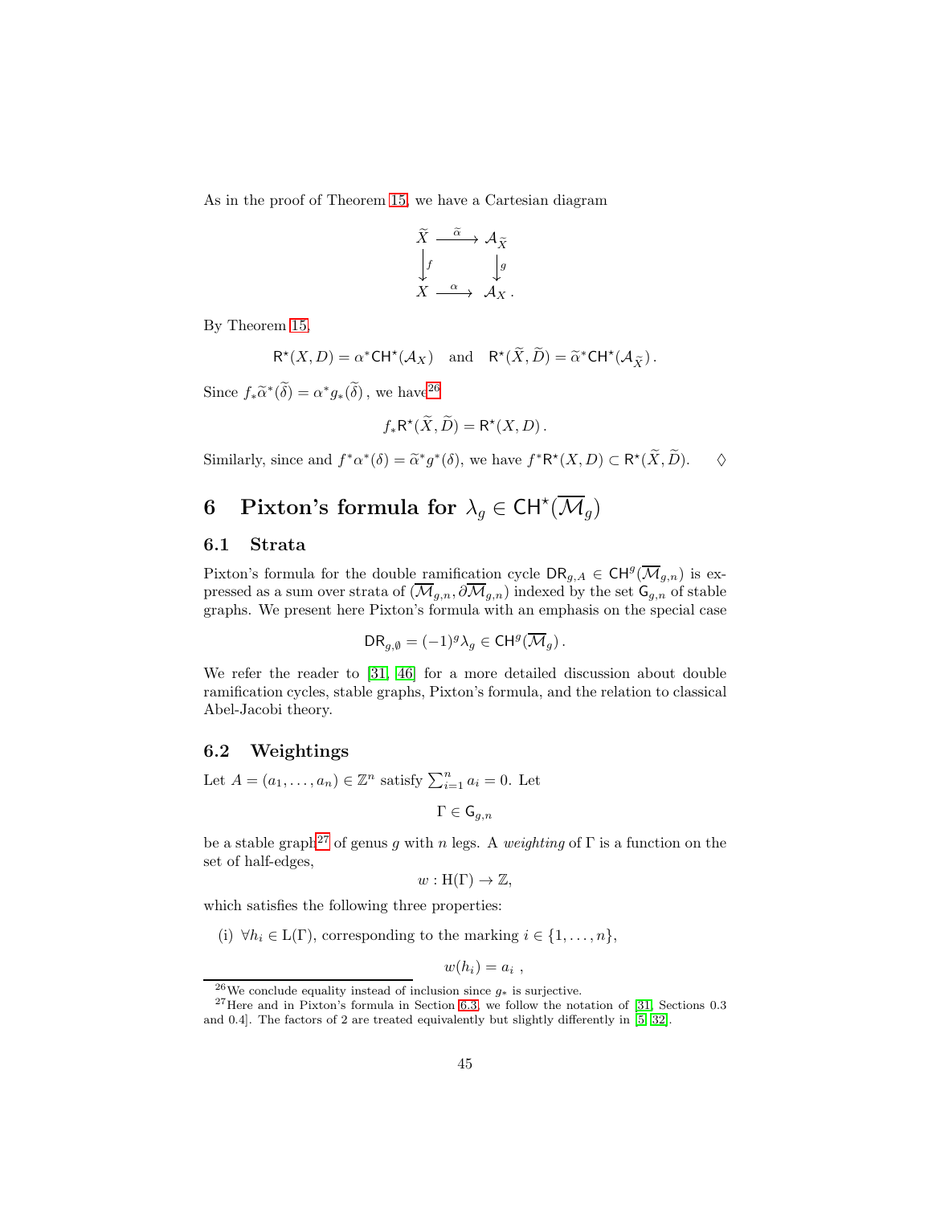As in the proof of Theorem 15, we have a Cartesian diagram

$$\begin{array}{ccc} \widetilde{X} & \xrightarrow{\widetilde{\alpha}} & \mathcal{A}_{\widetilde{X}} \\ \Big\downarrow f & & \Big\downarrow g \\ X & \xrightarrow{\alpha} & \mathcal{A}_X \,. \end{array}$$

By Theorem 15,

$$\mathsf{R}^\star(X, D) = \alpha^* \mathsf{CH}^\star(\mathcal{A}_X) \quad \text{and} \quad \mathsf{R}^\star(\widetilde{X}, \widetilde{D}) = \widetilde{\alpha}^* \mathsf{CH}^\star(\mathcal{A}_{\widetilde{X}})\,.$$

Since $f_* \widetilde{\alpha}^*(\widetilde{\delta}) = \alpha^* g_*(\widetilde{\delta})$, we have[26]

$$f_* \mathsf{R}^\star(\widetilde{X}, \widetilde{D}) = \mathsf{R}^\star(X, D)\,.$$

Similarly, since and $f^*\alpha^*(\delta) = \widetilde{\alpha}^* g^*(\delta)$, we have $f^*\mathsf{R}^\star(X, D) \subset \mathsf{R}^\star(\widetilde{X}, \widetilde{D})$. $\Diamond$

# 6 Pixton's formula for $\lambda_g \in \mathsf{CH}^\star(\overline{\mathcal{M}}_g)$

## 6.1 Strata

Pixton's formula for the double ramification cycle $\mathsf{DR}_{g,A} \in \mathsf{CH}^g(\overline{\mathcal{M}}_{g,n})$ is expressed as a sum over strata of $(\overline{\mathcal{M}}_{g,n}, \partial\overline{\mathcal{M}}_{g,n})$ indexed by the set $\mathsf{G}_{g,n}$ of stable graphs. We present here Pixton's formula with an emphasis on the special case

$$\mathsf{DR}_{g,\emptyset} = (-1)^g \lambda_g \in \mathsf{CH}^g(\overline{\mathcal{M}}_g)\,.$$

We refer the reader to [31, 46] for a more detailed discussion about double ramification cycles, stable graphs, Pixton's formula, and the relation to classical Abel-Jacobi theory.

## 6.2 Weightings

Let $A = (a_1, \ldots, a_n) \in \mathbb{Z}^n$ satisfy $\sum_{i=1}^n a_i = 0$. Let

$$\Gamma \in \mathsf{G}_{g,n}$$

be a stable graph[27] of genus $g$ with $n$ legs. A *weighting* of $\Gamma$ is a function on the set of half-edges,

$$w : \mathrm{H}(\Gamma) \to \mathbb{Z},$$

which satisfies the following three properties:

(i) $\forall h_i \in \mathrm{L}(\Gamma)$, corresponding to the marking $i \in \{1, \ldots, n\}$,

$$w(h_i) = a_i\ ,$$

---

[26] We conclude equality instead of inclusion since $g_*$ is surjective.

[27] Here and in Pixton's formula in Section 6.3, we follow the notation of [31, Sections 0.3 and 0.4]. The factors of 2 are treated equivalently but slightly differently in [5, 32].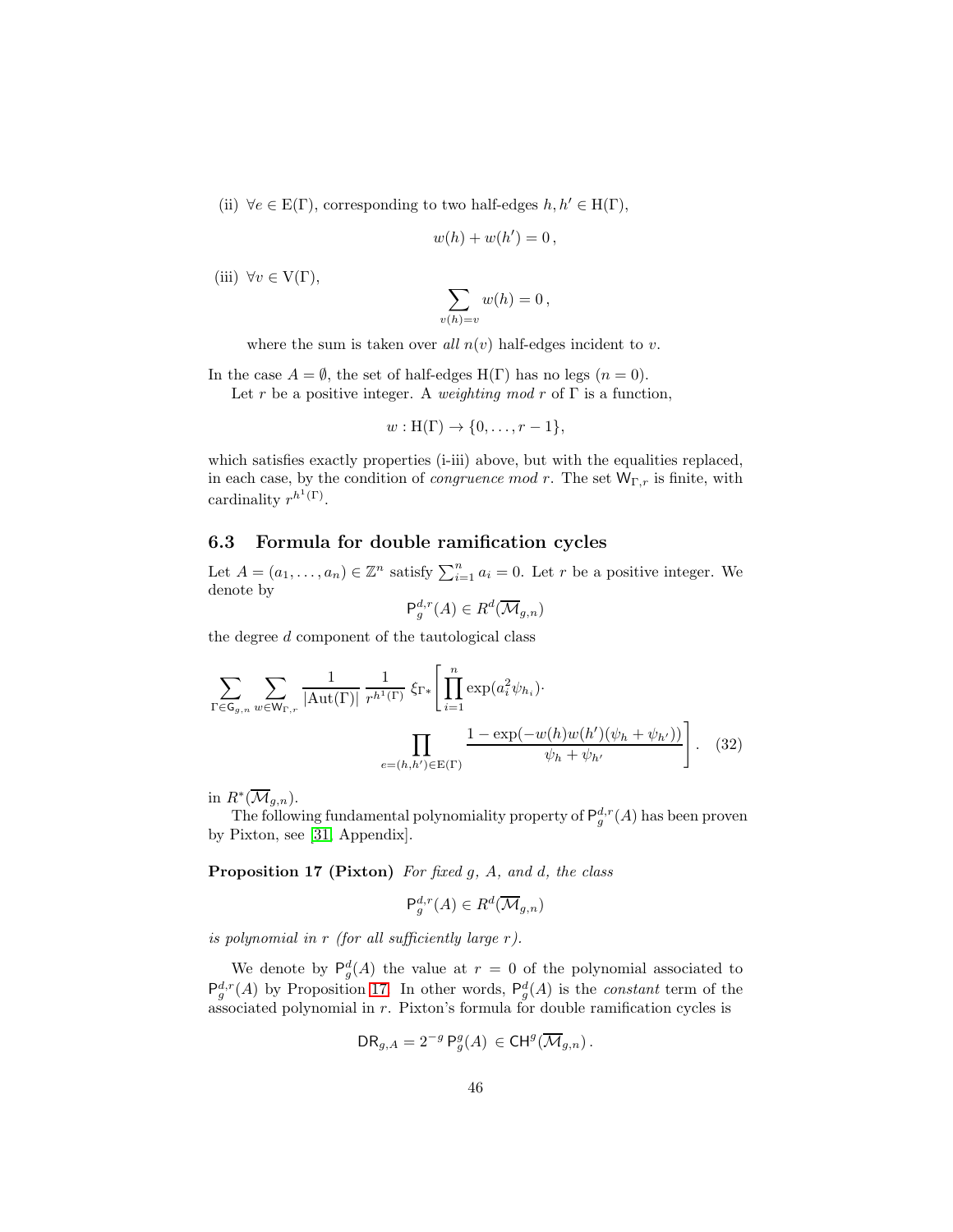(ii) $\forall e \in \mathrm{E}(\Gamma)$, corresponding to two half-edges $h, h' \in \mathrm{H}(\Gamma)$,

$$w(h) + w(h') = 0\,,$$

(iii) $\forall v \in \mathrm{V}(\Gamma)$,

$$\sum_{v(h)=v} w(h) = 0\,,$$

where the sum is taken over *all* $n(v)$ half-edges incident to $v$.

In the case $A = \emptyset$, the set of half-edges $\mathrm{H}(\Gamma)$ has no legs ($n = 0$).

Let $r$ be a positive integer. A *weighting mod* $r$ of $\Gamma$ is a function,

$$w : \mathrm{H}(\Gamma) \to \{0, \ldots, r-1\},$$

which satisfies exactly properties (i-iii) above, but with the equalities replaced, in each case, by the condition of *congruence mod* $r$. The set $\mathsf{W}_{\Gamma,r}$ is finite, with cardinality $r^{h^1(\Gamma)}$.

### 6.3 Formula for double ramification cycles

Let $A = (a_1, \ldots, a_n) \in \mathbb{Z}^n$ satisfy $\sum_{i=1}^n a_i = 0$. Let $r$ be a positive integer. We denote by

$$\mathsf{P}_g^{d,r}(A) \in R^d(\overline{\mathcal{M}}_{g,n})$$

the degree $d$ component of the tautological class

$$\sum_{\Gamma \in \mathsf{G}_{g,n}} \sum_{w \in \mathsf{W}_{\Gamma,r}} \frac{1}{|\mathrm{Aut}(\Gamma)|} \frac{1}{r^{h^1(\Gamma)}} \xi_{\Gamma *}\Bigg[\prod_{i=1}^n \exp(a_i^2 \psi_{h_i}) \cdot \prod_{e=(h,h') \in \mathrm{E}(\Gamma)} \frac{1 - \exp(-w(h)w(h')(\psi_h + \psi_{h'}))}{\psi_h + \psi_{h'}}\Bigg]. \quad (32)$$

in $R^*(\overline{\mathcal{M}}_{g,n})$.

The following fundamental polynomiality property of $\mathsf{P}_g^{d,r}(A)$ has been proven by Pixton, see [31, Appendix].

**Proposition 17 (Pixton)** *For fixed $g$, $A$, and $d$, the class*

$$\mathsf{P}_g^{d,r}(A) \in R^d(\overline{\mathcal{M}}_{g,n})$$

*is polynomial in $r$ (for all sufficiently large $r$).*

We denote by $\mathsf{P}_g^d(A)$ the value at $r = 0$ of the polynomial associated to $\mathsf{P}_g^{d,r}(A)$ by Proposition 17. In other words, $\mathsf{P}_g^d(A)$ is the *constant* term of the associated polynomial in $r$. Pixton's formula for double ramification cycles is

$$\mathsf{DR}_{g,A} = 2^{-g}\, \mathsf{P}_g^g(A) \in \mathsf{CH}^g(\overline{\mathcal{M}}_{g,n})\,.$$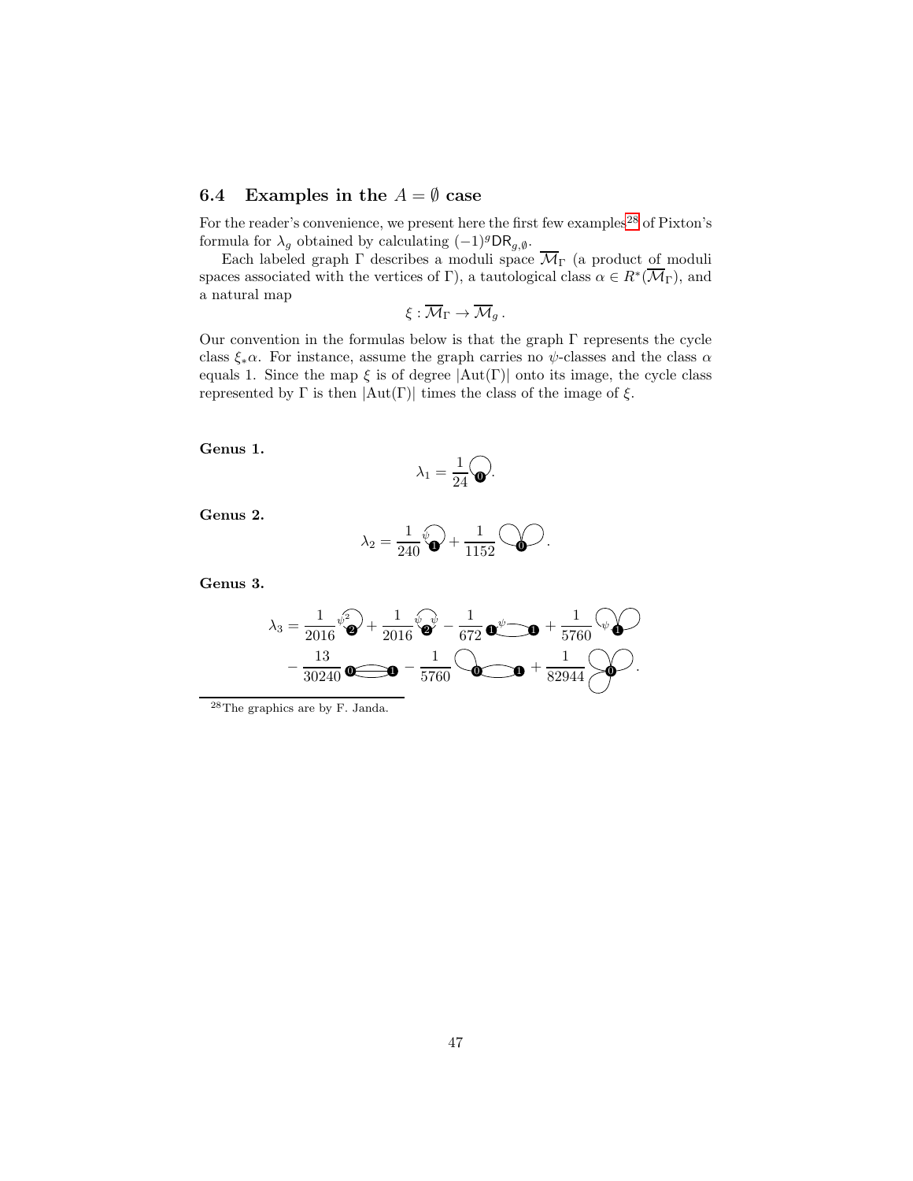### 6.4 Examples in the $A = \emptyset$ case

For the reader's convenience, we present here the first few examples[28] of Pixton's formula for $\lambda_g$ obtained by calculating $(-1)^g \mathsf{DR}_{g,\emptyset}$.

Each labeled graph $\Gamma$ describes a moduli space $\overline{\mathcal{M}}_\Gamma$ (a product of moduli spaces associated with the vertices of $\Gamma$), a tautological class $\alpha \in R^*(\overline{\mathcal{M}}_\Gamma)$, and a natural map

$$\xi : \overline{\mathcal{M}}_\Gamma \to \overline{\mathcal{M}}_g\,.$$

Our convention in the formulas below is that the graph $\Gamma$ represents the cycle class $\xi_* \alpha$. For instance, assume the graph carries no $\psi$-classes and the class $\alpha$ equals 1. Since the map $\xi$ is of degree $|\mathrm{Aut}(\Gamma)|$ onto its image, the cycle class represented by $\Gamma$ is then $|\mathrm{Aut}(\Gamma)|$ times the class of the image of $\xi$.

**Genus 1.**

$$\lambda_1 = \frac{1}{24} [\text{graph}].$$

**Genus 2.**

$$\lambda_2 = \frac{1}{240} [\text{graph}] + \frac{1}{1152} [\text{graph}].$$

**Genus 3.**

$$\lambda_3 = \frac{1}{2016} [\text{graph}] + \frac{1}{2016} [\text{graph}] - \frac{1}{672} [\text{graph}] + \frac{1}{5760} [\text{graph}]$$
$$- \frac{13}{30240} [\text{graph}] - \frac{1}{5760} [\text{graph}] + \frac{1}{82944} [\text{graph}].$$

[28] The graphics are by F. Janda.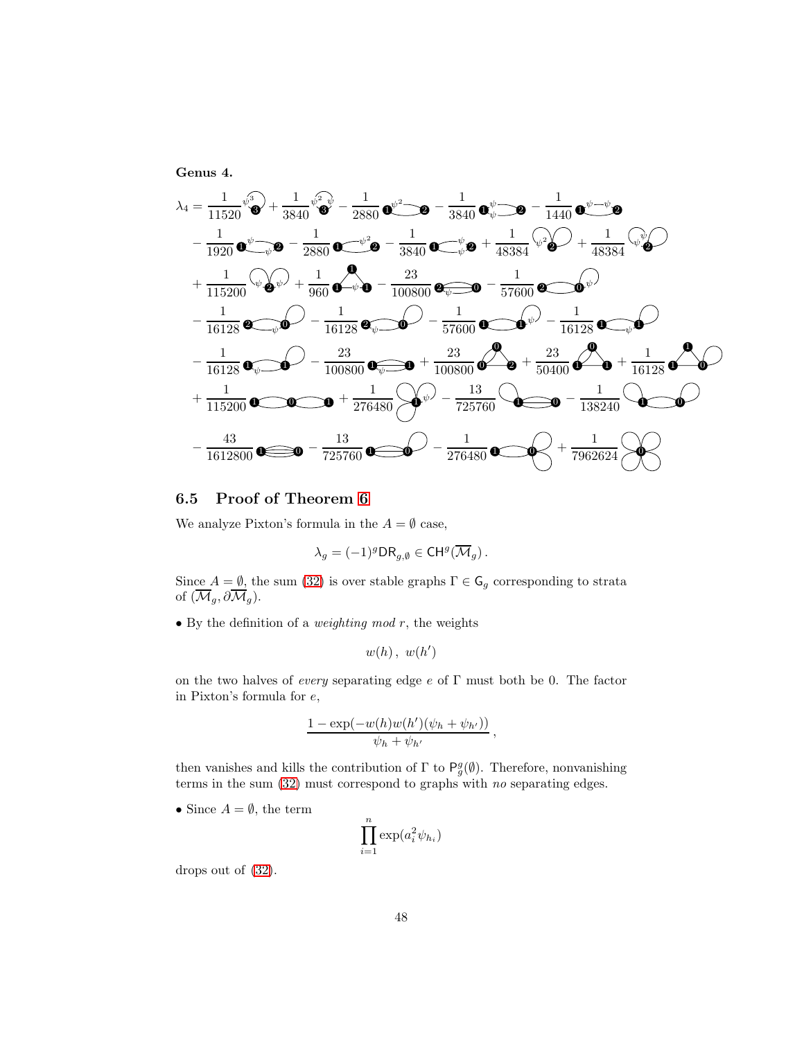**Genus 4.**

$$\lambda_4 = \frac{1}{11520}(\text{graph}) + \frac{1}{3840}(\text{graph}) - \frac{1}{2880}(\text{graph}) - \frac{1}{3840}(\text{graph}) - \frac{1}{1440}(\text{graph})$$
$$- \frac{1}{1920}(\text{graph}) - \frac{1}{2880}(\text{graph}) - \frac{1}{3840}(\text{graph}) + \frac{1}{48384}(\text{graph}) + \frac{1}{48384}(\text{graph})$$
$$+ \frac{1}{115200}(\text{graph}) + \frac{1}{960}(\text{graph}) - \frac{23}{100800}(\text{graph}) - \frac{1}{57600}(\text{graph})$$
$$- \frac{1}{16128}(\text{graph}) - \frac{1}{16128}(\text{graph}) - \frac{1}{57600}(\text{graph}) - \frac{1}{16128}(\text{graph})$$
$$- \frac{1}{16128}(\text{graph}) - \frac{23}{100800}(\text{graph}) + \frac{23}{100800}(\text{graph}) + \frac{23}{50400}(\text{graph}) + \frac{1}{16128}(\text{graph})$$
$$+ \frac{1}{115200}(\text{graph}) + \frac{1}{276480}(\text{graph}) - \frac{13}{725760}(\text{graph}) - \frac{1}{138240}(\text{graph})$$
$$- \frac{43}{1612800}(\text{graph}) - \frac{13}{725760}(\text{graph}) - \frac{1}{276480}(\text{graph}) + \frac{1}{7962624}(\text{graph})$$

## 6.5 Proof of Theorem 6

We analyze Pixton's formula in the $A = \emptyset$ case,

$$\lambda_g = (-1)^g \mathsf{DR}_{g,\emptyset} \in \mathsf{CH}^g(\overline{\mathcal{M}}_g)\,.$$

Since $A = \emptyset$, the sum (32) is over stable graphs $\Gamma \in \mathsf{G}_g$ corresponding to strata of $(\overline{\mathcal{M}}_g, \partial\overline{\mathcal{M}}_g)$.

• By the definition of a *weighting mod* $r$, the weights

$$w(h)\,,\ w(h')$$

on the two halves of *every* separating edge $e$ of $\Gamma$ must both be 0. The factor in Pixton's formula for $e$,

$$\frac{1 - \exp(-w(h)w(h')(\psi_h + \psi_{h'}))}{\psi_h + \psi_{h'}}\,,$$

then vanishes and kills the contribution of $\Gamma$ to $\mathsf{P}_g^g(\emptyset)$. Therefore, nonvanishing terms in the sum (32) must correspond to graphs with *no* separating edges.

• Since $A = \emptyset$, the term

$$\prod_{i=1}^{n} \exp(a_i^2 \psi_{h_i})$$

drops out of (32).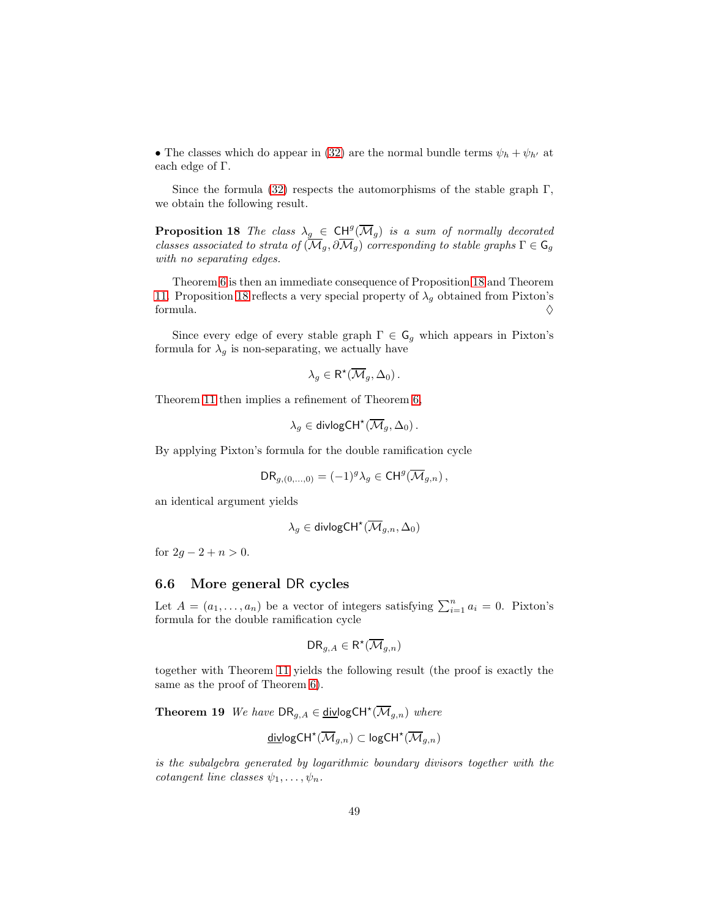• The classes which do appear in (32) are the normal bundle terms $\psi_h + \psi_{h'}$ at each edge of $\Gamma$.

Since the formula (32) respects the automorphisms of the stable graph $\Gamma$, we obtain the following result.

**Proposition 18** *The class $\lambda_g \in \mathsf{CH}^g(\overline{\mathcal{M}}_g)$ is a sum of normally decorated classes associated to strata of $(\overline{\mathcal{M}}_g, \partial\overline{\mathcal{M}}_g)$ corresponding to stable graphs $\Gamma \in \mathsf{G}_g$ with no separating edges.*

Theorem 6 is then an immediate consequence of Proposition 18 and Theorem 11. Proposition 18 reflects a very special property of $\lambda_g$ obtained from Pixton's formula. $\Diamond$

Since every edge of every stable graph $\Gamma \in \mathsf{G}_g$ which appears in Pixton's formula for $\lambda_g$ is non-separating, we actually have

$$\lambda_g \in \mathsf{R}^\star(\overline{\mathcal{M}}_g, \Delta_0)\,.$$

Theorem 11 then implies a refinement of Theorem 6,

$$\lambda_g \in \mathsf{divlogCH}^\star(\overline{\mathcal{M}}_g, \Delta_0)\,.$$

By applying Pixton's formula for the double ramification cycle

$$\mathsf{DR}_{g,(0,\ldots,0)} = (-1)^g \lambda_g \in \mathsf{CH}^g(\overline{\mathcal{M}}_{g,n})\,,$$

an identical argument yields

$$\lambda_g \in \mathsf{divlogCH}^\star(\overline{\mathcal{M}}_{g,n}, \Delta_0)$$

for $2g - 2 + n > 0$.

### 6.6 More general DR cycles

Let $A = (a_1, \ldots, a_n)$ be a vector of integers satisfying $\sum_{i=1}^n a_i = 0$. Pixton's formula for the double ramification cycle

$$\mathsf{DR}_{g,A} \in \mathsf{R}^\star(\overline{\mathcal{M}}_{g,n})$$

together with Theorem 11 yields the following result (the proof is exactly the same as the proof of Theorem 6).

**Theorem 19** *We have $\mathsf{DR}_{g,A} \in \underline{\mathsf{div}}\mathsf{logCH}^\star(\overline{\mathcal{M}}_{g,n})$ where*

$$\underline{\mathsf{div}}\mathsf{logCH}^\star(\overline{\mathcal{M}}_{g,n}) \subset \mathsf{logCH}^\star(\overline{\mathcal{M}}_{g,n})$$

*is the subalgebra generated by logarithmic boundary divisors together with the cotangent line classes $\psi_1, \ldots, \psi_n$.*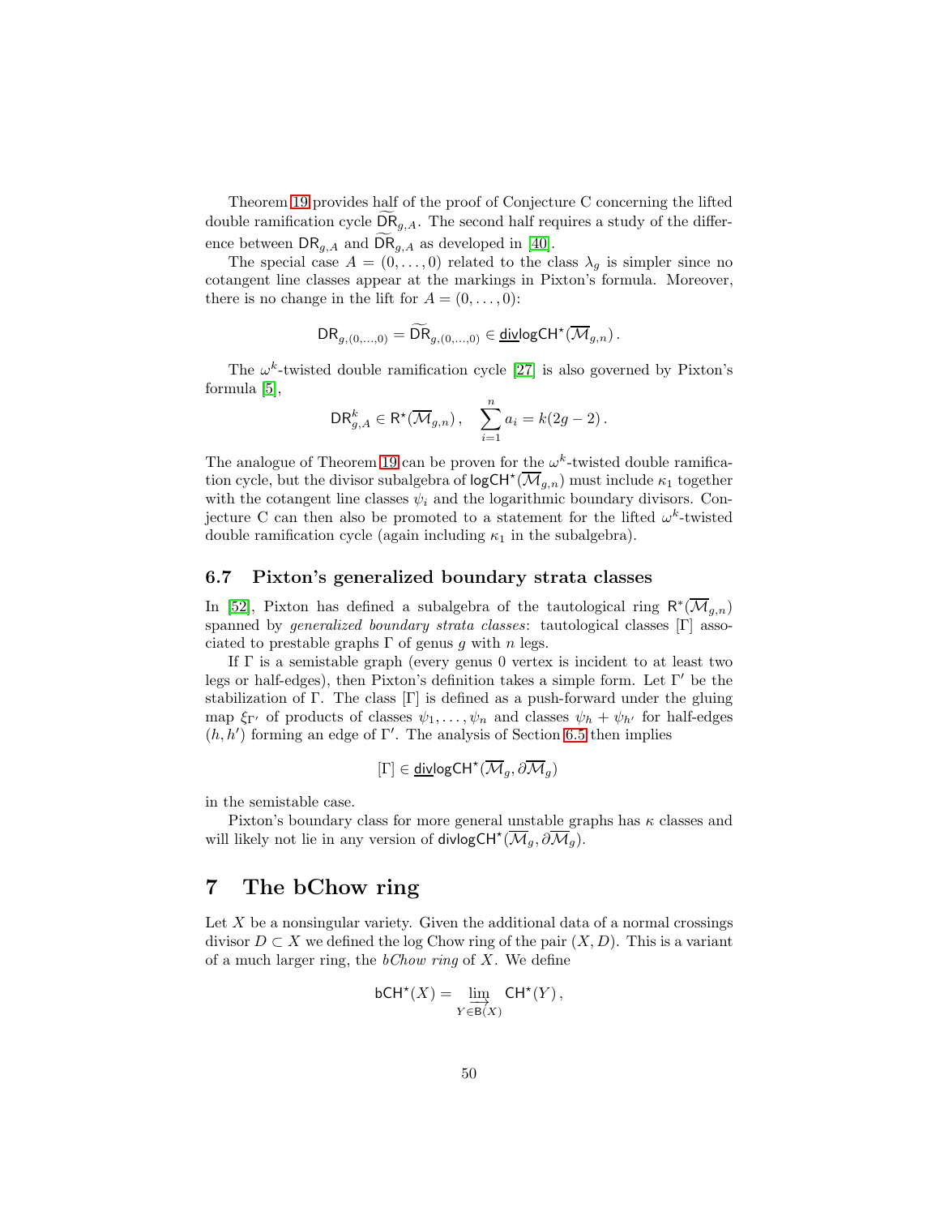Theorem 19 provides half of the proof of Conjecture C concerning the lifted double ramification cycle $\widetilde{\mathsf{DR}}_{g,A}$. The second half requires a study of the difference between $\mathsf{DR}_{g,A}$ and $\widetilde{\mathsf{DR}}_{g,A}$ as developed in [40].

The special case $A = (0,\ldots,0)$ related to the class $\lambda_g$ is simpler since no cotangent line classes appear at the markings in Pixton's formula. Moreover, there is no change in the lift for $A = (0,\ldots,0)$:

$$\mathsf{DR}_{g,(0,\ldots,0)} = \widetilde{\mathsf{DR}}_{g,(0,\ldots,0)} \in \underline{\mathsf{div}}\mathsf{logCH}^\star(\overline{\mathcal{M}}_{g,n})\,.$$

The $\omega^k$-twisted double ramification cycle [27] is also governed by Pixton's formula [5],

$$\mathsf{DR}^k_{g,A} \in \mathsf{R}^\star(\overline{\mathcal{M}}_{g,n})\,, \quad \sum_{i=1}^n a_i = k(2g-2)\,.$$

The analogue of Theorem 19 can be proven for the $\omega^k$-twisted double ramification cycle, but the divisor subalgebra of $\mathsf{logCH}^\star(\overline{\mathcal{M}}_{g,n})$ must include $\kappa_1$ together with the cotangent line classes $\psi_i$ and the logarithmic boundary divisors. Conjecture C can then also be promoted to a statement for the lifted $\omega^k$-twisted double ramification cycle (again including $\kappa_1$ in the subalgebra).

### 6.7 Pixton's generalized boundary strata classes

In [52], Pixton has defined a subalgebra of the tautological ring $\mathsf{R}^*(\overline{\mathcal{M}}_{g,n})$ spanned by *generalized boundary strata classes*: tautological classes $[\Gamma]$ associated to prestable graphs $\Gamma$ of genus $g$ with $n$ legs.

If $\Gamma$ is a semistable graph (every genus 0 vertex is incident to at least two legs or half-edges), then Pixton's definition takes a simple form. Let $\Gamma'$ be the stabilization of $\Gamma$. The class $[\Gamma]$ is defined as a push-forward under the gluing map $\xi_{\Gamma'}$ of products of classes $\psi_1,\ldots,\psi_n$ and classes $\psi_h + \psi_{h'}$ for half-edges $(h,h')$ forming an edge of $\Gamma'$. The analysis of Section 6.5 then implies

$$[\Gamma] \in \underline{\mathsf{div}}\mathsf{logCH}^\star(\overline{\mathcal{M}}_g, \partial\overline{\mathcal{M}}_g)$$

in the semistable case.

Pixton's boundary class for more general unstable graphs has $\kappa$ classes and will likely not lie in any version of $\mathsf{divlogCH}^\star(\overline{\mathcal{M}}_g, \partial\overline{\mathcal{M}}_g)$.

## 7 The bChow ring

Let $X$ be a nonsingular variety. Given the additional data of a normal crossings divisor $D \subset X$ we defined the log Chow ring of the pair $(X, D)$. This is a variant of a much larger ring, the *bChow ring* of $X$. We define

$$\mathsf{bCH}^\star(X) = \varinjlim_{Y \in \mathsf{B}(X)} \mathsf{CH}^\star(Y)\,,$$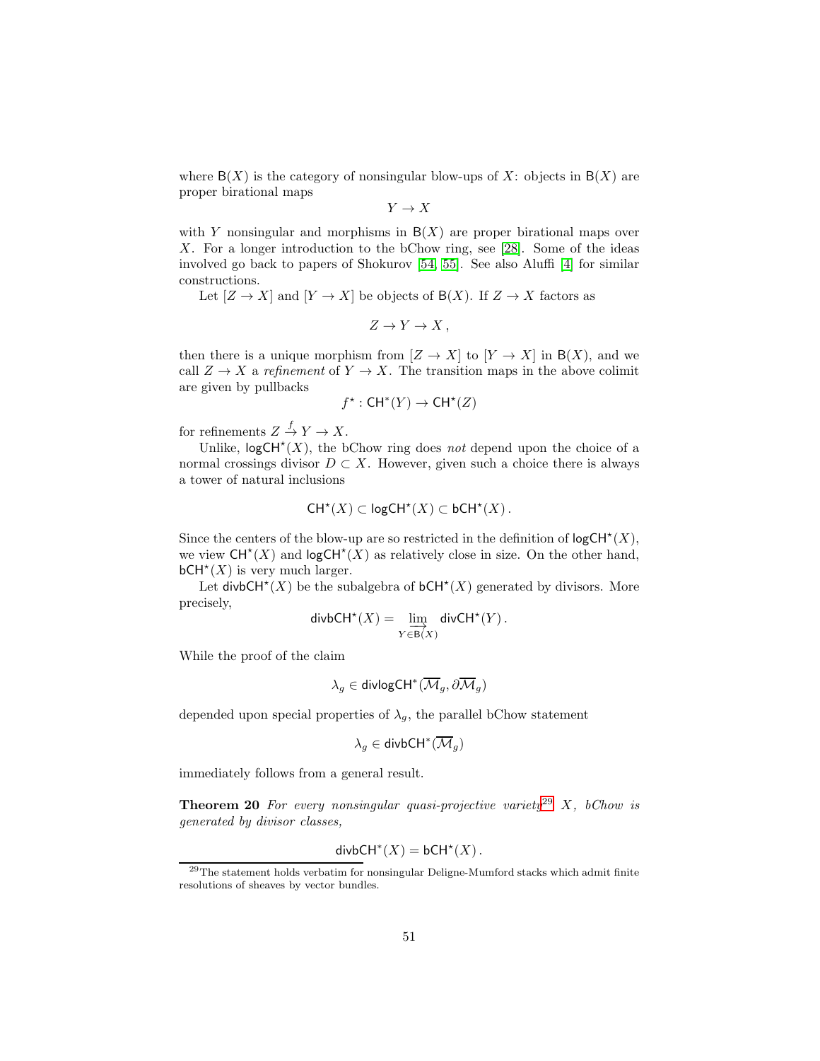where $\mathsf{B}(X)$ is the category of nonsingular blow-ups of $X$: objects in $\mathsf{B}(X)$ are proper birational maps

$$Y \to X$$

with $Y$ nonsingular and morphisms in $\mathsf{B}(X)$ are proper birational maps over $X$. For a longer introduction to the bChow ring, see [28]. Some of the ideas involved go back to papers of Shokurov [54, 55]. See also Aluffi [4] for similar constructions.

Let $[Z \to X]$ and $[Y \to X]$ be objects of $\mathsf{B}(X)$. If $Z \to X$ factors as

$$Z \to Y \to X\,,$$

then there is a unique morphism from $[Z \to X]$ to $[Y \to X]$ in $\mathsf{B}(X)$, and we call $Z \to X$ a *refinement* of $Y \to X$. The transition maps in the above colimit are given by pullbacks

$$f^\star : \mathsf{CH}^*(Y) \to \mathsf{CH}^\star(Z)$$

for refinements $Z \xrightarrow{f} Y \to X$.

Unlike, $\mathsf{logCH}^\star(X)$, the bChow ring does *not* depend upon the choice of a normal crossings divisor $D \subset X$. However, given such a choice there is always a tower of natural inclusions

$$\mathsf{CH}^\star(X) \subset \mathsf{logCH}^\star(X) \subset \mathsf{bCH}^\star(X)\,.$$

Since the centers of the blow-up are so restricted in the definition of $\mathsf{logCH}^\star(X)$, we view $\mathsf{CH}^\star(X)$ and $\mathsf{logCH}^\star(X)$ as relatively close in size. On the other hand, $\mathsf{bCH}^\star(X)$ is very much larger.

Let $\mathsf{divbCH}^\star(X)$ be the subalgebra of $\mathsf{bCH}^\star(X)$ generated by divisors. More precisely,

$$\mathsf{divbCH}^\star(X) = \varinjlim_{Y \in \mathsf{B}(X)} \mathsf{divCH}^\star(Y)\,.$$

While the proof of the claim

$$\lambda_g \in \mathsf{divlogCH}^*(\overline{\mathcal{M}}_g, \partial\overline{\mathcal{M}}_g)$$

depended upon special properties of $\lambda_g$, the parallel bChow statement

$$\lambda_g \in \mathsf{divbCH}^*(\overline{\mathcal{M}}_g)$$

immediately follows from a general result.

**Theorem 20** *For every nonsingular quasi-projective variety*[29] *$X$, bChow is generated by divisor classes,*

$$\mathsf{divbCH}^*(X) = \mathsf{bCH}^\star(X)\,.$$

[29] The statement holds verbatim for nonsingular Deligne-Mumford stacks which admit finite resolutions of sheaves by vector bundles.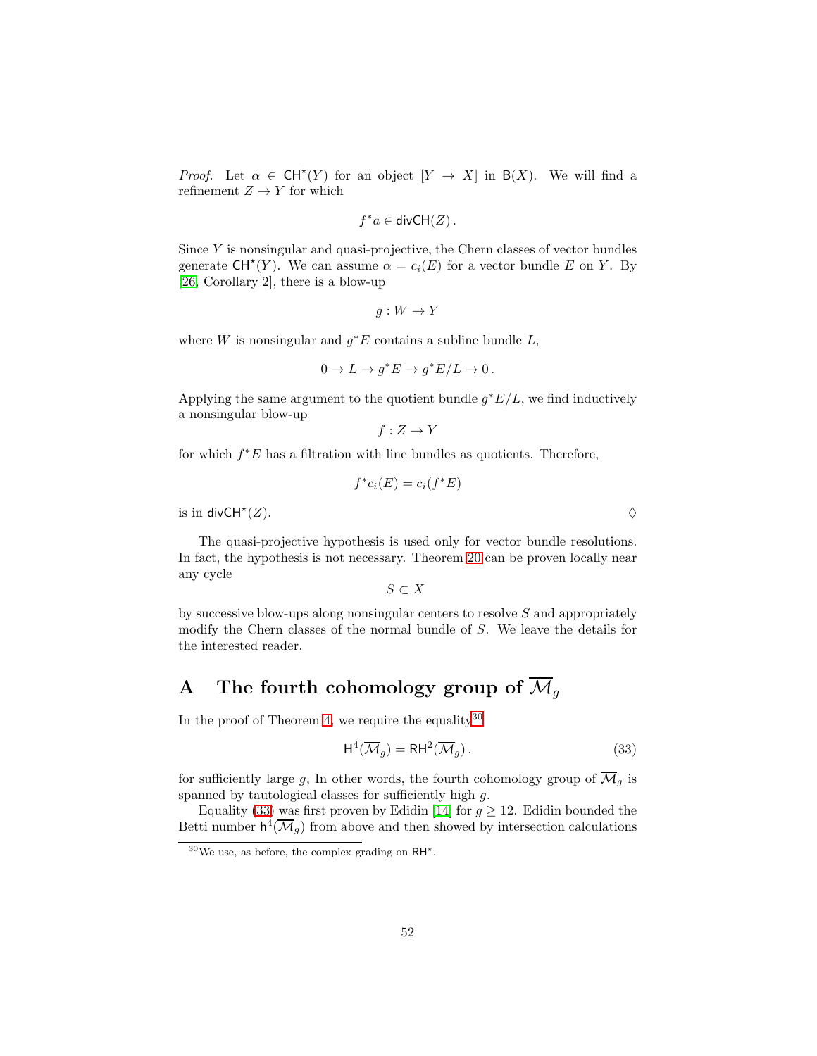*Proof.* Let $\alpha \in \mathsf{CH}^\star(Y)$ for an object $[Y \to X]$ in $\mathsf{B}(X)$. We will find a refinement $Z \to Y$ for which

$$f^*a \in \mathsf{divCH}(Z)\,.$$

Since $Y$ is nonsingular and quasi-projective, the Chern classes of vector bundles generate $\mathsf{CH}^\star(Y)$. We can assume $\alpha = c_i(E)$ for a vector bundle $E$ on $Y$. By [26, Corollary 2], there is a blow-up

$$g : W \to Y$$

where $W$ is nonsingular and $g^*E$ contains a subline bundle $L$,

$$0 \to L \to g^*E \to g^*E/L \to 0\,.$$

Applying the same argument to the quotient bundle $g^*E/L$, we find inductively a nonsingular blow-up

$$f : Z \to Y$$

for which $f^*E$ has a filtration with line bundles as quotients. Therefore,

$$f^*c_i(E) = c_i(f^*E)$$

is in $\mathsf{divCH}^\star(Z)$. $\Diamond$

The quasi-projective hypothesis is used only for vector bundle resolutions. In fact, the hypothesis is not necessary. Theorem 20 can be proven locally near any cycle

$$S \subset X$$

by successive blow-ups along nonsingular centers to resolve $S$ and appropriately modify the Chern classes of the normal bundle of $S$. We leave the details for the interested reader.

# A The fourth cohomology group of $\overline{\mathcal{M}}_g$

In the proof of Theorem 4, we require the equality[30]

$$\mathsf{H}^4(\overline{\mathcal{M}}_g) = \mathsf{RH}^2(\overline{\mathcal{M}}_g)\,. \tag{33}$$

for sufficiently large $g$, In other words, the fourth cohomology group of $\overline{\mathcal{M}}_g$ is spanned by tautological classes for sufficiently high $g$.

Equality (33) was first proven by Edidin [14] for $g \geq 12$. Edidin bounded the Betti number $\mathsf{h}^4(\overline{\mathcal{M}}_g)$ from above and then showed by intersection calculations

[30] We use, as before, the complex grading on $\mathsf{RH}^\star$.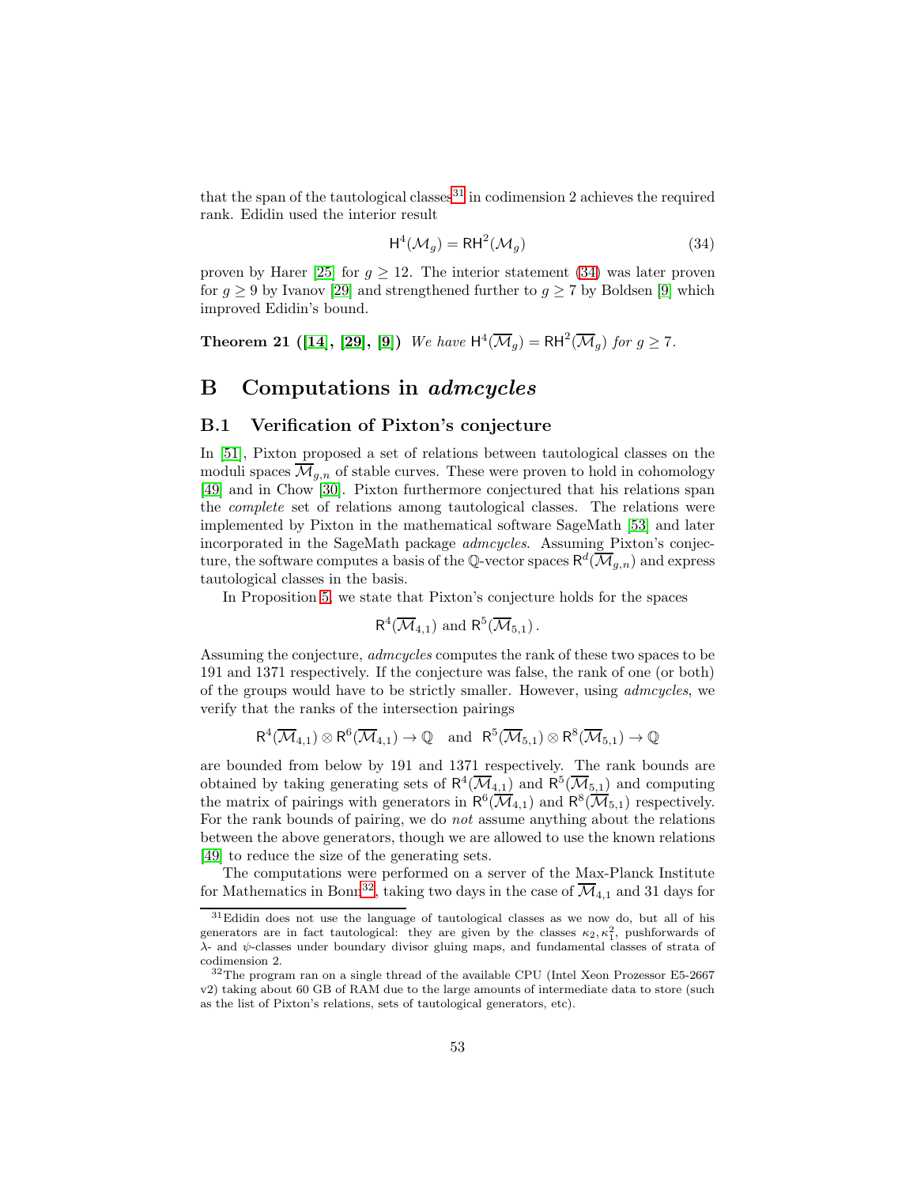that the span of the tautological classes[31] in codimension 2 achieves the required rank. Edidin used the interior result

$$\mathsf{H}^4(\mathcal{M}_g) = \mathsf{RH}^2(\mathcal{M}_g) \tag{34}$$

proven by Harer [25] for $g \geq 12$. The interior statement (34) was later proven for $g \geq 9$ by Ivanov [29] and strengthened further to $g \geq 7$ by Boldsen [9] which improved Edidin's bound.

**Theorem 21 ([14], [29], [9])** *We have* $\mathsf{H}^4(\overline{\mathcal{M}}_g) = \mathsf{RH}^2(\overline{\mathcal{M}}_g)$ *for* $g \geq 7$.

# B Computations in *admcycles*

## B.1 Verification of Pixton's conjecture

In [51], Pixton proposed a set of relations between tautological classes on the moduli spaces $\overline{\mathcal{M}}_{g,n}$ of stable curves. These were proven to hold in cohomology [49] and in Chow [30]. Pixton furthermore conjectured that his relations span the *complete* set of relations among tautological classes. The relations were implemented by Pixton in the mathematical software SageMath [53] and later incorporated in the SageMath package *admcycles*. Assuming Pixton's conjecture, the software computes a basis of the $\mathbb{Q}$-vector spaces $\mathsf{R}^d(\overline{\mathcal{M}}_{g,n})$ and express tautological classes in the basis.

In Proposition 5, we state that Pixton's conjecture holds for the spaces

$$\mathsf{R}^4(\overline{\mathcal{M}}_{4,1}) \text{ and } \mathsf{R}^5(\overline{\mathcal{M}}_{5,1})\,.$$

Assuming the conjecture, *admcycles* computes the rank of these two spaces to be 191 and 1371 respectively. If the conjecture was false, the rank of one (or both) of the groups would have to be strictly smaller. However, using *admcycles*, we verify that the ranks of the intersection pairings

$$\mathsf{R}^4(\overline{\mathcal{M}}_{4,1}) \otimes \mathsf{R}^6(\overline{\mathcal{M}}_{4,1}) \to \mathbb{Q} \quad \text{and} \quad \mathsf{R}^5(\overline{\mathcal{M}}_{5,1}) \otimes \mathsf{R}^8(\overline{\mathcal{M}}_{5,1}) \to \mathbb{Q}$$

are bounded from below by 191 and 1371 respectively. The rank bounds are obtained by taking generating sets of $\mathsf{R}^4(\overline{\mathcal{M}}_{4,1})$ and $\mathsf{R}^5(\overline{\mathcal{M}}_{5,1})$ and computing the matrix of pairings with generators in $\mathsf{R}^6(\overline{\mathcal{M}}_{4,1})$ and $\mathsf{R}^8(\overline{\mathcal{M}}_{5,1})$ respectively. For the rank bounds of pairing, we do *not* assume anything about the relations between the above generators, though we are allowed to use the known relations [49] to reduce the size of the generating sets.

The computations were performed on a server of the Max-Planck Institute for Mathematics in Bonn[32], taking two days in the case of $\overline{\mathcal{M}}_{4,1}$ and 31 days for

[31] Edidin does not use the language of tautological classes as we now do, but all of his generators are in fact tautological: they are given by the classes $\kappa_2, \kappa_1^2$, pushforwards of $\lambda$- and $\psi$-classes under boundary divisor gluing maps, and fundamental classes of strata of codimension 2.

[32] The program ran on a single thread of the available CPU (Intel Xeon Prozessor E5-2667 v2) taking about 60 GB of RAM due to the large amounts of intermediate data to store (such as the list of Pixton's relations, sets of tautological generators, etc).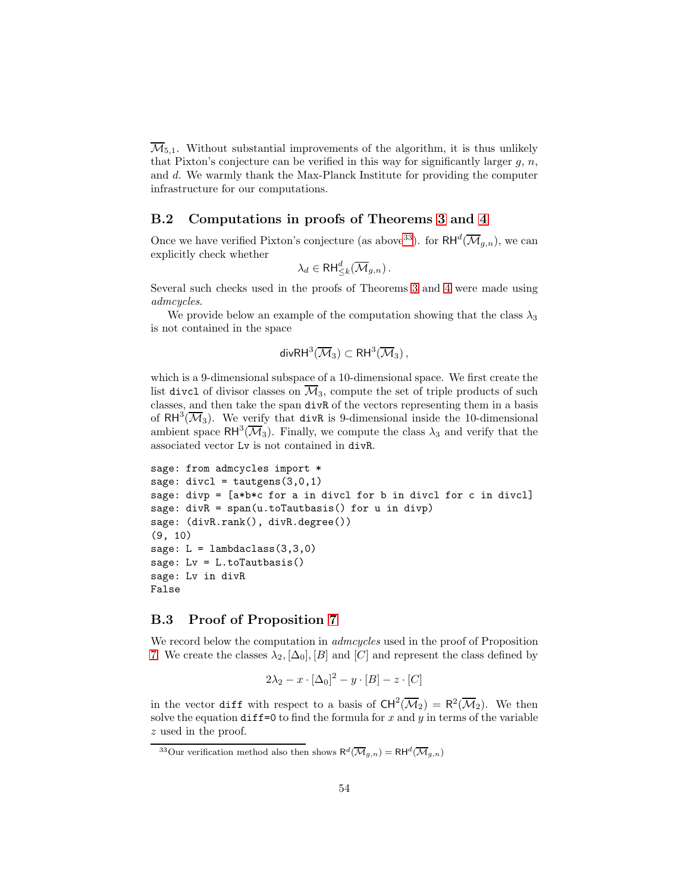$\overline{\mathcal{M}}_{5,1}$. Without substantial improvements of the algorithm, it is thus unlikely that Pixton's conjecture can be verified in this way for significantly larger $g$, $n$, and $d$. We warmly thank the Max-Planck Institute for providing the computer infrastructure for our computations.

## B.2 Computations in proofs of Theorems 3 and 4

Once we have verified Pixton's conjecture (as above[33]). for $\mathsf{RH}^d(\overline{\mathcal{M}}_{g,n})$, we can explicitly check whether

$$\lambda_d \in \mathsf{RH}^d_{\leq k}(\overline{\mathcal{M}}_{g,n})\,.$$

Several such checks used in the proofs of Theorems 3 and 4 were made using *admcycles*.

We provide below an example of the computation showing that the class $\lambda_3$ is not contained in the space

$$\mathsf{divRH}^3(\overline{\mathcal{M}}_3) \subset \mathsf{RH}^3(\overline{\mathcal{M}}_3)\,,$$

which is a 9-dimensional subspace of a 10-dimensional space. We first create the list `divcl` of divisor classes on $\overline{\mathcal{M}}_3$, compute the set of triple products of such classes, and then take the span `divR` of the vectors representing them in a basis of $\mathsf{RH}^3(\overline{\mathcal{M}}_3)$. We verify that `divR` is 9-dimensional inside the 10-dimensional ambient space $\mathsf{RH}^3(\overline{\mathcal{M}}_3)$. Finally, we compute the class $\lambda_3$ and verify that the associated vector `Lv` is not contained in `divR`.

```
sage: from admcycles import *
sage: divcl = tautgens(3,0,1)
sage: divp = [a*b*c for a in divcl for b in divcl for c in divcl]
sage: divR = span(u.toTautbasis() for u in divp)
sage: (divR.rank(), divR.degree())
(9, 10)
sage: L = lambdaclass(3,3,0)
sage: Lv = L.toTautbasis()
sage: Lv in divR
False
```

## B.3 Proof of Proposition 7

We record below the computation in *admcycles* used in the proof of Proposition 7. We create the classes $\lambda_2, [\Delta_0], [B]$ and $[C]$ and represent the class defined by

$$2\lambda_2 - x \cdot [\Delta_0]^2 - y \cdot [B] - z \cdot [C]$$

in the vector `diff` with respect to a basis of $\mathsf{CH}^2(\overline{\mathcal{M}}_2) = \mathsf{R}^2(\overline{\mathcal{M}}_2)$. We then solve the equation `diff=0` to find the formula for $x$ and $y$ in terms of the variable $z$ used in the proof.

[33] Our verification method also then shows $\mathsf{R}^d(\overline{\mathcal{M}}_{g,n}) = \mathsf{RH}^d(\overline{\mathcal{M}}_{g,n})$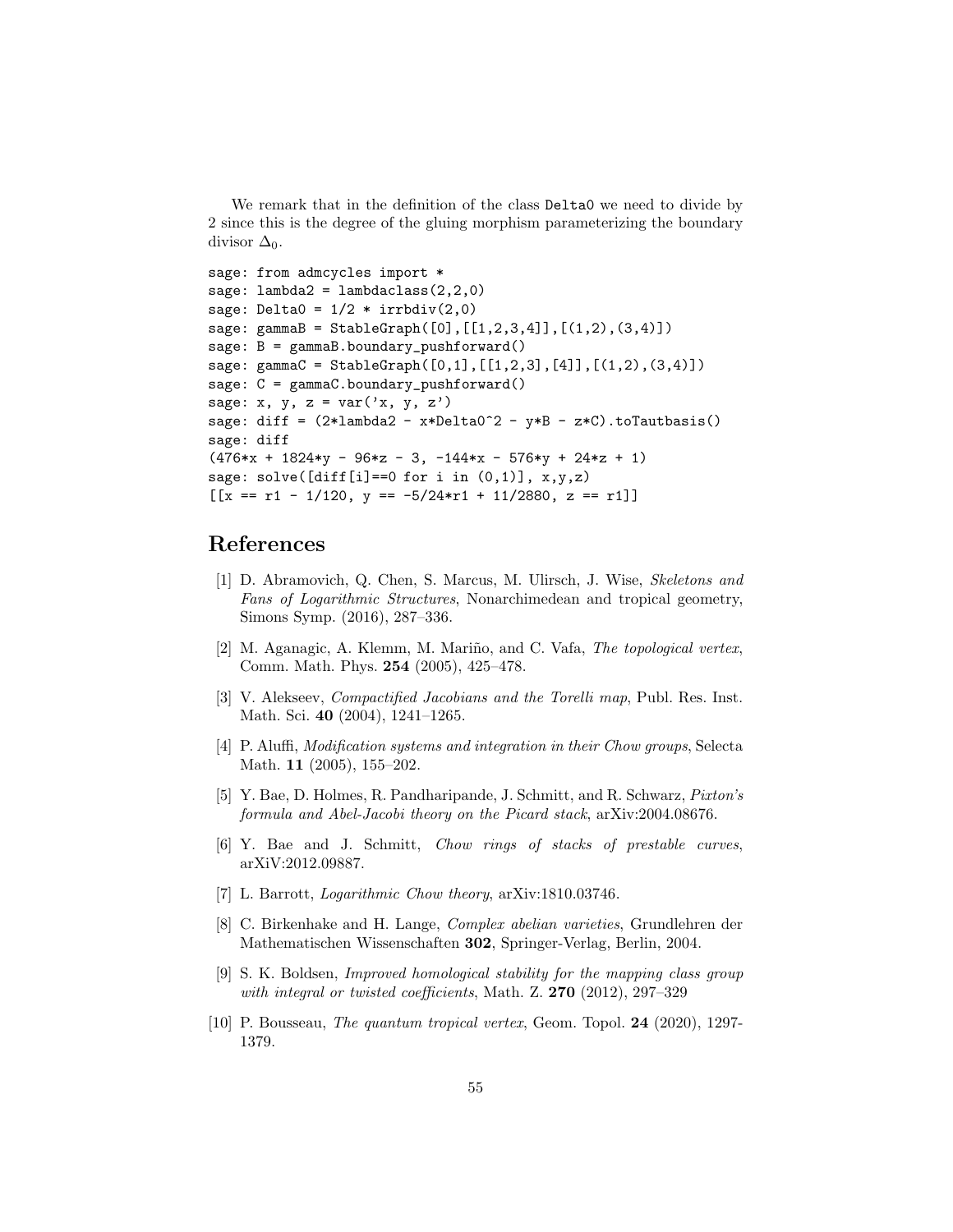We remark that in the definition of the class Delta0 we need to divide by 2 since this is the degree of the gluing morphism parameterizing the boundary divisor $\Delta_0$.

```
sage: from admcycles import *
sage: lambda2 = lambdaclass(2,2,0)
sage: Delta0 = 1/2 * irrbdiv(2,0)
sage: gammaB = StableGraph([0],[[1,2,3,4]],[(1,2),(3,4)])
sage: B = gammaB.boundary_pushforward()
sage: gammaC = StableGraph([0,1],[[1,2,3],[4]],[(1,2),(3,4)])
sage: C = gammaC.boundary_pushforward()
sage: x, y, z = var('x, y, z')
sage: diff = (2*lambda2 - x*Delta0^2 - y*B - z*C).toTautbasis()
sage: diff
(476*x + 1824*y - 96*z - 3, -144*x - 576*y + 24*z + 1)
sage: solve([diff[i]==0 for i in (0,1)], x,y,z)
[[x == r1 - 1/120, y == -5/24*r1 + 11/2880, z == r1]]
```

## References

[1] D. Abramovich, Q. Chen, S. Marcus, M. Ulirsch, J. Wise, *Skeletons and Fans of Logarithmic Structures*, Nonarchimedean and tropical geometry, Simons Symp. (2016), 287–336.

[2] M. Aganagic, A. Klemm, M. Mariño, and C. Vafa, *The topological vertex*, Comm. Math. Phys. **254** (2005), 425–478.

[3] V. Alekseev, *Compactified Jacobians and the Torelli map*, Publ. Res. Inst. Math. Sci. **40** (2004), 1241–1265.

[4] P. Aluffi, *Modification systems and integration in their Chow groups*, Selecta Math. **11** (2005), 155–202.

[5] Y. Bae, D. Holmes, R. Pandharipande, J. Schmitt, and R. Schwarz, *Pixton's formula and Abel-Jacobi theory on the Picard stack*, arXiv:2004.08676.

[6] Y. Bae and J. Schmitt, *Chow rings of stacks of prestable curves*, arXiV:2012.09887.

[7] L. Barrott, *Logarithmic Chow theory*, arXiv:1810.03746.

[8] C. Birkenhake and H. Lange, *Complex abelian varieties*, Grundlehren der Mathematischen Wissenschaften **302**, Springer-Verlag, Berlin, 2004.

[9] S. K. Boldsen, *Improved homological stability for the mapping class group with integral or twisted coefficients*, Math. Z. **270** (2012), 297–329

[10] P. Bousseau, *The quantum tropical vertex*, Geom. Topol. **24** (2020), 1297-1379.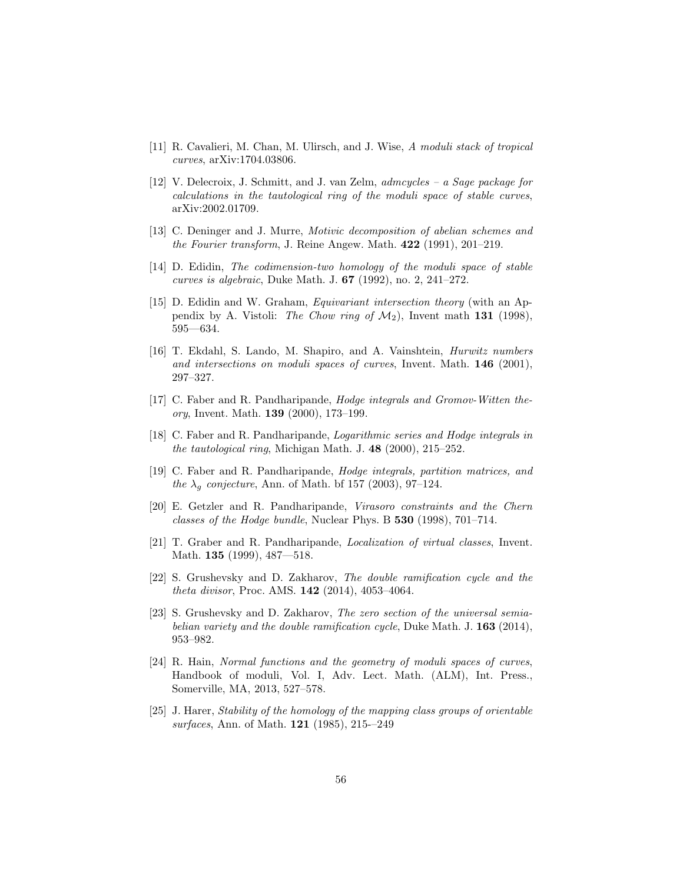[11] R. Cavalieri, M. Chan, M. Ulirsch, and J. Wise, *A moduli stack of tropical curves*, arXiv:1704.03806.

[12] V. Delecroix, J. Schmitt, and J. van Zelm, *admcycles – a Sage package for calculations in the tautological ring of the moduli space of stable curves*, arXiv:2002.01709.

[13] C. Deninger and J. Murre, *Motivic decomposition of abelian schemes and the Fourier transform*, J. Reine Angew. Math. **422** (1991), 201–219.

[14] D. Edidin, *The codimension-two homology of the moduli space of stable curves is algebraic*, Duke Math. J. **67** (1992), no. 2, 241–272.

[15] D. Edidin and W. Graham, *Equivariant intersection theory* (with an Appendix by A. Vistoli: *The Chow ring of $\mathcal{M}_2$*), Invent math **131** (1998), 595—634.

[16] T. Ekdahl, S. Lando, M. Shapiro, and A. Vainshtein, *Hurwitz numbers and intersections on moduli spaces of curves*, Invent. Math. **146** (2001), 297–327.

[17] C. Faber and R. Pandharipande, *Hodge integrals and Gromov-Witten theory*, Invent. Math. **139** (2000), 173–199.

[18] C. Faber and R. Pandharipande, *Logarithmic series and Hodge integrals in the tautological ring*, Michigan Math. J. **48** (2000), 215–252.

[19] C. Faber and R. Pandharipande, *Hodge integrals, partition matrices, and the $\lambda_g$ conjecture*, Ann. of Math. bf 157 (2003), 97–124.

[20] E. Getzler and R. Pandharipande, *Virasoro constraints and the Chern classes of the Hodge bundle*, Nuclear Phys. B **530** (1998), 701–714.

[21] T. Graber and R. Pandharipande, *Localization of virtual classes*, Invent. Math. **135** (1999), 487—518.

[22] S. Grushevsky and D. Zakharov, *The double ramification cycle and the theta divisor*, Proc. AMS. **142** (2014), 4053–4064.

[23] S. Grushevsky and D. Zakharov, *The zero section of the universal semiabelian variety and the double ramification cycle*, Duke Math. J. **163** (2014), 953–982.

[24] R. Hain, *Normal functions and the geometry of moduli spaces of curves*, Handbook of moduli, Vol. I, Adv. Lect. Math. (ALM), Int. Press., Somerville, MA, 2013, 527–578.

[25] J. Harer, *Stability of the homology of the mapping class groups of orientable surfaces*, Ann. of Math. **121** (1985), 215-–249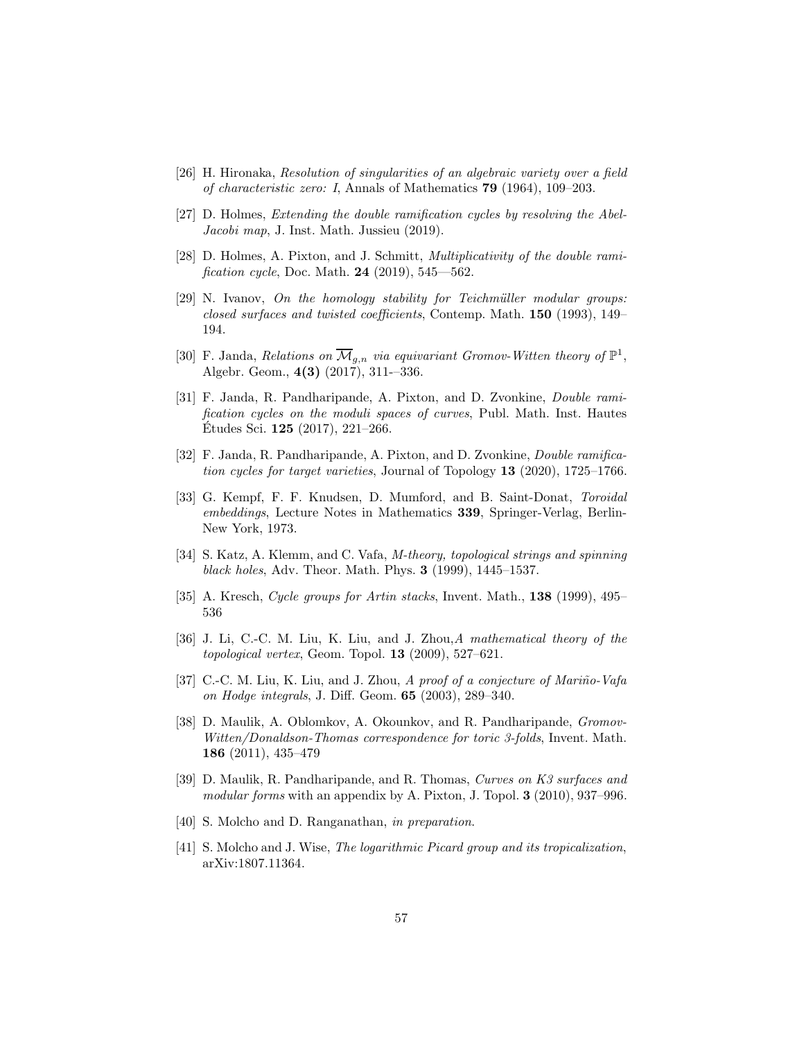[26] H. Hironaka, *Resolution of singularities of an algebraic variety over a field of characteristic zero: I*, Annals of Mathematics **79** (1964), 109–203.

[27] D. Holmes, *Extending the double ramification cycles by resolving the Abel-Jacobi map*, J. Inst. Math. Jussieu (2019).

[28] D. Holmes, A. Pixton, and J. Schmitt, *Multiplicativity of the double ramification cycle*, Doc. Math. **24** (2019), 545—562.

[29] N. Ivanov, *On the homology stability for Teichmüller modular groups: closed surfaces and twisted coefficients*, Contemp. Math. **150** (1993), 149–194.

[30] F. Janda, *Relations on $\overline{\mathcal{M}}_{g,n}$ via equivariant Gromov-Witten theory of $\mathbb{P}^1$*, Algebr. Geom., **4(3)** (2017), 311-–336.

[31] F. Janda, R. Pandharipande, A. Pixton, and D. Zvonkine, *Double ramification cycles on the moduli spaces of curves*, Publ. Math. Inst. Hautes Études Sci. **125** (2017), 221–266.

[32] F. Janda, R. Pandharipande, A. Pixton, and D. Zvonkine, *Double ramification cycles for target varieties*, Journal of Topology **13** (2020), 1725–1766.

[33] G. Kempf, F. F. Knudsen, D. Mumford, and B. Saint-Donat, *Toroidal embeddings*, Lecture Notes in Mathematics **339**, Springer-Verlag, Berlin-New York, 1973.

[34] S. Katz, A. Klemm, and C. Vafa, *M-theory, topological strings and spinning black holes*, Adv. Theor. Math. Phys. **3** (1999), 1445–1537.

[35] A. Kresch, *Cycle groups for Artin stacks*, Invent. Math., **138** (1999), 495–536

[36] J. Li, C.-C. M. Liu, K. Liu, and J. Zhou,*A mathematical theory of the topological vertex*, Geom. Topol. **13** (2009), 527–621.

[37] C.-C. M. Liu, K. Liu, and J. Zhou, *A proof of a conjecture of Mariño-Vafa on Hodge integrals*, J. Diff. Geom. **65** (2003), 289–340.

[38] D. Maulik, A. Oblomkov, A. Okounkov, and R. Pandharipande, *Gromov-Witten/Donaldson-Thomas correspondence for toric 3-folds*, Invent. Math. **186** (2011), 435–479

[39] D. Maulik, R. Pandharipande, and R. Thomas, *Curves on K3 surfaces and modular forms* with an appendix by A. Pixton, J. Topol. **3** (2010), 937–996.

[40] S. Molcho and D. Ranganathan, *in preparation*.

[41] S. Molcho and J. Wise, *The logarithmic Picard group and its tropicalization*, arXiv:1807.11364.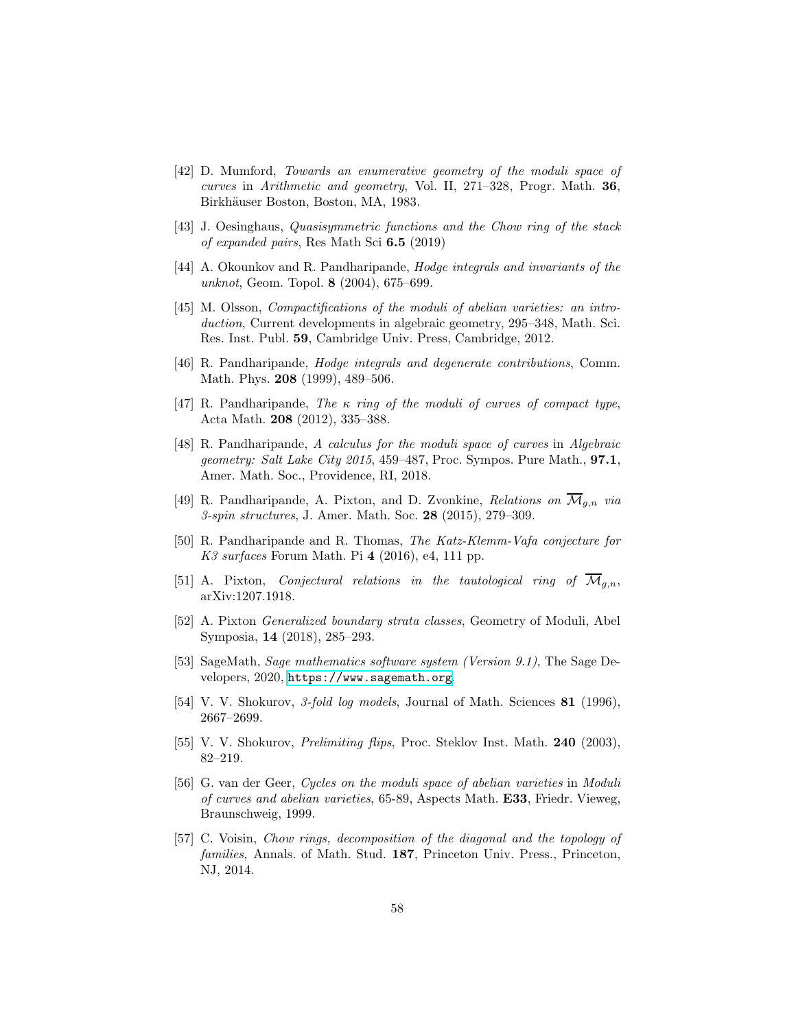[42] D. Mumford, *Towards an enumerative geometry of the moduli space of curves* in *Arithmetic and geometry*, Vol. II, 271–328, Progr. Math. **36**, Birkhäuser Boston, Boston, MA, 1983.

[43] J. Oesinghaus, *Quasisymmetric functions and the Chow ring of the stack of expanded pairs*, Res Math Sci **6.5** (2019)

[44] A. Okounkov and R. Pandharipande, *Hodge integrals and invariants of the unknot*, Geom. Topol. **8** (2004), 675–699.

[45] M. Olsson, *Compactifications of the moduli of abelian varieties: an introduction*, Current developments in algebraic geometry, 295–348, Math. Sci. Res. Inst. Publ. **59**, Cambridge Univ. Press, Cambridge, 2012.

[46] R. Pandharipande, *Hodge integrals and degenerate contributions*, Comm. Math. Phys. **208** (1999), 489–506.

[47] R. Pandharipande, *The $\kappa$ ring of the moduli of curves of compact type*, Acta Math. **208** (2012), 335–388.

[48] R. Pandharipande, *A calculus for the moduli space of curves* in *Algebraic geometry: Salt Lake City 2015*, 459–487, Proc. Sympos. Pure Math., **97.1**, Amer. Math. Soc., Providence, RI, 2018.

[49] R. Pandharipande, A. Pixton, and D. Zvonkine, *Relations on $\overline{\mathcal{M}}_{g,n}$ via 3-spin structures*, J. Amer. Math. Soc. **28** (2015), 279–309.

[50] R. Pandharipande and R. Thomas, *The Katz-Klemm-Vafa conjecture for K3 surfaces* Forum Math. Pi **4** (2016), e4, 111 pp.

[51] A. Pixton, *Conjectural relations in the tautological ring of $\overline{\mathcal{M}}_{g,n}$*, arXiv:1207.1918.

[52] A. Pixton *Generalized boundary strata classes*, Geometry of Moduli, Abel Symposia, **14** (2018), 285–293.

[53] SageMath, *Sage mathematics software system (Version 9.1)*, The Sage Developers, 2020, https://www.sagemath.org.

[54] V. V. Shokurov, *3-fold log models*, Journal of Math. Sciences **81** (1996), 2667–2699.

[55] V. V. Shokurov, *Prelimiting flips*, Proc. Steklov Inst. Math. **240** (2003), 82–219.

[56] G. van der Geer, *Cycles on the moduli space of abelian varieties* in *Moduli of curves and abelian varieties*, 65-89, Aspects Math. **E33**, Friedr. Vieweg, Braunschweig, 1999.

[57] C. Voisin, *Chow rings, decomposition of the diagonal and the topology of families*, Annals. of Math. Stud. **187**, Princeton Univ. Press., Princeton, NJ, 2014.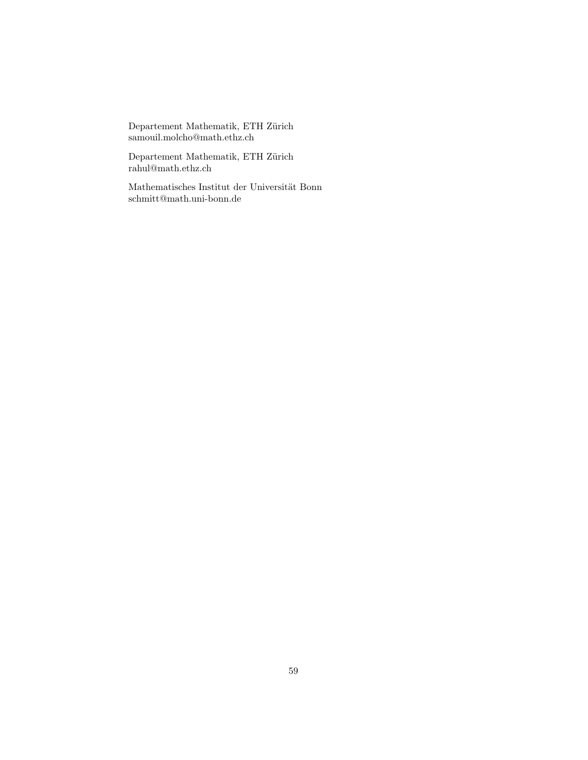Departement Mathematik, ETH Zürich
samouil.molcho@math.ethz.ch

Departement Mathematik, ETH Zürich
rahul@math.ethz.ch

Mathematisches Institut der Universität Bonn
schmitt@math.uni-bonn.de